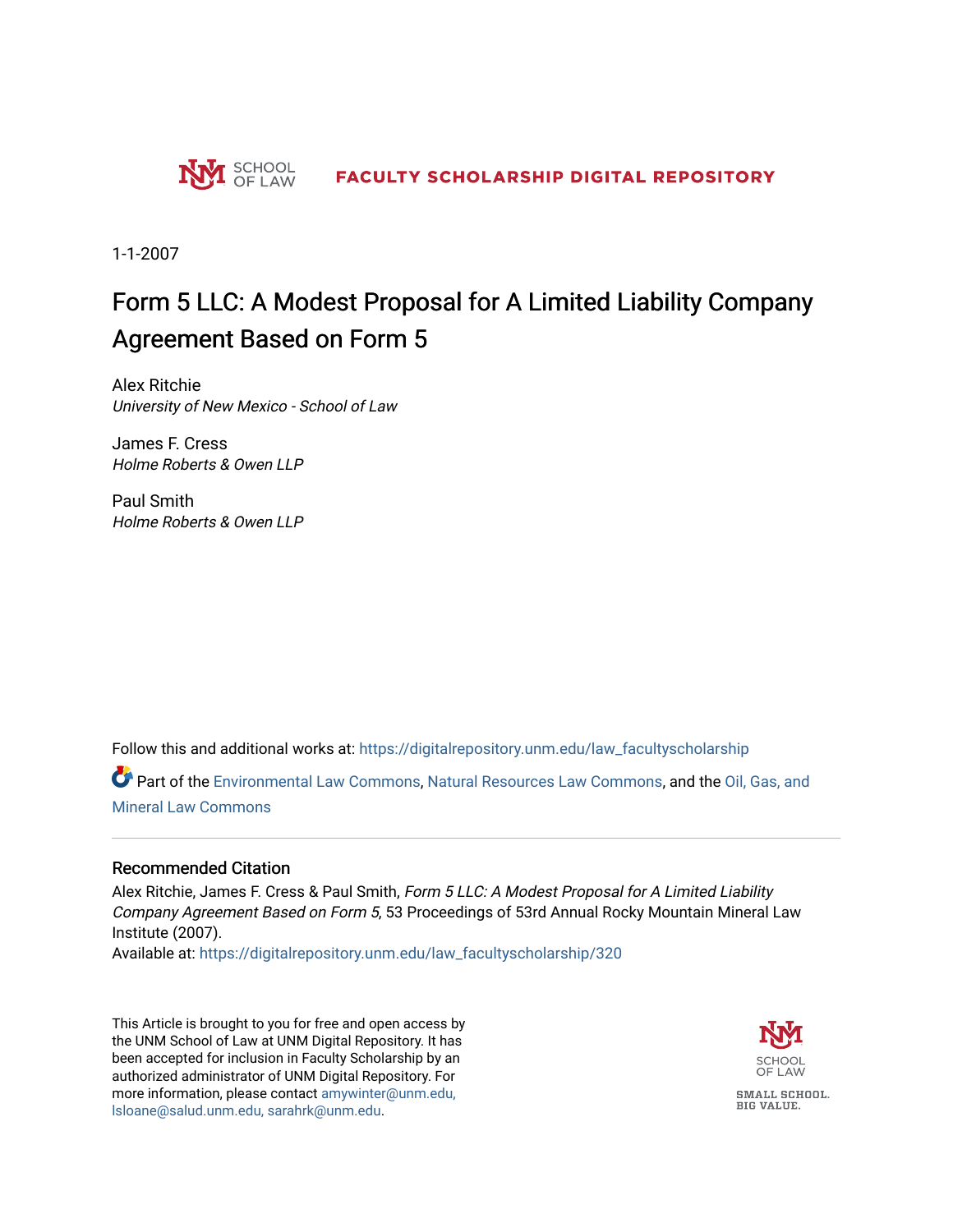UNM SCHOOL OF LAW — FACULTY SCHOLARSHIP DIGITAL REPOSITORY

1-1-2007

# Form 5 LLC: A Modest Proposal for A Limited Liability Company Agreement Based on Form 5

Alex Ritchie
*University of New Mexico - School of Law*

James F. Cress
*Holme Roberts & Owen LLP*

Paul Smith
*Holme Roberts & Owen LLP*

Follow this and additional works at: https://digitalrepository.unm.edu/law_facultyscholarship

Part of the Environmental Law Commons, Natural Resources Law Commons, and the Oil, Gas, and Mineral Law Commons

## Recommended Citation

Alex Ritchie, James F. Cress & Paul Smith, *Form 5 LLC: A Modest Proposal for A Limited Liability Company Agreement Based on Form 5*, 53 Proceedings of 53rd Annual Rocky Mountain Mineral Law Institute (2007).

Available at: https://digitalrepository.unm.edu/law_facultyscholarship/320

This Article is brought to you for free and open access by the UNM School of Law at UNM Digital Repository. It has been accepted for inclusion in Faculty Scholarship by an authorized administrator of UNM Digital Repository. For more information, please contact amywinter@unm.edu, lsloane@salud.unm.edu, sarahrk@unm.edu.

SCHOOL OF LAW

SMALL SCHOOL. BIG VALUE.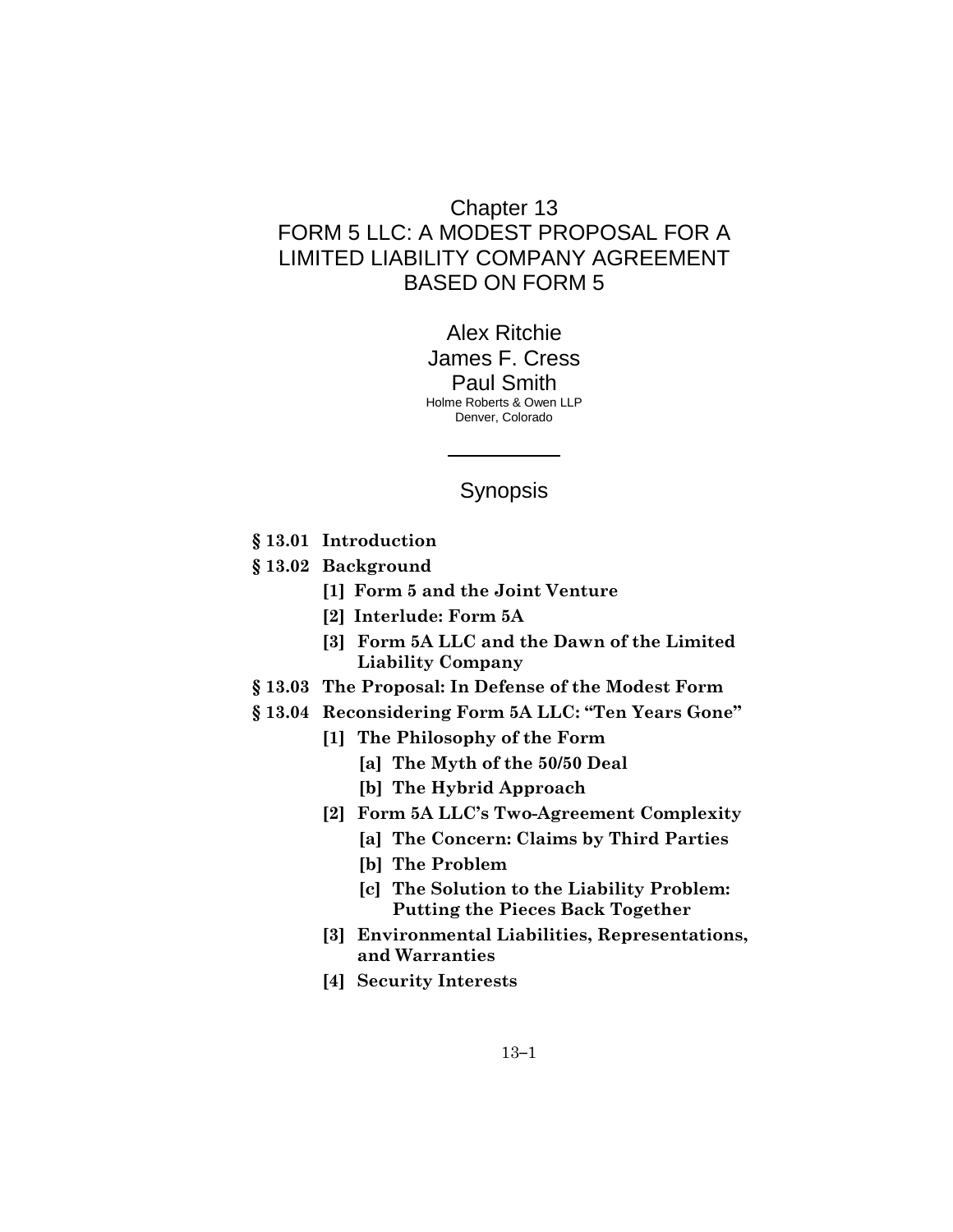# Chapter 13
# FORM 5 LLC: A MODEST PROPOSAL FOR A LIMITED LIABILITY COMPANY AGREEMENT BASED ON FORM 5

Alex Ritchie
James F. Cress
Paul Smith
Holme Roberts & Owen LLP
Denver, Colorado

---

## Synopsis

**§ 13.01 Introduction**

**§ 13.02 Background**

- **[1] Form 5 and the Joint Venture**
- **[2] Interlude: Form 5A**
- **[3] Form 5A LLC and the Dawn of the Limited Liability Company**

**§ 13.03 The Proposal: In Defense of the Modest Form**

**§ 13.04 Reconsidering Form 5A LLC: "Ten Years Gone"**

- **[1] The Philosophy of the Form**
  - **[a] The Myth of the 50/50 Deal**
  - **[b] The Hybrid Approach**
- **[2] Form 5A LLC's Two-Agreement Complexity**
  - **[a] The Concern: Claims by Third Parties**
  - **[b] The Problem**
  - **[c] The Solution to the Liability Problem: Putting the Pieces Back Together**
- **[3] Environmental Liabilities, Representations, and Warranties**
- **[4] Security Interests**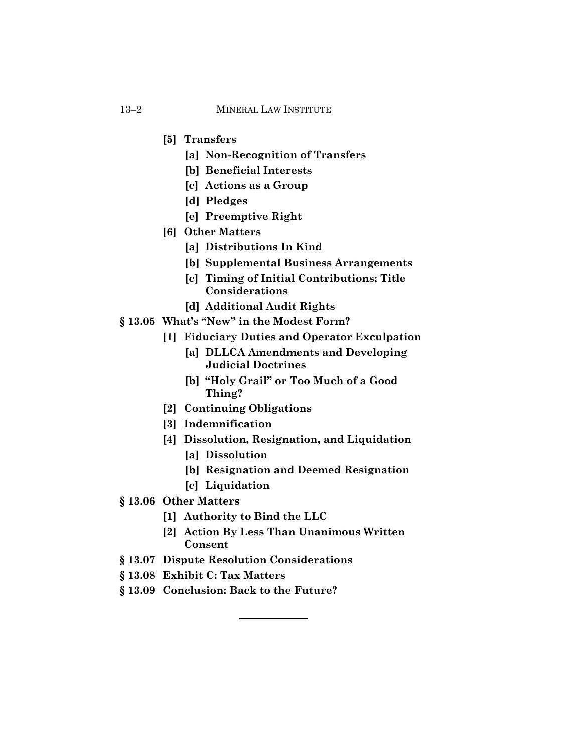- **[5] Transfers**
  - **[a] Non-Recognition of Transfers**
  - **[b] Beneficial Interests**
  - **[c] Actions as a Group**
  - **[d] Pledges**
  - **[e] Preemptive Right**
- **[6] Other Matters**
  - **[a] Distributions In Kind**
  - **[b] Supplemental Business Arrangements**
  - **[c] Timing of Initial Contributions; Title Considerations**
  - **[d] Additional Audit Rights**

**§ 13.05 What's "New" in the Modest Form?**

- **[1] Fiduciary Duties and Operator Exculpation**
  - **[a] DLLCA Amendments and Developing Judicial Doctrines**
  - **[b] "Holy Grail" or Too Much of a Good Thing?**
- **[2] Continuing Obligations**
- **[3] Indemnification**
- **[4] Dissolution, Resignation, and Liquidation**
  - **[a] Dissolution**
  - **[b] Resignation and Deemed Resignation**
  - **[c] Liquidation**

**§ 13.06 Other Matters**

- **[1] Authority to Bind the LLC**
- **[2] Action By Less Than Unanimous Written Consent**

**§ 13.07 Dispute Resolution Considerations**

**§ 13.08 Exhibit C: Tax Matters**

**§ 13.09 Conclusion: Back to the Future?**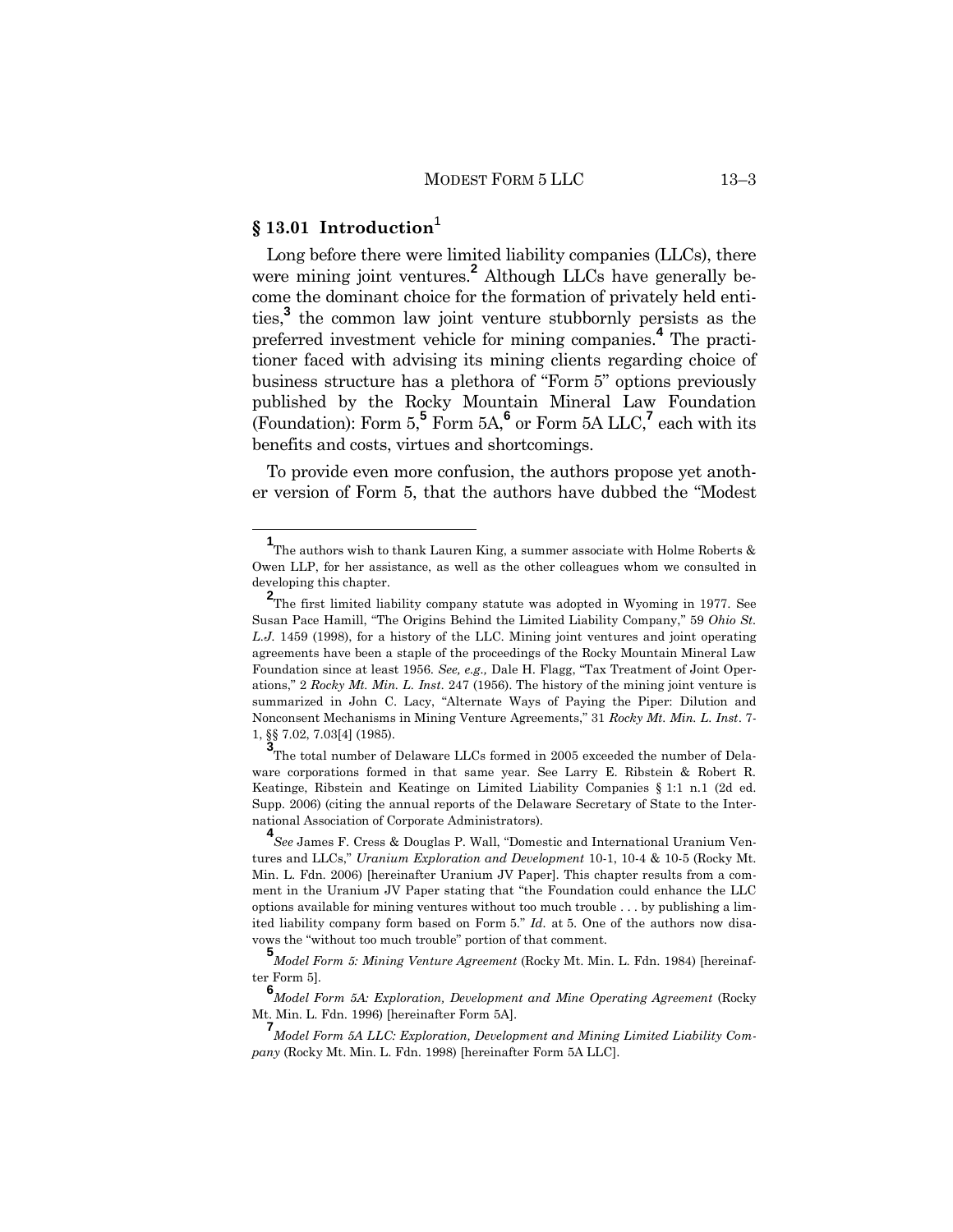## § 13.01 Introduction[1]

Long before there were limited liability companies (LLCs), there were mining joint ventures.[2] Although LLCs have generally become the dominant choice for the formation of privately held entities,[3] the common law joint venture stubbornly persists as the preferred investment vehicle for mining companies.[4] The practitioner faced with advising its mining clients regarding choice of business structure has a plethora of "Form 5" options previously published by the Rocky Mountain Mineral Law Foundation (Foundation): Form 5,[5] Form 5A,[6] or Form 5A LLC,[7] each with its benefits and costs, virtues and shortcomings.

To provide even more confusion, the authors propose yet another version of Form 5, that the authors have dubbed the "Modest

---

[1] The authors wish to thank Lauren King, a summer associate with Holme Roberts & Owen LLP, for her assistance, as well as the other colleagues whom we consulted in developing this chapter.

[2] The first limited liability company statute was adopted in Wyoming in 1977. See Susan Pace Hamill, "The Origins Behind the Limited Liability Company," 59 *Ohio St. L.J.* 1459 (1998), for a history of the LLC. Mining joint ventures and joint operating agreements have been a staple of the proceedings of the Rocky Mountain Mineral Law Foundation since at least 1956. *See, e.g.,* Dale H. Flagg, "Tax Treatment of Joint Operations," 2 *Rocky Mt. Min. L. Inst.* 247 (1956). The history of the mining joint venture is summarized in John C. Lacy, "Alternate Ways of Paying the Piper: Dilution and Nonconsent Mechanisms in Mining Venture Agreements," 31 *Rocky Mt. Min. L. Inst*. 7-1, §§ 7.02, 7.03[4] (1985).

[3] The total number of Delaware LLCs formed in 2005 exceeded the number of Delaware corporations formed in that same year. See Larry E. Ribstein & Robert R. Keatinge, Ribstein and Keatinge on Limited Liability Companies § 1:1 n.1 (2d ed. Supp. 2006) (citing the annual reports of the Delaware Secretary of State to the International Association of Corporate Administrators).

[4] *See* James F. Cress & Douglas P. Wall, "Domestic and International Uranium Ventures and LLCs," *Uranium Exploration and Development* 10-1, 10-4 & 10-5 (Rocky Mt. Min. L. Fdn. 2006) [hereinafter Uranium JV Paper]. This chapter results from a comment in the Uranium JV Paper stating that "the Foundation could enhance the LLC options available for mining ventures without too much trouble . . . by publishing a limited liability company form based on Form 5." *Id.* at 5. One of the authors now disavows the "without too much trouble" portion of that comment.

[5] *Model Form 5: Mining Venture Agreement* (Rocky Mt. Min. L. Fdn. 1984) [hereinafter Form 5].

[6] *Model Form 5A: Exploration, Development and Mine Operating Agreement* (Rocky Mt. Min. L. Fdn. 1996) [hereinafter Form 5A].

[7] *Model Form 5A LLC: Exploration, Development and Mining Limited Liability Company* (Rocky Mt. Min. L. Fdn. 1998) [hereinafter Form 5A LLC].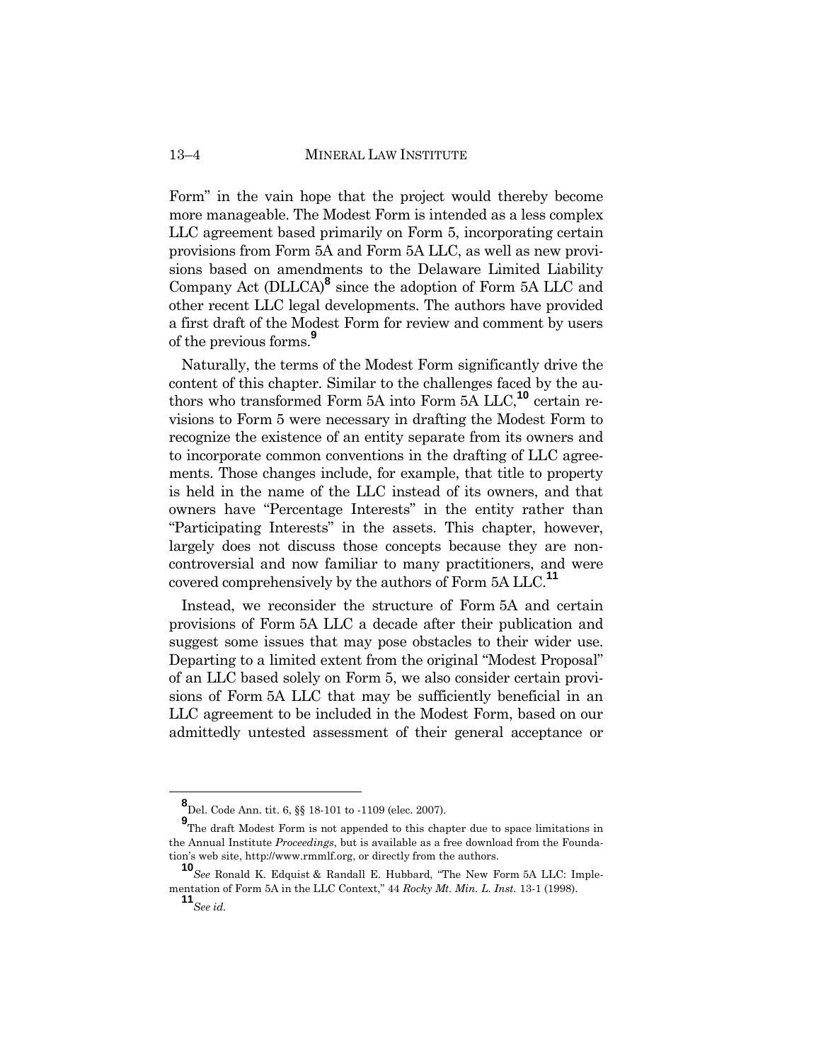Form" in the vain hope that the project would thereby become more manageable. The Modest Form is intended as a less complex LLC agreement based primarily on Form 5, incorporating certain provisions from Form 5A and Form 5A LLC, as well as new provisions based on amendments to the Delaware Limited Liability Company Act (DLLCA)[8] since the adoption of Form 5A LLC and other recent LLC legal developments. The authors have provided a first draft of the Modest Form for review and comment by users of the previous forms.[9]

Naturally, the terms of the Modest Form significantly drive the content of this chapter. Similar to the challenges faced by the authors who transformed Form 5A into Form 5A LLC,[10] certain revisions to Form 5 were necessary in drafting the Modest Form to recognize the existence of an entity separate from its owners and to incorporate common conventions in the drafting of LLC agreements. Those changes include, for example, that title to property is held in the name of the LLC instead of its owners, and that owners have "Percentage Interests" in the entity rather than "Participating Interests" in the assets. This chapter, however, largely does not discuss those concepts because they are non-controversial and now familiar to many practitioners, and were covered comprehensively by the authors of Form 5A LLC.[11]

Instead, we reconsider the structure of Form 5A and certain provisions of Form 5A LLC a decade after their publication and suggest some issues that may pose obstacles to their wider use. Departing to a limited extent from the original "Modest Proposal" of an LLC based solely on Form 5, we also consider certain provisions of Form 5A LLC that may be sufficiently beneficial in an LLC agreement to be included in the Modest Form, based on our admittedly untested assessment of their general acceptance or

---

[8] Del. Code Ann. tit. 6, §§ 18-101 to -1109 (elec. 2007).

[9] The draft Modest Form is not appended to this chapter due to space limitations in the Annual Institute *Proceedings*, but is available as a free download from the Foundation's web site, http://www.rmmlf.org, or directly from the authors.

[10] *See* Ronald K. Edquist & Randall E. Hubbard, "The New Form 5A LLC: Implementation of Form 5A in the LLC Context," 44 *Rocky Mt. Min. L. Inst.* 13-1 (1998).

[11] *See id.*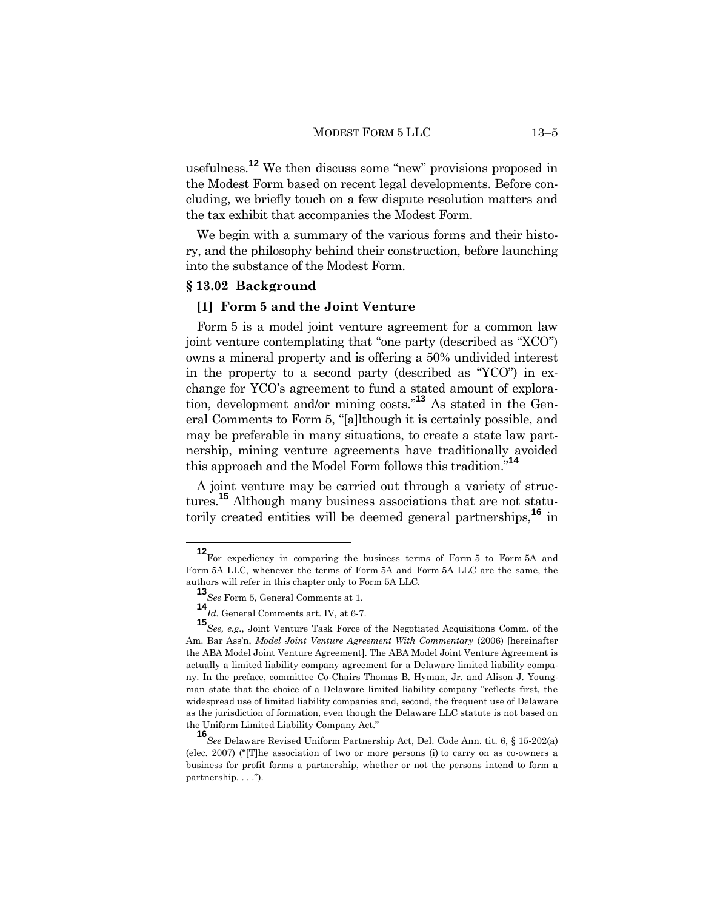usefulness.[12] We then discuss some "new" provisions proposed in the Modest Form based on recent legal developments. Before concluding, we briefly touch on a few dispute resolution matters and the tax exhibit that accompanies the Modest Form.

We begin with a summary of the various forms and their history, and the philosophy behind their construction, before launching into the substance of the Modest Form.

## § 13.02 Background

### [1] Form 5 and the Joint Venture

Form 5 is a model joint venture agreement for a common law joint venture contemplating that "one party (described as "XCO") owns a mineral property and is offering a 50% undivided interest in the property to a second party (described as "YCO") in exchange for YCO's agreement to fund a stated amount of exploration, development and/or mining costs."[13] As stated in the General Comments to Form 5, "[a]lthough it is certainly possible, and may be preferable in many situations, to create a state law partnership, mining venture agreements have traditionally avoided this approach and the Model Form follows this tradition."[14]

A joint venture may be carried out through a variety of structures.[15] Although many business associations that are not statutorily created entities will be deemed general partnerships,[16] in

---

[12] For expediency in comparing the business terms of Form 5 to Form 5A and Form 5A LLC, whenever the terms of Form 5A and Form 5A LLC are the same, the authors will refer in this chapter only to Form 5A LLC.

[13] *See* Form 5, General Comments at 1.

[14] *Id.* General Comments art. IV, at 6-7.

[15] *See, e.g.*, Joint Venture Task Force of the Negotiated Acquisitions Comm. of the Am. Bar Ass'n, *Model Joint Venture Agreement With Commentary* (2006) [hereinafter the ABA Model Joint Venture Agreement]. The ABA Model Joint Venture Agreement is actually a limited liability company agreement for a Delaware limited liability company. In the preface, committee Co-Chairs Thomas B. Hyman, Jr. and Alison J. Youngman state that the choice of a Delaware limited liability company "reflects first, the widespread use of limited liability companies and, second, the frequent use of Delaware as the jurisdiction of formation, even though the Delaware LLC statute is not based on the Uniform Limited Liability Company Act."

[16] *See* Delaware Revised Uniform Partnership Act, Del. Code Ann. tit. 6, § 15-202(a) (elec. 2007) ("[T]he association of two or more persons (i) to carry on as co-owners a business for profit forms a partnership, whether or not the persons intend to form a partnership. . . .").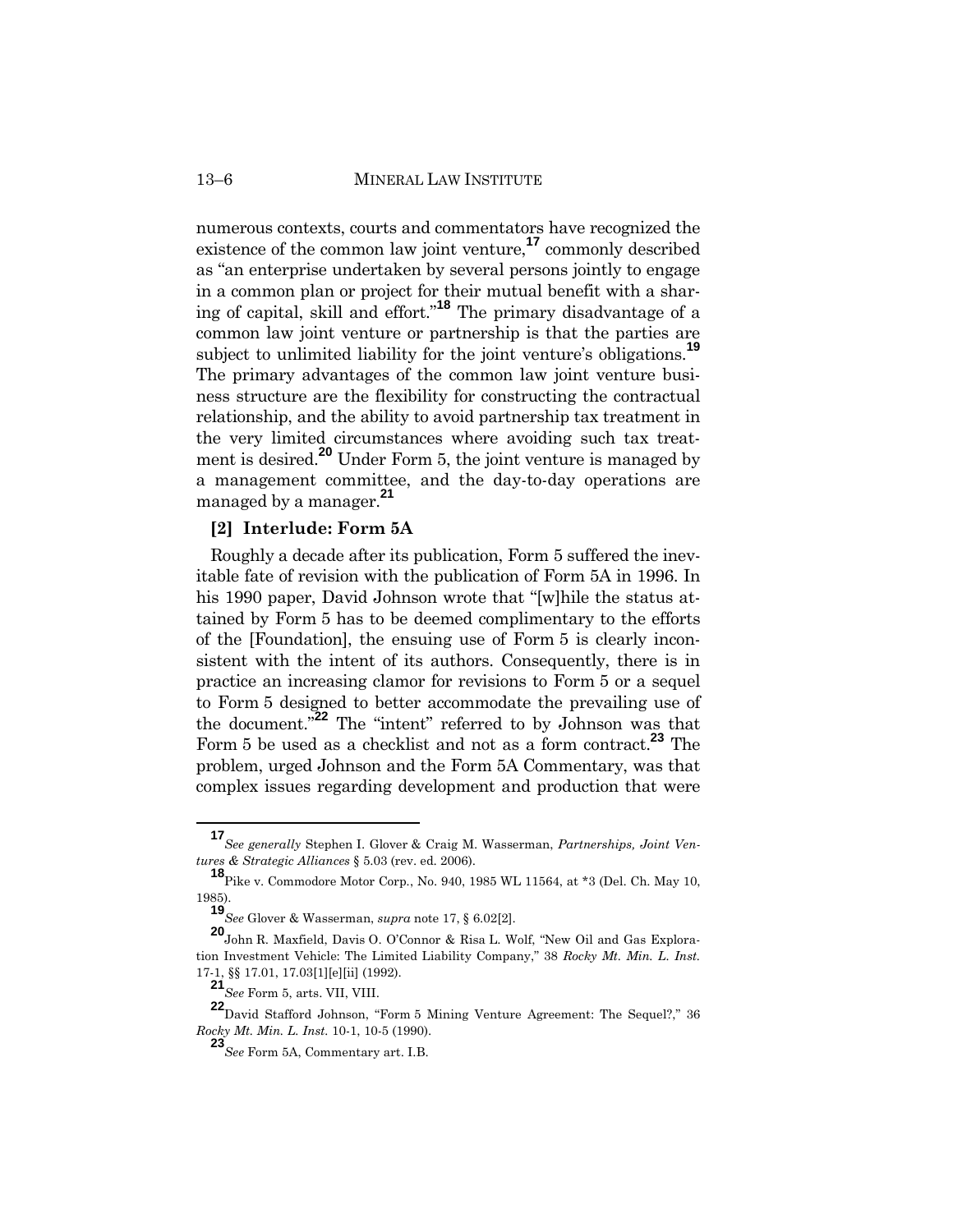numerous contexts, courts and commentators have recognized the existence of the common law joint venture,[17] commonly described as "an enterprise undertaken by several persons jointly to engage in a common plan or project for their mutual benefit with a sharing of capital, skill and effort."[18] The primary disadvantage of a common law joint venture or partnership is that the parties are subject to unlimited liability for the joint venture's obligations.[19] The primary advantages of the common law joint venture business structure are the flexibility for constructing the contractual relationship, and the ability to avoid partnership tax treatment in the very limited circumstances where avoiding such tax treatment is desired.[20] Under Form 5, the joint venture is managed by a management committee, and the day-to-day operations are managed by a manager.[21]

### [2] Interlude: Form 5A

Roughly a decade after its publication, Form 5 suffered the inevitable fate of revision with the publication of Form 5A in 1996. In his 1990 paper, David Johnson wrote that "[w]hile the status attained by Form 5 has to be deemed complimentary to the efforts of the [Foundation], the ensuing use of Form 5 is clearly inconsistent with the intent of its authors. Consequently, there is in practice an increasing clamor for revisions to Form 5 or a sequel to Form 5 designed to better accommodate the prevailing use of the document."[22] The "intent" referred to by Johnson was that Form 5 be used as a checklist and not as a form contract.[23] The problem, urged Johnson and the Form 5A Commentary, was that complex issues regarding development and production that were

---

17 *See generally* Stephen I. Glover & Craig M. Wasserman, *Partnerships, Joint Ventures & Strategic Alliances* § 5.03 (rev. ed. 2006).

18 Pike v. Commodore Motor Corp., No. 940, 1985 WL 11564, at *3 (Del. Ch. May 10, 1985).

19 *See* Glover & Wasserman, *supra* note 17, § 6.02[2].

20 John R. Maxfield, Davis O. O'Connor & Risa L. Wolf, "New Oil and Gas Exploration Investment Vehicle: The Limited Liability Company," 38 *Rocky Mt. Min. L. Inst.* 17-1, §§ 17.01, 17.03[1][e][ii] (1992).

21 *See* Form 5, arts. VII, VIII.

22 David Stafford Johnson, "Form 5 Mining Venture Agreement: The Sequel?," 36 *Rocky Mt. Min. L. Inst.* 10-1, 10-5 (1990).

23 *See* Form 5A, Commentary art. I.B.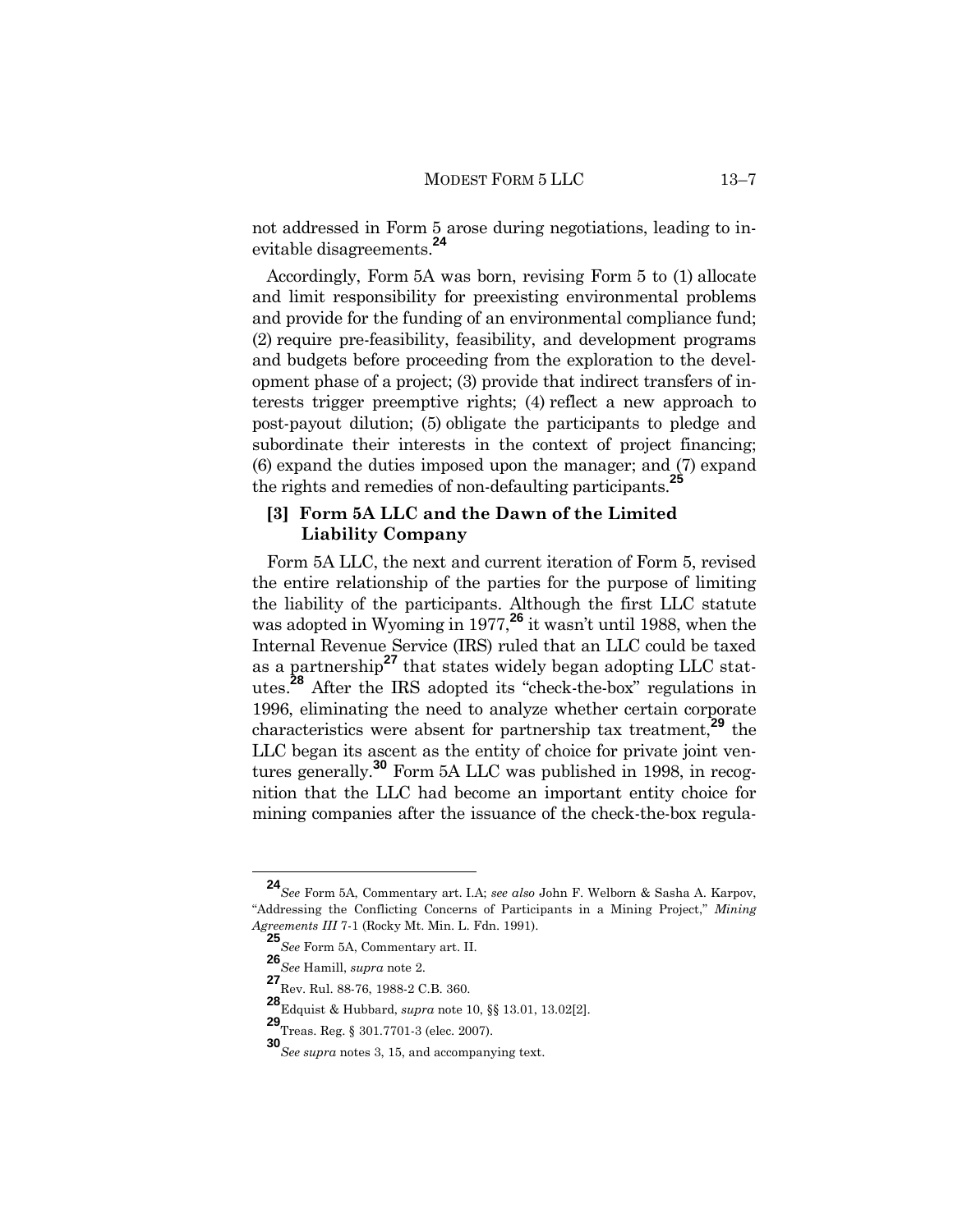not addressed in Form 5 arose during negotiations, leading to inevitable disagreements.[24]

Accordingly, Form 5A was born, revising Form 5 to (1) allocate and limit responsibility for preexisting environmental problems and provide for the funding of an environmental compliance fund; (2) require pre-feasibility, feasibility, and development programs and budgets before proceeding from the exploration to the development phase of a project; (3) provide that indirect transfers of interests trigger preemptive rights; (4) reflect a new approach to post-payout dilution; (5) obligate the participants to pledge and subordinate their interests in the context of project financing; (6) expand the duties imposed upon the manager; and (7) expand the rights and remedies of non-defaulting participants.[25]

### [3] Form 5A LLC and the Dawn of the Limited Liability Company

Form 5A LLC, the next and current iteration of Form 5, revised the entire relationship of the parties for the purpose of limiting the liability of the participants. Although the first LLC statute was adopted in Wyoming in 1977,[26] it wasn't until 1988, when the Internal Revenue Service (IRS) ruled that an LLC could be taxed as a partnership[27] that states widely began adopting LLC statutes.[28] After the IRS adopted its "check-the-box" regulations in 1996, eliminating the need to analyze whether certain corporate characteristics were absent for partnership tax treatment,[29] the LLC began its ascent as the entity of choice for private joint ventures generally.[30] Form 5A LLC was published in 1998, in recognition that the LLC had become an important entity choice for mining companies after the issuance of the check-the-box regula-

---

[24] *See* Form 5A, Commentary art. I.A; *see also* John F. Welborn & Sasha A. Karpov, "Addressing the Conflicting Concerns of Participants in a Mining Project," *Mining Agreements III* 7-1 (Rocky Mt. Min. L. Fdn. 1991).

[25] *See* Form 5A, Commentary art. II.

[26] *See* Hamill, *supra* note 2.

[27] Rev. Rul. 88-76, 1988-2 C.B. 360.

[28] Edquist & Hubbard, *supra* note 10, §§ 13.01, 13.02[2].

[29] Treas. Reg. § 301.7701-3 (elec. 2007).

[30] *See supra* notes 3, 15, and accompanying text.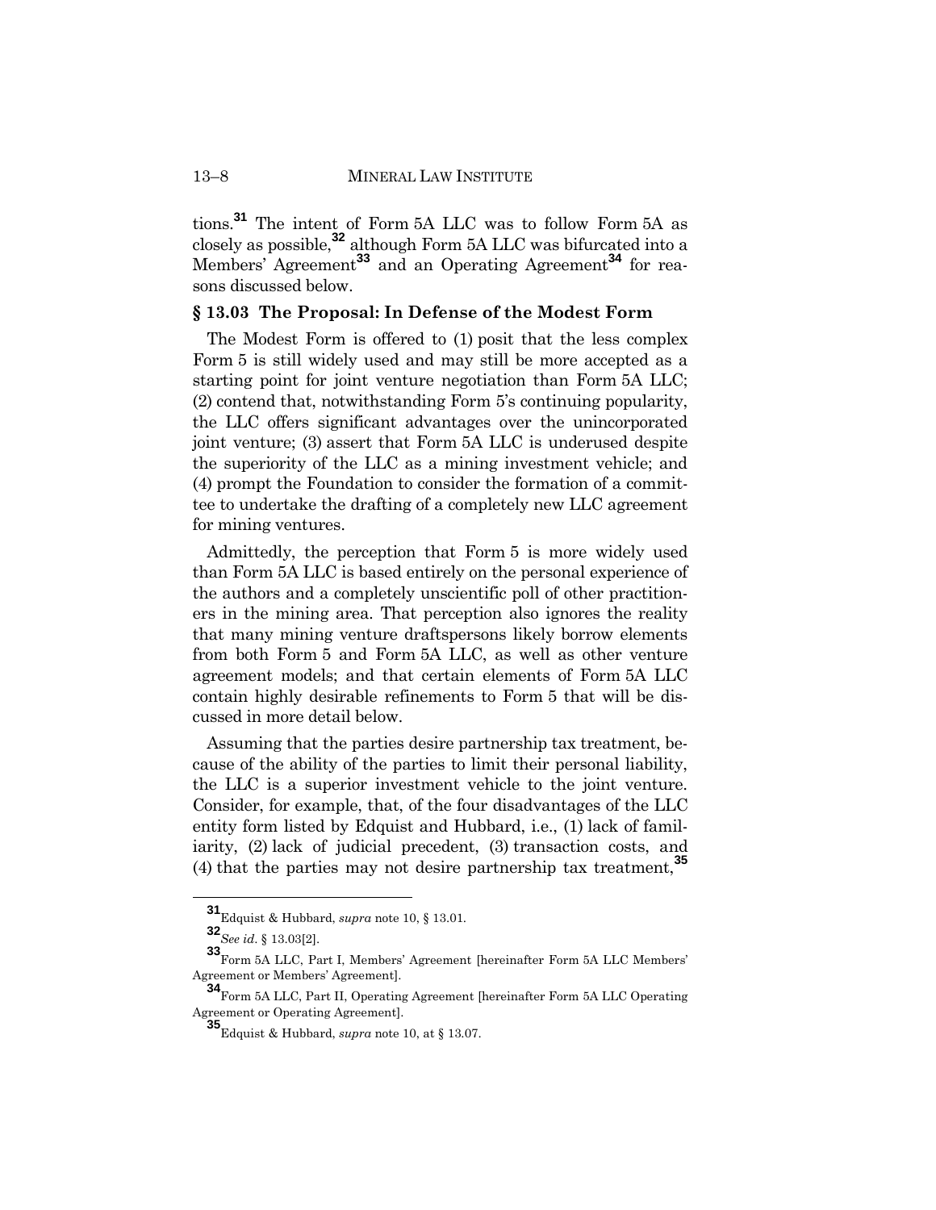tions.[31] The intent of Form 5A LLC was to follow Form 5A as closely as possible,[32] although Form 5A LLC was bifurcated into a Members' Agreement[33] and an Operating Agreement[34] for reasons discussed below.

## § 13.03 The Proposal: In Defense of the Modest Form

The Modest Form is offered to (1) posit that the less complex Form 5 is still widely used and may still be more accepted as a starting point for joint venture negotiation than Form 5A LLC; (2) contend that, notwithstanding Form 5's continuing popularity, the LLC offers significant advantages over the unincorporated joint venture; (3) assert that Form 5A LLC is underused despite the superiority of the LLC as a mining investment vehicle; and (4) prompt the Foundation to consider the formation of a committee to undertake the drafting of a completely new LLC agreement for mining ventures.

Admittedly, the perception that Form 5 is more widely used than Form 5A LLC is based entirely on the personal experience of the authors and a completely unscientific poll of other practitioners in the mining area. That perception also ignores the reality that many mining venture draftspersons likely borrow elements from both Form 5 and Form 5A LLC, as well as other venture agreement models; and that certain elements of Form 5A LLC contain highly desirable refinements to Form 5 that will be discussed in more detail below.

Assuming that the parties desire partnership tax treatment, because of the ability of the parties to limit their personal liability, the LLC is a superior investment vehicle to the joint venture. Consider, for example, that, of the four disadvantages of the LLC entity form listed by Edquist and Hubbard, i.e., (1) lack of familiarity, (2) lack of judicial precedent, (3) transaction costs, and (4) that the parties may not desire partnership tax treatment,[35]

---

[31] Edquist & Hubbard, *supra* note 10, § 13.01.

[32] *See id*. § 13.03[2].

[33] Form 5A LLC, Part I, Members' Agreement [hereinafter Form 5A LLC Members' Agreement or Members' Agreement].

[34] Form 5A LLC, Part II, Operating Agreement [hereinafter Form 5A LLC Operating Agreement or Operating Agreement].

[35] Edquist & Hubbard, *supra* note 10, at § 13.07.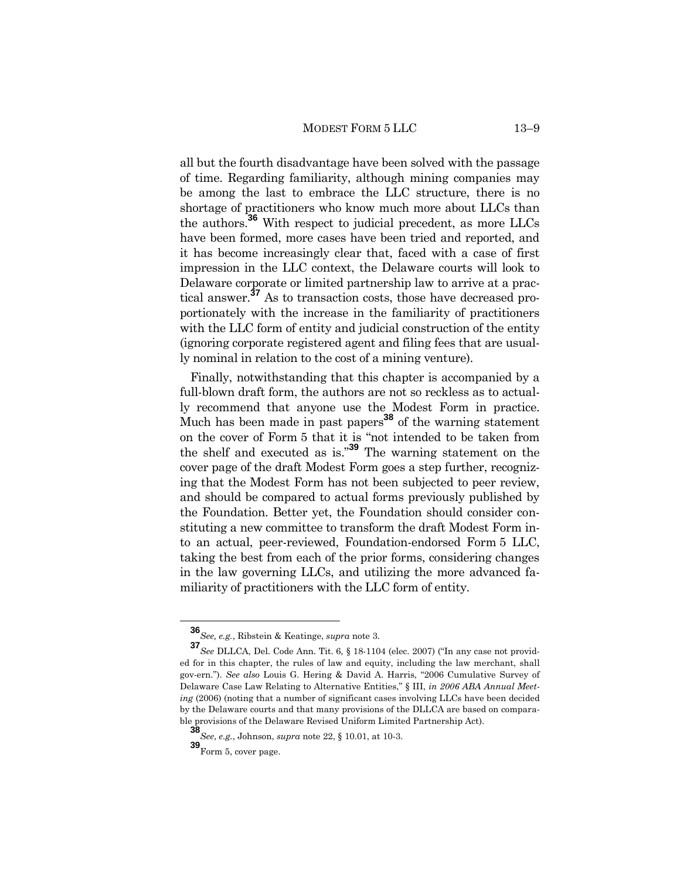all but the fourth disadvantage have been solved with the passage of time. Regarding familiarity, although mining companies may be among the last to embrace the LLC structure, there is no shortage of practitioners who know much more about LLCs than the authors.[36] With respect to judicial precedent, as more LLCs have been formed, more cases have been tried and reported, and it has become increasingly clear that, faced with a case of first impression in the LLC context, the Delaware courts will look to Delaware corporate or limited partnership law to arrive at a practical answer.[37] As to transaction costs, those have decreased proportionately with the increase in the familiarity of practitioners with the LLC form of entity and judicial construction of the entity (ignoring corporate registered agent and filing fees that are usually nominal in relation to the cost of a mining venture).

Finally, notwithstanding that this chapter is accompanied by a full-blown draft form, the authors are not so reckless as to actually recommend that anyone use the Modest Form in practice. Much has been made in past papers[38] of the warning statement on the cover of Form 5 that it is "not intended to be taken from the shelf and executed as is."[39] The warning statement on the cover page of the draft Modest Form goes a step further, recognizing that the Modest Form has not been subjected to peer review, and should be compared to actual forms previously published by the Foundation. Better yet, the Foundation should consider constituting a new committee to transform the draft Modest Form into an actual, peer-reviewed, Foundation-endorsed Form 5 LLC, taking the best from each of the prior forms, considering changes in the law governing LLCs, and utilizing the more advanced familiarity of practitioners with the LLC form of entity.

---

[36] *See, e.g.*, Ribstein & Keatinge, *supra* note 3.

[37] *See* DLLCA, Del. Code Ann. Tit. 6, § 18-1104 (elec. 2007) ("In any case not provided for in this chapter, the rules of law and equity, including the law merchant, shall gov-ern."). *See also* Louis G. Hering & David A. Harris, "2006 Cumulative Survey of Delaware Case Law Relating to Alternative Entities," § III, *in 2006 ABA Annual Meeting* (2006) (noting that a number of significant cases involving LLCs have been decided by the Delaware courts and that many provisions of the DLLCA are based on comparable provisions of the Delaware Revised Uniform Limited Partnership Act).

[38] *See*, *e.g.*, Johnson, *supra* note 22, § 10.01, at 10-3.

[39] Form 5, cover page.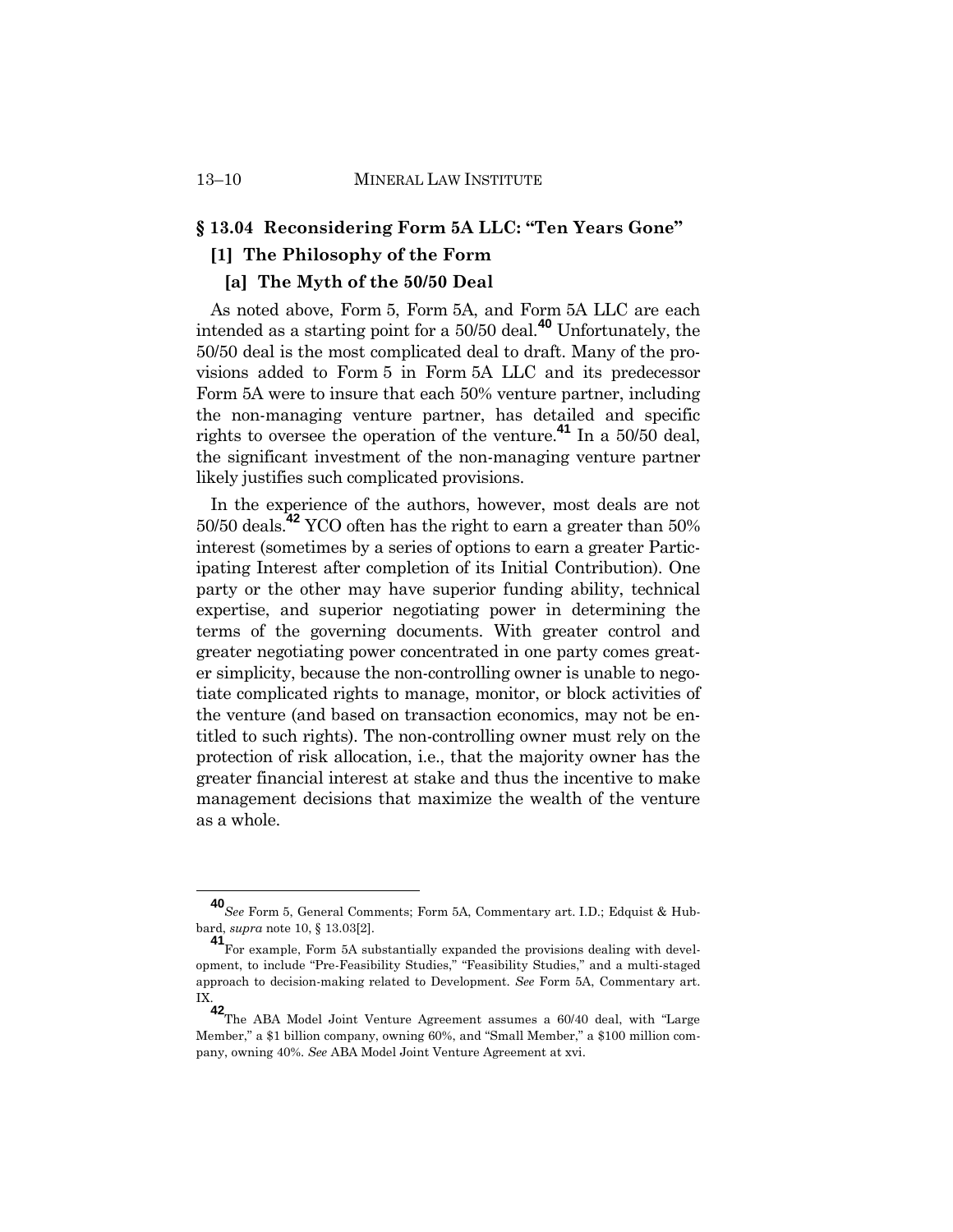## § 13.04 Reconsidering Form 5A LLC: "Ten Years Gone"

### [1] The Philosophy of the Form

#### [a] The Myth of the 50/50 Deal

As noted above, Form 5, Form 5A, and Form 5A LLC are each intended as a starting point for a 50/50 deal.[40] Unfortunately, the 50/50 deal is the most complicated deal to draft. Many of the provisions added to Form 5 in Form 5A LLC and its predecessor Form 5A were to insure that each 50% venture partner, including the non-managing venture partner, has detailed and specific rights to oversee the operation of the venture.[41] In a 50/50 deal, the significant investment of the non-managing venture partner likely justifies such complicated provisions.

In the experience of the authors, however, most deals are not 50/50 deals.[42] YCO often has the right to earn a greater than 50% interest (sometimes by a series of options to earn a greater Participating Interest after completion of its Initial Contribution). One party or the other may have superior funding ability, technical expertise, and superior negotiating power in determining the terms of the governing documents. With greater control and greater negotiating power concentrated in one party comes greater simplicity, because the non-controlling owner is unable to negotiate complicated rights to manage, monitor, or block activities of the venture (and based on transaction economics, may not be entitled to such rights). The non-controlling owner must rely on the protection of risk allocation, i.e., that the majority owner has the greater financial interest at stake and thus the incentive to make management decisions that maximize the wealth of the venture as a whole.

---

[40] *See* Form 5, General Comments; Form 5A, Commentary art. I.D.; Edquist & Hubbard, *supra* note 10, § 13.03[2].

[41] For example, Form 5A substantially expanded the provisions dealing with development, to include "Pre-Feasibility Studies," "Feasibility Studies," and a multi-staged approach to decision-making related to Development. *See* Form 5A, Commentary art. IX.

[42] The ABA Model Joint Venture Agreement assumes a 60/40 deal, with "Large Member," a $1 billion company, owning 60%, and "Small Member," a $100 million company, owning 40%. *See* ABA Model Joint Venture Agreement at xvi.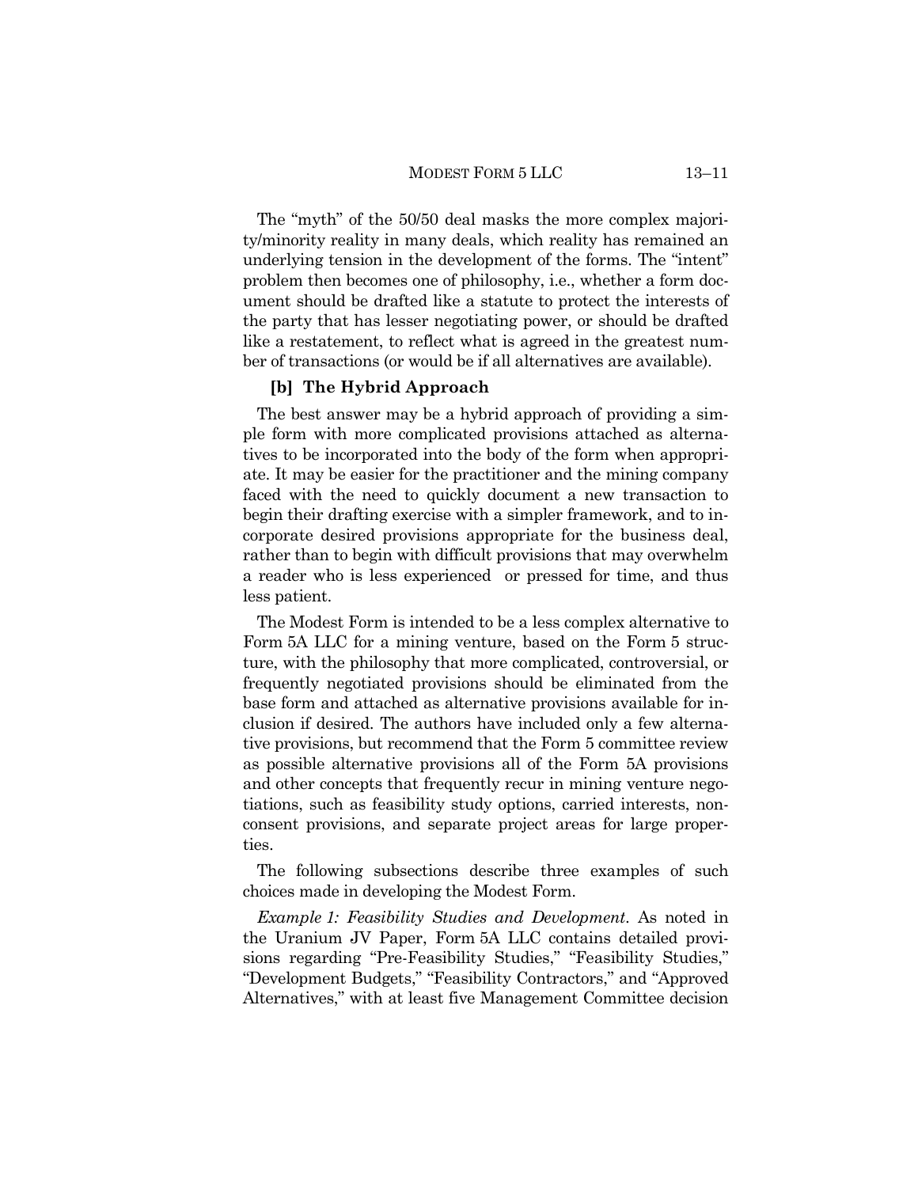The "myth" of the 50/50 deal masks the more complex majority/minority reality in many deals, which reality has remained an underlying tension in the development of the forms. The "intent" problem then becomes one of philosophy, i.e., whether a form document should be drafted like a statute to protect the interests of the party that has lesser negotiating power, or should be drafted like a restatement, to reflect what is agreed in the greatest number of transactions (or would be if all alternatives are available).

### [b] The Hybrid Approach

The best answer may be a hybrid approach of providing a simple form with more complicated provisions attached as alternatives to be incorporated into the body of the form when appropriate. It may be easier for the practitioner and the mining company faced with the need to quickly document a new transaction to begin their drafting exercise with a simpler framework, and to incorporate desired provisions appropriate for the business deal, rather than to begin with difficult provisions that may overwhelm a reader who is less experienced or pressed for time, and thus less patient.

The Modest Form is intended to be a less complex alternative to Form 5A LLC for a mining venture, based on the Form 5 structure, with the philosophy that more complicated, controversial, or frequently negotiated provisions should be eliminated from the base form and attached as alternative provisions available for inclusion if desired. The authors have included only a few alternative provisions, but recommend that the Form 5 committee review as possible alternative provisions all of the Form 5A provisions and other concepts that frequently recur in mining venture negotiations, such as feasibility study options, carried interests, nonconsent provisions, and separate project areas for large properties.

The following subsections describe three examples of such choices made in developing the Modest Form.

*Example 1: Feasibility Studies and Development*. As noted in the Uranium JV Paper, Form 5A LLC contains detailed provisions regarding "Pre-Feasibility Studies," "Feasibility Studies," "Development Budgets," "Feasibility Contractors," and "Approved Alternatives," with at least five Management Committee decision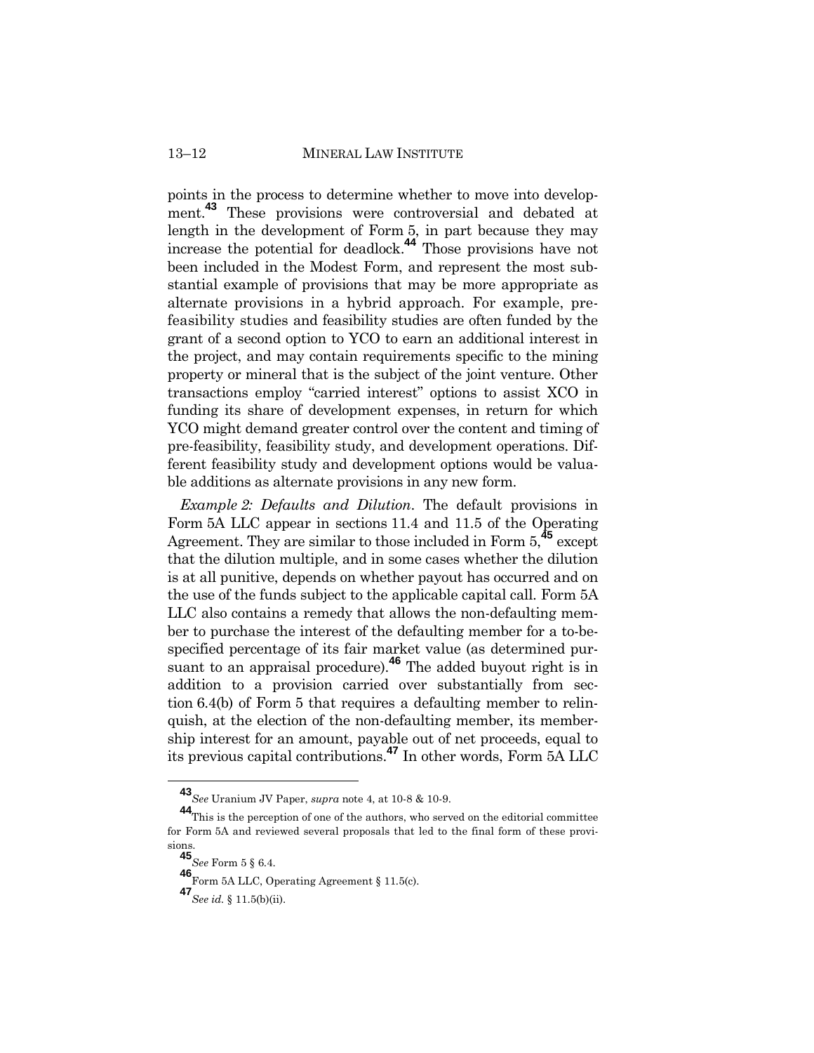points in the process to determine whether to move into development.[43] These provisions were controversial and debated at length in the development of Form 5, in part because they may increase the potential for deadlock.[44] Those provisions have not been included in the Modest Form, and represent the most substantial example of provisions that may be more appropriate as alternate provisions in a hybrid approach. For example, pre-feasibility studies and feasibility studies are often funded by the grant of a second option to YCO to earn an additional interest in the project, and may contain requirements specific to the mining property or mineral that is the subject of the joint venture. Other transactions employ "carried interest" options to assist XCO in funding its share of development expenses, in return for which YCO might demand greater control over the content and timing of pre-feasibility, feasibility study, and development operations. Different feasibility study and development options would be valuable additions as alternate provisions in any new form.

*Example 2: Defaults and Dilution*. The default provisions in Form 5A LLC appear in sections 11.4 and 11.5 of the Operating Agreement. They are similar to those included in Form 5,[45] except that the dilution multiple, and in some cases whether the dilution is at all punitive, depends on whether payout has occurred and on the use of the funds subject to the applicable capital call. Form 5A LLC also contains a remedy that allows the non-defaulting member to purchase the interest of the defaulting member for a to-be-specified percentage of its fair market value (as determined pursuant to an appraisal procedure).[46] The added buyout right is in addition to a provision carried over substantially from section 6.4(b) of Form 5 that requires a defaulting member to relinquish, at the election of the non-defaulting member, its membership interest for an amount, payable out of net proceeds, equal to its previous capital contributions.[47] In other words, Form 5A LLC

---

[43] *See* Uranium JV Paper, *supra* note 4, at 10-8 & 10-9.

[44] This is the perception of one of the authors, who served on the editorial committee for Form 5A and reviewed several proposals that led to the final form of these provisions.

[45] *See* Form 5 § 6.4.

[46] Form 5A LLC, Operating Agreement § 11.5(c).

[47] *See id.* § 11.5(b)(ii).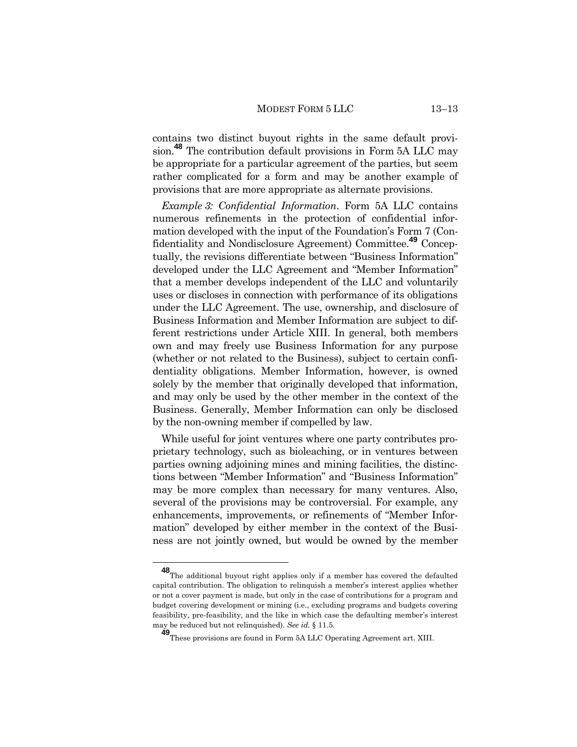contains two distinct buyout rights in the same default provision.[48] The contribution default provisions in Form 5A LLC may be appropriate for a particular agreement of the parties, but seem rather complicated for a form and may be another example of provisions that are more appropriate as alternate provisions.

*Example 3: Confidential Information*. Form 5A LLC contains numerous refinements in the protection of confidential information developed with the input of the Foundation's Form 7 (Confidentiality and Nondisclosure Agreement) Committee.[49] Conceptually, the revisions differentiate between "Business Information" developed under the LLC Agreement and "Member Information" that a member develops independent of the LLC and voluntarily uses or discloses in connection with performance of its obligations under the LLC Agreement. The use, ownership, and disclosure of Business Information and Member Information are subject to different restrictions under Article XIII. In general, both members own and may freely use Business Information for any purpose (whether or not related to the Business), subject to certain confidentiality obligations. Member Information, however, is owned solely by the member that originally developed that information, and may only be used by the other member in the context of the Business. Generally, Member Information can only be disclosed by the non-owning member if compelled by law.

While useful for joint ventures where one party contributes proprietary technology, such as bioleaching, or in ventures between parties owning adjoining mines and mining facilities, the distinctions between "Member Information" and "Business Information" may be more complex than necessary for many ventures. Also, several of the provisions may be controversial. For example, any enhancements, improvements, or refinements of "Member Information" developed by either member in the context of the Business are not jointly owned, but would be owned by the member

---

[48] The additional buyout right applies only if a member has covered the defaulted capital contribution. The obligation to relinquish a member's interest applies whether or not a cover payment is made, but only in the case of contributions for a program and budget covering development or mining (i.e., excluding programs and budgets covering feasibility, pre-feasibility, and the like in which case the defaulting member's interest may be reduced but not relinquished). *See id.* § 11.5.

[49] These provisions are found in Form 5A LLC Operating Agreement art. XIII.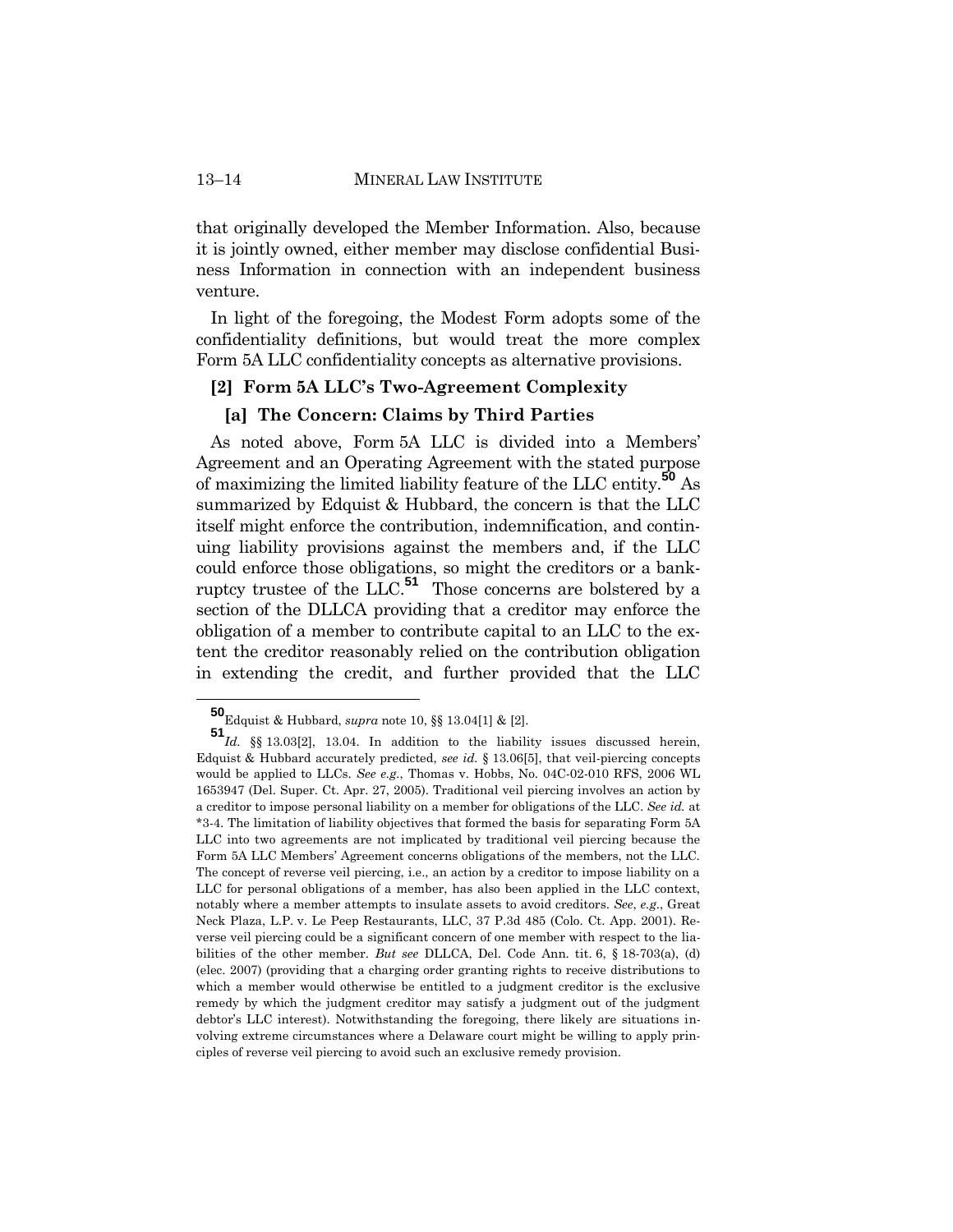that originally developed the Member Information. Also, because it is jointly owned, either member may disclose confidential Business Information in connection with an independent business venture.

In light of the foregoing, the Modest Form adopts some of the confidentiality definitions, but would treat the more complex Form 5A LLC confidentiality concepts as alternative provisions.

### [2] Form 5A LLC's Two-Agreement Complexity

#### [a] The Concern: Claims by Third Parties

As noted above, Form 5A LLC is divided into a Members' Agreement and an Operating Agreement with the stated purpose of maximizing the limited liability feature of the LLC entity.[50] As summarized by Edquist & Hubbard, the concern is that the LLC itself might enforce the contribution, indemnification, and continuing liability provisions against the members and, if the LLC could enforce those obligations, so might the creditors or a bankruptcy trustee of the LLC.[51] Those concerns are bolstered by a section of the DLLCA providing that a creditor may enforce the obligation of a member to contribute capital to an LLC to the extent the creditor reasonably relied on the contribution obligation in extending the credit, and further provided that the LLC

---

[50] Edquist & Hubbard, *supra* note 10, §§ 13.04[1] & [2].

[51] *Id.* §§ 13.03[2], 13.04. In addition to the liability issues discussed herein, Edquist & Hubbard accurately predicted, *see id.* § 13.06[5], that veil-piercing concepts would be applied to LLCs. *See e.g.*, Thomas v. Hobbs, No. 04C-02-010 RFS, 2006 WL 1653947 (Del. Super. Ct. Apr. 27, 2005). Traditional veil piercing involves an action by a creditor to impose personal liability on a member for obligations of the LLC. *See id.* at *3-4. The limitation of liability objectives that formed the basis for separating Form 5A LLC into two agreements are not implicated by traditional veil piercing because the Form 5A LLC Members' Agreement concerns obligations of the members, not the LLC. The concept of reverse veil piercing, i.e., an action by a creditor to impose liability on a LLC for personal obligations of a member, has also been applied in the LLC context, notably where a member attempts to insulate assets to avoid creditors. *See, e.g.*, Great Neck Plaza, L.P. v. Le Peep Restaurants, LLC, 37 P.3d 485 (Colo. Ct. App. 2001). Reverse veil piercing could be a significant concern of one member with respect to the liabilities of the other member. *But see* DLLCA, Del. Code Ann. tit. 6, § 18-703(a), (d) (elec. 2007) (providing that a charging order granting rights to receive distributions to which a member would otherwise be entitled to a judgment creditor is the exclusive remedy by which the judgment creditor may satisfy a judgment out of the judgment debtor's LLC interest). Notwithstanding the foregoing, there likely are situations involving extreme circumstances where a Delaware court might be willing to apply principles of reverse veil piercing to avoid such an exclusive remedy provision.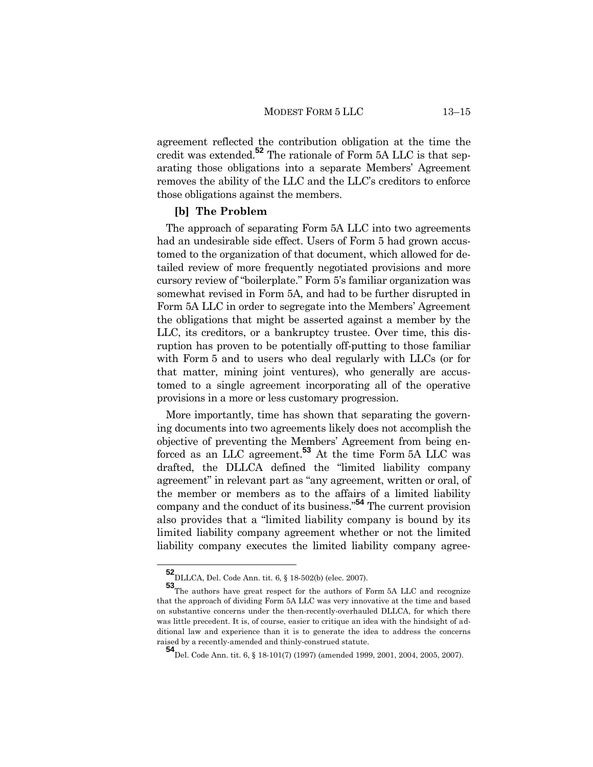agreement reflected the contribution obligation at the time the credit was extended.[52] The rationale of Form 5A LLC is that separating those obligations into a separate Members' Agreement removes the ability of the LLC and the LLC's creditors to enforce those obligations against the members.

### [b] The Problem

The approach of separating Form 5A LLC into two agreements had an undesirable side effect. Users of Form 5 had grown accustomed to the organization of that document, which allowed for detailed review of more frequently negotiated provisions and more cursory review of "boilerplate." Form 5's familiar organization was somewhat revised in Form 5A, and had to be further disrupted in Form 5A LLC in order to segregate into the Members' Agreement the obligations that might be asserted against a member by the LLC, its creditors, or a bankruptcy trustee. Over time, this disruption has proven to be potentially off-putting to those familiar with Form 5 and to users who deal regularly with LLCs (or for that matter, mining joint ventures), who generally are accustomed to a single agreement incorporating all of the operative provisions in a more or less customary progression.

More importantly, time has shown that separating the governing documents into two agreements likely does not accomplish the objective of preventing the Members' Agreement from being enforced as an LLC agreement.[53] At the time Form 5A LLC was drafted, the DLLCA defined the "limited liability company agreement" in relevant part as "any agreement, written or oral, of the member or members as to the affairs of a limited liability company and the conduct of its business."[54] The current provision also provides that a "limited liability company is bound by its limited liability company agreement whether or not the limited liability company executes the limited liability company agree-

---

[52] DLLCA, Del. Code Ann. tit. 6, § 18-502(b) (elec. 2007).

[53] The authors have great respect for the authors of Form 5A LLC and recognize that the approach of dividing Form 5A LLC was very innovative at the time and based on substantive concerns under the then-recently-overhauled DLLCA, for which there was little precedent. It is, of course, easier to critique an idea with the hindsight of additional law and experience than it is to generate the idea to address the concerns raised by a recently-amended and thinly-construed statute.

[54] Del. Code Ann. tit. 6, § 18-101(7) (1997) (amended 1999, 2001, 2004, 2005, 2007).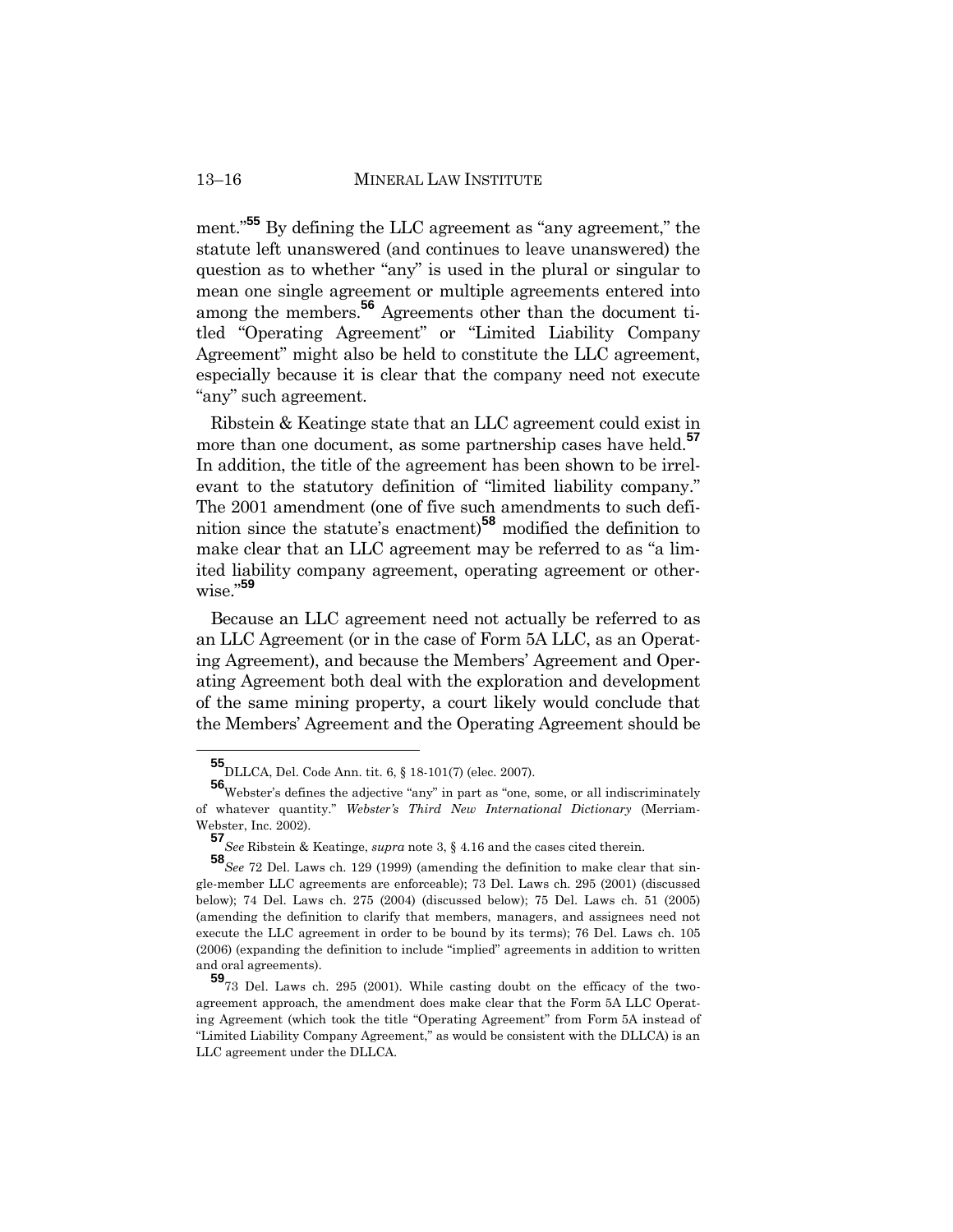ment."[55] By defining the LLC agreement as "any agreement," the statute left unanswered (and continues to leave unanswered) the question as to whether "any" is used in the plural or singular to mean one single agreement or multiple agreements entered into among the members.[56] Agreements other than the document titled "Operating Agreement" or "Limited Liability Company Agreement" might also be held to constitute the LLC agreement, especially because it is clear that the company need not execute "any" such agreement.

Ribstein & Keatinge state that an LLC agreement could exist in more than one document, as some partnership cases have held.[57] In addition, the title of the agreement has been shown to be irrelevant to the statutory definition of "limited liability company." The 2001 amendment (one of five such amendments to such definition since the statute's enactment)[58] modified the definition to make clear that an LLC agreement may be referred to as "a limited liability company agreement, operating agreement or otherwise."[59]

Because an LLC agreement need not actually be referred to as an LLC Agreement (or in the case of Form 5A LLC, as an Operating Agreement), and because the Members' Agreement and Operating Agreement both deal with the exploration and development of the same mining property, a court likely would conclude that the Members' Agreement and the Operating Agreement should be

---

[55] DLLCA, Del. Code Ann. tit. 6, § 18-101(7) (elec. 2007).

[56] Webster's defines the adjective "any" in part as "one, some, or all indiscriminately of whatever quantity." *Webster's Third New International Dictionary* (Merriam-Webster, Inc. 2002).

[57] *See* Ribstein & Keatinge, *supra* note 3, § 4.16 and the cases cited therein.

[58] *See* 72 Del. Laws ch. 129 (1999) (amending the definition to make clear that single-member LLC agreements are enforceable); 73 Del. Laws ch. 295 (2001) (discussed below); 74 Del. Laws ch. 275 (2004) (discussed below); 75 Del. Laws ch. 51 (2005) (amending the definition to clarify that members, managers, and assignees need not execute the LLC agreement in order to be bound by its terms); 76 Del. Laws ch. 105 (2006) (expanding the definition to include "implied" agreements in addition to written and oral agreements).

[59] 73 Del. Laws ch. 295 (2001). While casting doubt on the efficacy of the two-agreement approach, the amendment does make clear that the Form 5A LLC Operating Agreement (which took the title "Operating Agreement" from Form 5A instead of "Limited Liability Company Agreement," as would be consistent with the DLLCA) is an LLC agreement under the DLLCA.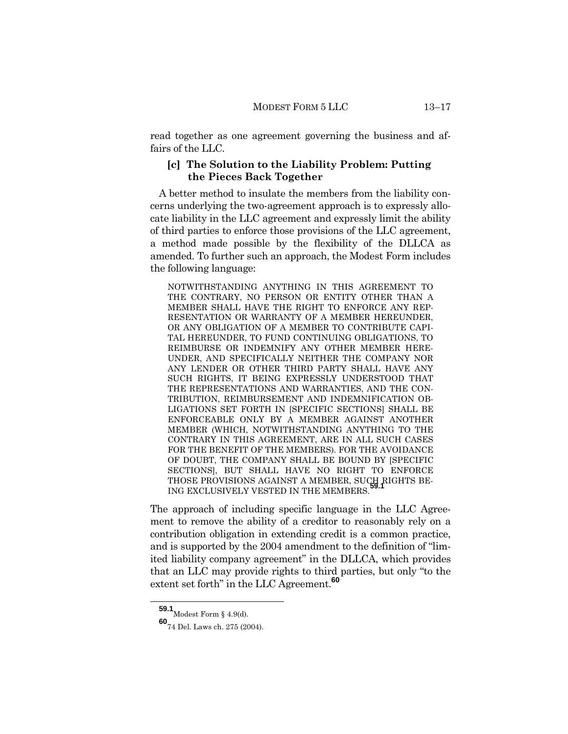read together as one agreement governing the business and affairs of the LLC.

### [c] The Solution to the Liability Problem: Putting the Pieces Back Together

A better method to insulate the members from the liability concerns underlying the two-agreement approach is to expressly allocate liability in the LLC agreement and expressly limit the ability of third parties to enforce those provisions of the LLC agreement, a method made possible by the flexibility of the DLLCA as amended. To further such an approach, the Modest Form includes the following language:

> NOTWITHSTANDING ANYTHING IN THIS AGREEMENT TO THE CONTRARY, NO PERSON OR ENTITY OTHER THAN A MEMBER SHALL HAVE THE RIGHT TO ENFORCE ANY REPRESENTATION OR WARRANTY OF A MEMBER HEREUNDER, OR ANY OBLIGATION OF A MEMBER TO CONTRIBUTE CAPITAL HEREUNDER, TO FUND CONTINUING OBLIGATIONS, TO REIMBURSE OR INDEMNIFY ANY OTHER MEMBER HEREUNDER, AND SPECIFICALLY NEITHER THE COMPANY NOR ANY LENDER OR OTHER THIRD PARTY SHALL HAVE ANY SUCH RIGHTS, IT BEING EXPRESSLY UNDERSTOOD THAT THE REPRESENTATIONS AND WARRANTIES, AND THE CONTRIBUTION, REIMBURSEMENT AND INDEMNIFICATION OBLIGATIONS SET FORTH IN [SPECIFIC SECTIONS] SHALL BE ENFORCEABLE ONLY BY A MEMBER AGAINST ANOTHER MEMBER (WHICH, NOTWITHSTANDING ANYTHING TO THE CONTRARY IN THIS AGREEMENT, ARE IN ALL SUCH CASES FOR THE BENEFIT OF THE MEMBERS). FOR THE AVOIDANCE OF DOUBT, THE COMPANY SHALL BE BOUND BY [SPECIFIC SECTIONS], BUT SHALL HAVE NO RIGHT TO ENFORCE THOSE PROVISIONS AGAINST A MEMBER, SUCH RIGHTS BEING EXCLUSIVELY VESTED IN THE MEMBERS.[59.1]

The approach of including specific language in the LLC Agreement to remove the ability of a creditor to reasonably rely on a contribution obligation in extending credit is a common practice, and is supported by the 2004 amendment to the definition of "limited liability company agreement" in the DLLCA, which provides that an LLC may provide rights to third parties, but only "to the extent set forth" in the LLC Agreement.[60]

---

[59.1] Modest Form § 4.9(d).

[60] 74 Del. Laws ch. 275 (2004).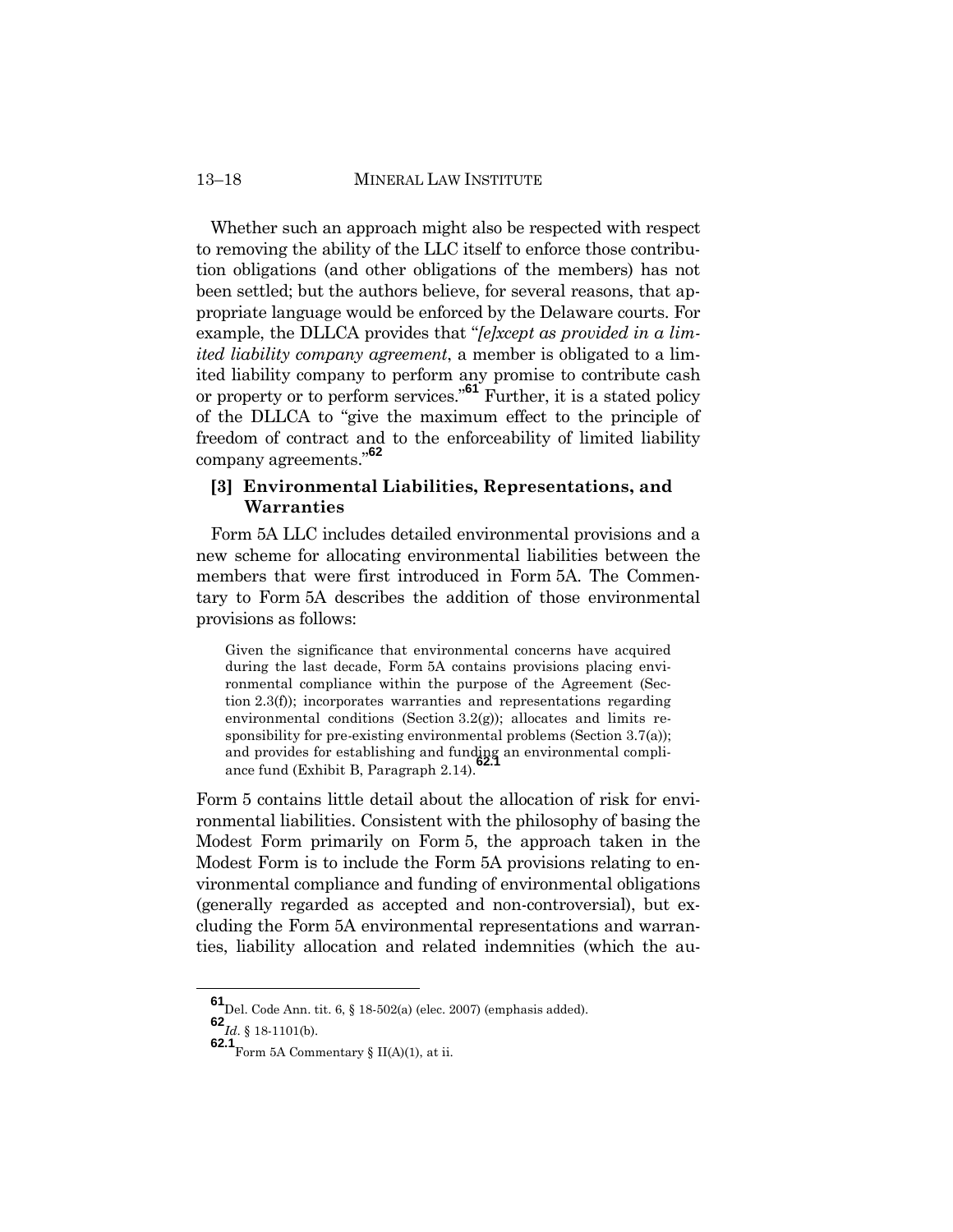Whether such an approach might also be respected with respect to removing the ability of the LLC itself to enforce those contribution obligations (and other obligations of the members) has not been settled; but the authors believe, for several reasons, that appropriate language would be enforced by the Delaware courts. For example, the DLLCA provides that "*[e]xcept as provided in a limited liability company agreement*, a member is obligated to a limited liability company to perform any promise to contribute cash or property or to perform services."[61] Further, it is a stated policy of the DLLCA to "give the maximum effect to the principle of freedom of contract and to the enforceability of limited liability company agreements."[62]

### [3] Environmental Liabilities, Representations, and Warranties

Form 5A LLC includes detailed environmental provisions and a new scheme for allocating environmental liabilities between the members that were first introduced in Form 5A. The Commentary to Form 5A describes the addition of those environmental provisions as follows:

> Given the significance that environmental concerns have acquired during the last decade, Form 5A contains provisions placing environmental compliance within the purpose of the Agreement (Section 2.3(f)); incorporates warranties and representations regarding environmental conditions (Section 3.2(g)); allocates and limits responsibility for pre-existing environmental problems (Section 3.7(a)); and provides for establishing and funding an environmental compliance fund (Exhibit B, Paragraph 2.14).[62.1]

Form 5 contains little detail about the allocation of risk for environmental liabilities. Consistent with the philosophy of basing the Modest Form primarily on Form 5, the approach taken in the Modest Form is to include the Form 5A provisions relating to environmental compliance and funding of environmental obligations (generally regarded as accepted and non-controversial), but excluding the Form 5A environmental representations and warranties, liability allocation and related indemnities (which the au-

---

[61] Del. Code Ann. tit. 6, § 18-502(a) (elec. 2007) (emphasis added).

[62] *Id*. § 18-1101(b).

[62.1] Form 5A Commentary § II(A)(1), at ii.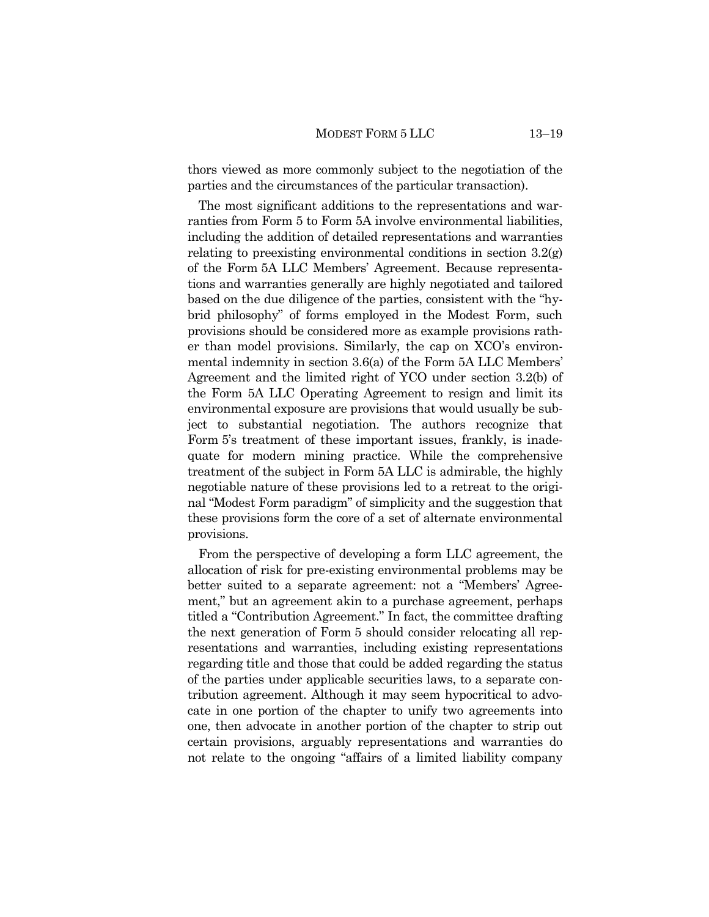thors viewed as more commonly subject to the negotiation of the parties and the circumstances of the particular transaction).

The most significant additions to the representations and warranties from Form 5 to Form 5A involve environmental liabilities, including the addition of detailed representations and warranties relating to preexisting environmental conditions in section 3.2(g) of the Form 5A LLC Members' Agreement. Because representations and warranties generally are highly negotiated and tailored based on the due diligence of the parties, consistent with the "hybrid philosophy" of forms employed in the Modest Form, such provisions should be considered more as example provisions rather than model provisions. Similarly, the cap on XCO's environmental indemnity in section 3.6(a) of the Form 5A LLC Members' Agreement and the limited right of YCO under section 3.2(b) of the Form 5A LLC Operating Agreement to resign and limit its environmental exposure are provisions that would usually be subject to substantial negotiation. The authors recognize that Form 5's treatment of these important issues, frankly, is inadequate for modern mining practice. While the comprehensive treatment of the subject in Form 5A LLC is admirable, the highly negotiable nature of these provisions led to a retreat to the original "Modest Form paradigm" of simplicity and the suggestion that these provisions form the core of a set of alternate environmental provisions.

From the perspective of developing a form LLC agreement, the allocation of risk for pre-existing environmental problems may be better suited to a separate agreement: not a "Members' Agreement," but an agreement akin to a purchase agreement, perhaps titled a "Contribution Agreement." In fact, the committee drafting the next generation of Form 5 should consider relocating all representations and warranties, including existing representations regarding title and those that could be added regarding the status of the parties under applicable securities laws, to a separate contribution agreement. Although it may seem hypocritical to advocate in one portion of the chapter to unify two agreements into one, then advocate in another portion of the chapter to strip out certain provisions, arguably representations and warranties do not relate to the ongoing "affairs of a limited liability company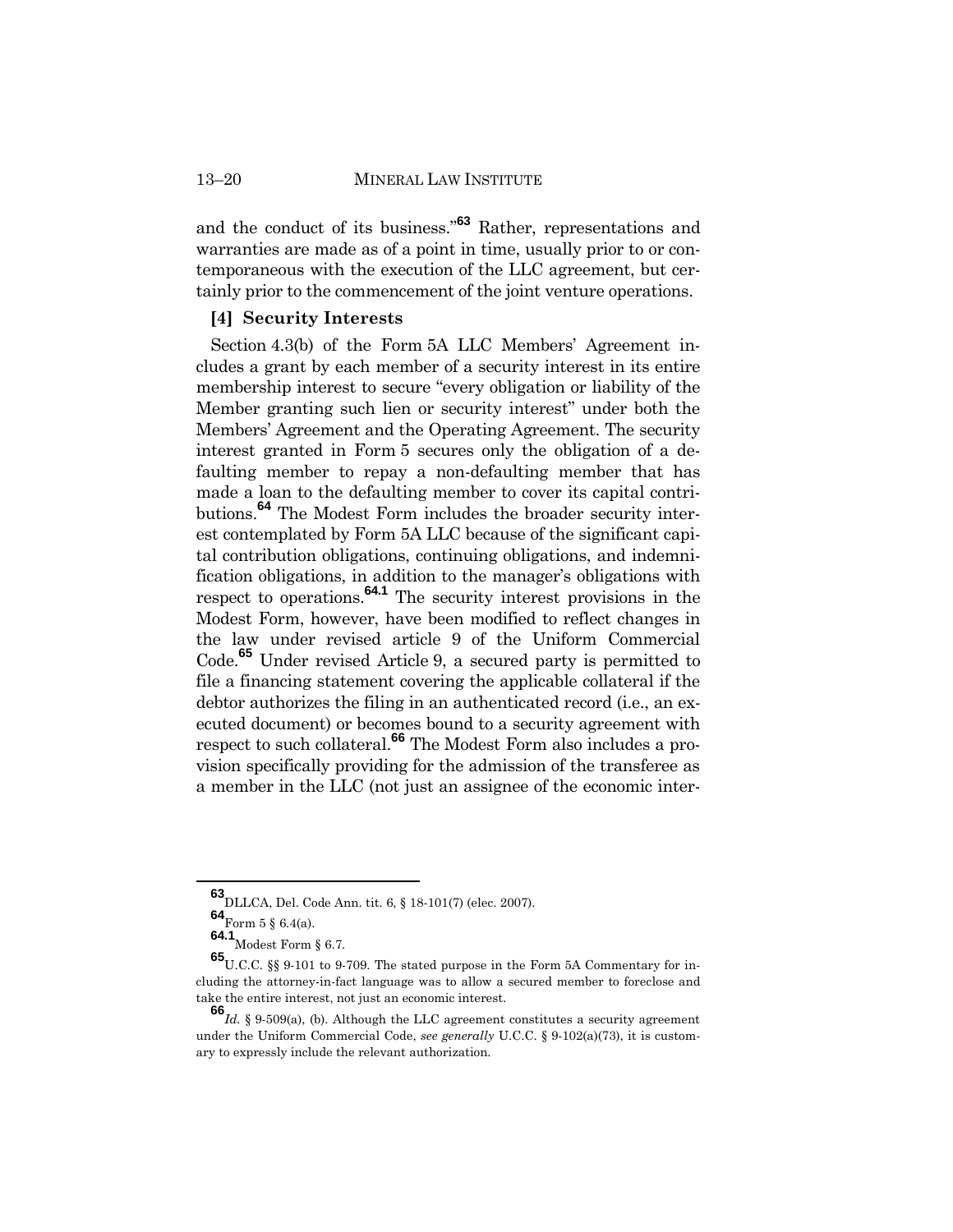and the conduct of its business."[63] Rather, representations and warranties are made as of a point in time, usually prior to or contemporaneous with the execution of the LLC agreement, but certainly prior to the commencement of the joint venture operations.

### [4] Security Interests

Section 4.3(b) of the Form 5A LLC Members' Agreement includes a grant by each member of a security interest in its entire membership interest to secure "every obligation or liability of the Member granting such lien or security interest" under both the Members' Agreement and the Operating Agreement. The security interest granted in Form 5 secures only the obligation of a defaulting member to repay a non-defaulting member that has made a loan to the defaulting member to cover its capital contributions.[64] The Modest Form includes the broader security interest contemplated by Form 5A LLC because of the significant capital contribution obligations, continuing obligations, and indemnification obligations, in addition to the manager's obligations with respect to operations.[64.1] The security interest provisions in the Modest Form, however, have been modified to reflect changes in the law under revised article 9 of the Uniform Commercial Code.[65] Under revised Article 9, a secured party is permitted to file a financing statement covering the applicable collateral if the debtor authorizes the filing in an authenticated record (i.e., an executed document) or becomes bound to a security agreement with respect to such collateral.[66] The Modest Form also includes a provision specifically providing for the admission of the transferee as a member in the LLC (not just an assignee of the economic inter-

---

[63] DLLCA, Del. Code Ann. tit. 6, § 18-101(7) (elec. 2007).

[64] Form 5 § 6.4(a).

[64.1] Modest Form § 6.7.

[65] U.C.C. §§ 9-101 to 9-709. The stated purpose in the Form 5A Commentary for including the attorney-in-fact language was to allow a secured member to foreclose and take the entire interest, not just an economic interest.

[66] *Id.* § 9-509(a), (b). Although the LLC agreement constitutes a security agreement under the Uniform Commercial Code, *see generally* U.C.C. § 9-102(a)(73), it is customary to expressly include the relevant authorization.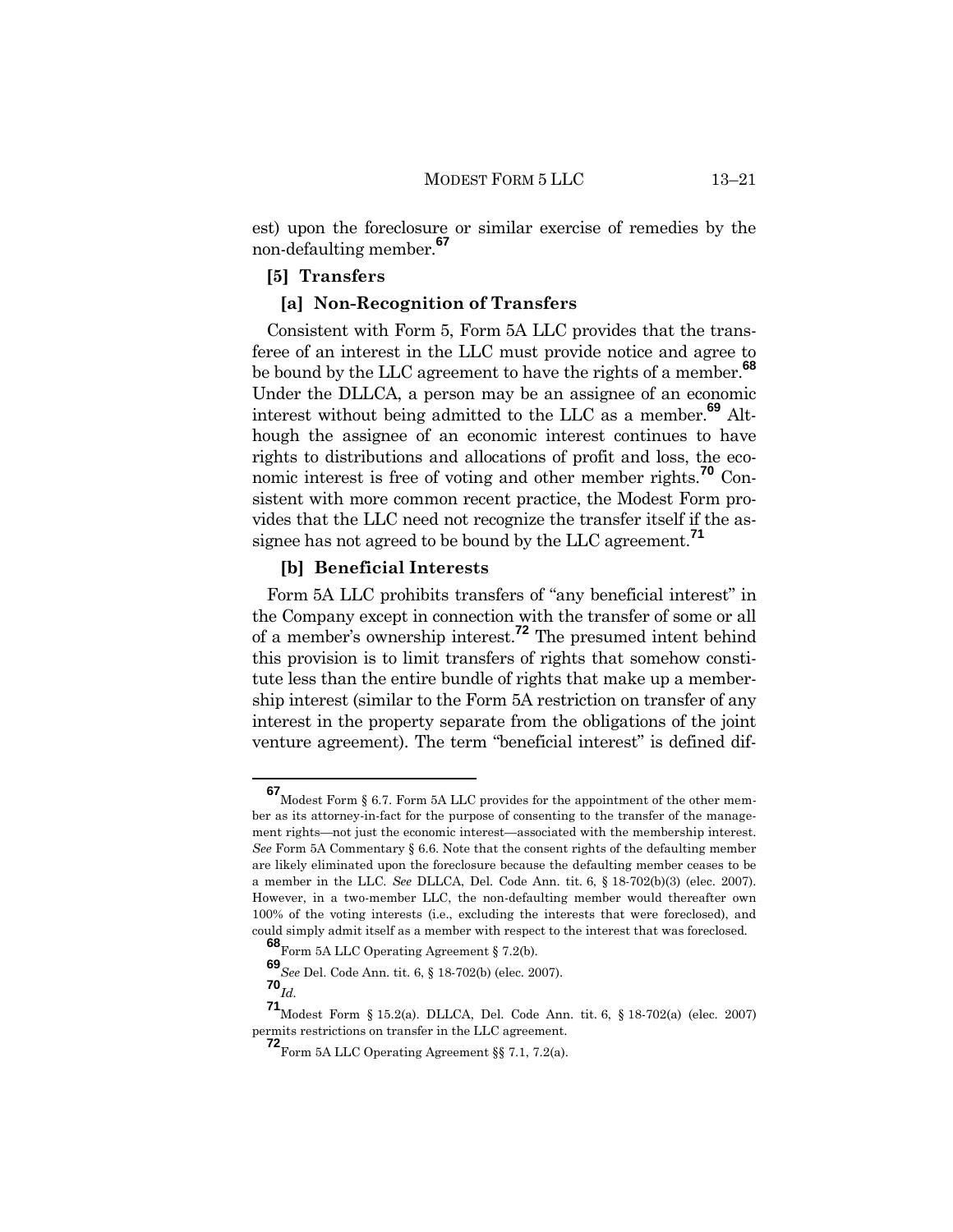est) upon the foreclosure or similar exercise of remedies by the non-defaulting member.[67]

### [5] Transfers

#### [a] Non-Recognition of Transfers

Consistent with Form 5, Form 5A LLC provides that the transferee of an interest in the LLC must provide notice and agree to be bound by the LLC agreement to have the rights of a member.[68] Under the DLLCA, a person may be an assignee of an economic interest without being admitted to the LLC as a member.[69] Although the assignee of an economic interest continues to have rights to distributions and allocations of profit and loss, the economic interest is free of voting and other member rights.[70] Consistent with more common recent practice, the Modest Form provides that the LLC need not recognize the transfer itself if the assignee has not agreed to be bound by the LLC agreement.[71]

#### [b] Beneficial Interests

Form 5A LLC prohibits transfers of "any beneficial interest" in the Company except in connection with the transfer of some or all of a member's ownership interest.[72] The presumed intent behind this provision is to limit transfers of rights that somehow constitute less than the entire bundle of rights that make up a membership interest (similar to the Form 5A restriction on transfer of any interest in the property separate from the obligations of the joint venture agreement). The term "beneficial interest" is defined dif-

---

[67] Modest Form § 6.7. Form 5A LLC provides for the appointment of the other member as its attorney-in-fact for the purpose of consenting to the transfer of the management rights—not just the economic interest—associated with the membership interest. *See* Form 5A Commentary § 6.6. Note that the consent rights of the defaulting member are likely eliminated upon the foreclosure because the defaulting member ceases to be a member in the LLC. *See* DLLCA, Del. Code Ann. tit. 6, § 18-702(b)(3) (elec. 2007). However, in a two-member LLC, the non-defaulting member would thereafter own 100% of the voting interests (i.e., excluding the interests that were foreclosed), and could simply admit itself as a member with respect to the interest that was foreclosed.

[68] Form 5A LLC Operating Agreement § 7.2(b).

[69] *See* Del. Code Ann. tit. 6, § 18-702(b) (elec. 2007).

[70] *Id.*

[71] Modest Form § 15.2(a). DLLCA, Del. Code Ann. tit. 6, § 18-702(a) (elec. 2007) permits restrictions on transfer in the LLC agreement.

[72] Form 5A LLC Operating Agreement §§ 7.1, 7.2(a).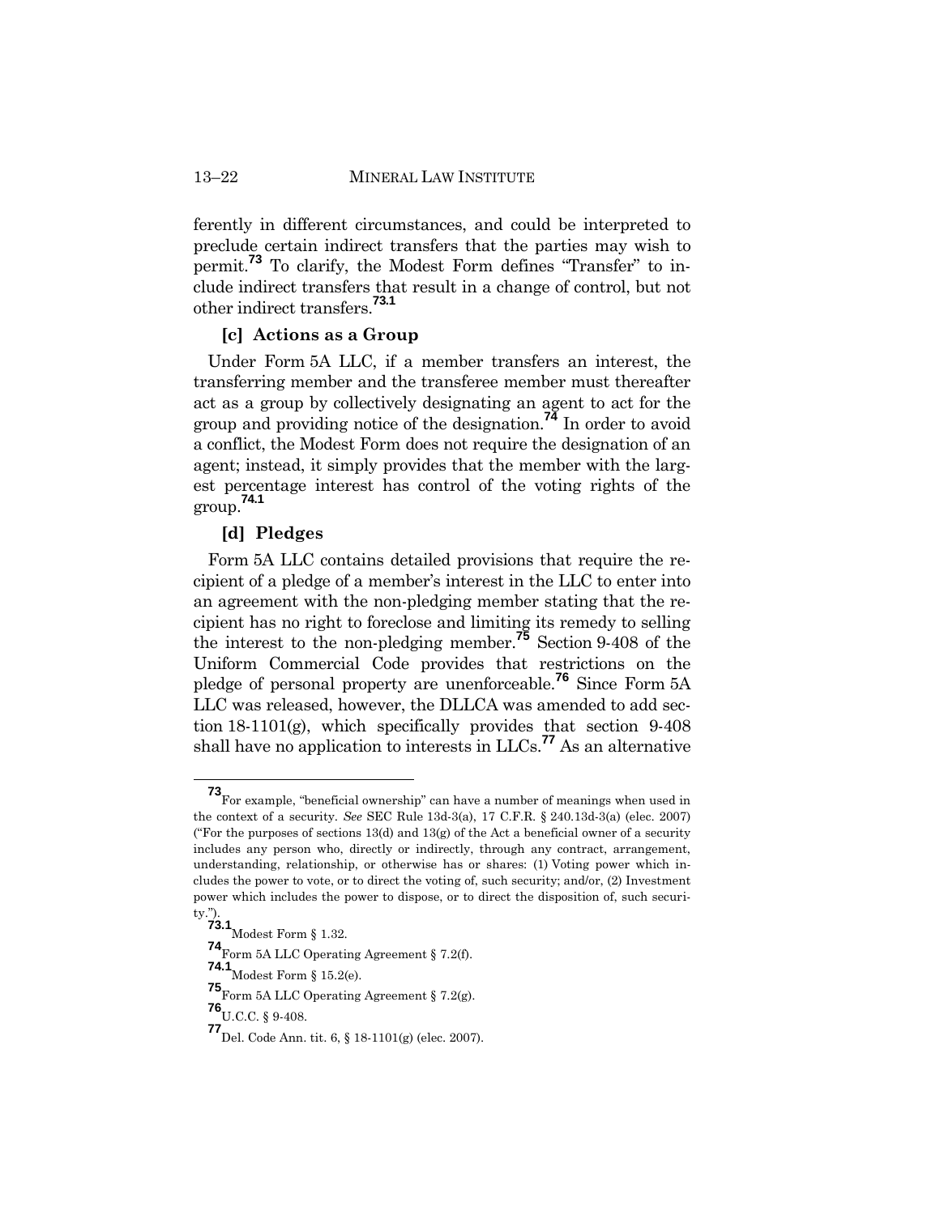ferently in different circumstances, and could be interpreted to preclude certain indirect transfers that the parties may wish to permit.[73] To clarify, the Modest Form defines "Transfer" to include indirect transfers that result in a change of control, but not other indirect transfers.[73.1]

### [c] Actions as a Group

Under Form 5A LLC, if a member transfers an interest, the transferring member and the transferee member must thereafter act as a group by collectively designating an agent to act for the group and providing notice of the designation.[74] In order to avoid a conflict, the Modest Form does not require the designation of an agent; instead, it simply provides that the member with the largest percentage interest has control of the voting rights of the group.[74.1]

### [d] Pledges

Form 5A LLC contains detailed provisions that require the recipient of a pledge of a member's interest in the LLC to enter into an agreement with the non-pledging member stating that the recipient has no right to foreclose and limiting its remedy to selling the interest to the non-pledging member.[75] Section 9-408 of the Uniform Commercial Code provides that restrictions on the pledge of personal property are unenforceable.[76] Since Form 5A LLC was released, however, the DLLCA was amended to add section 18-1101(g), which specifically provides that section 9-408 shall have no application to interests in LLCs.[77] As an alternative

---

[73] For example, "beneficial ownership" can have a number of meanings when used in the context of a security. *See* SEC Rule 13d-3(a), 17 C.F.R. § 240.13d-3(a) (elec. 2007) ("For the purposes of sections 13(d) and 13(g) of the Act a beneficial owner of a security includes any person who, directly or indirectly, through any contract, arrangement, understanding, relationship, or otherwise has or shares: (1) Voting power which includes the power to vote, or to direct the voting of, such security; and/or, (2) Investment power which includes the power to dispose, or to direct the disposition of, such security.").

[73.1] Modest Form § 1.32.

[74] Form 5A LLC Operating Agreement § 7.2(f).

[74.1] Modest Form § 15.2(e).

[75] Form 5A LLC Operating Agreement § 7.2(g).

[76] U.C.C. § 9-408.

[77] Del. Code Ann. tit. 6, § 18-1101(g) (elec. 2007).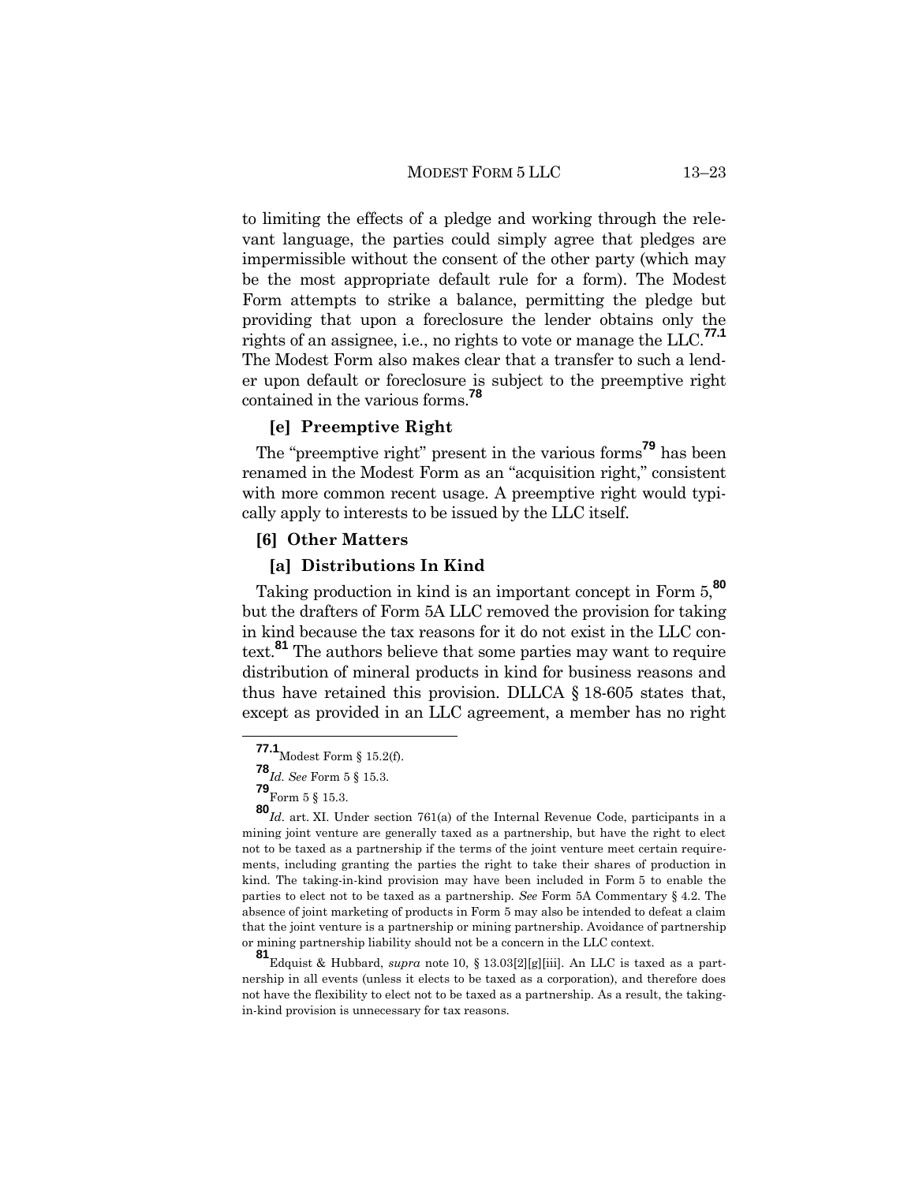to limiting the effects of a pledge and working through the relevant language, the parties could simply agree that pledges are impermissible without the consent of the other party (which may be the most appropriate default rule for a form). The Modest Form attempts to strike a balance, permitting the pledge but providing that upon a foreclosure the lender obtains only the rights of an assignee, i.e., no rights to vote or manage the LLC.[77.1] The Modest Form also makes clear that a transfer to such a lender upon default or foreclosure is subject to the preemptive right contained in the various forms.[78]

#### [e] Preemptive Right

The "preemptive right" present in the various forms[79] has been renamed in the Modest Form as an "acquisition right," consistent with more common recent usage. A preemptive right would typically apply to interests to be issued by the LLC itself.

### [6] Other Matters

#### [a] Distributions In Kind

Taking production in kind is an important concept in Form 5,[80] but the drafters of Form 5A LLC removed the provision for taking in kind because the tax reasons for it do not exist in the LLC context.[81] The authors believe that some parties may want to require distribution of mineral products in kind for business reasons and thus have retained this provision. DLLCA § 18-605 states that, except as provided in an LLC agreement, a member has no right

---

[77.1] Modest Form § 15.2(f).

[78] *Id*. *See* Form 5 § 15.3.

[79] Form 5 § 15.3.

[80] *Id*. art. XI. Under section 761(a) of the Internal Revenue Code, participants in a mining joint venture are generally taxed as a partnership, but have the right to elect not to be taxed as a partnership if the terms of the joint venture meet certain requirements, including granting the parties the right to take their shares of production in kind. The taking-in-kind provision may have been included in Form 5 to enable the parties to elect not to be taxed as a partnership. *See* Form 5A Commentary § 4.2. The absence of joint marketing of products in Form 5 may also be intended to defeat a claim that the joint venture is a partnership or mining partnership. Avoidance of partnership or mining partnership liability should not be a concern in the LLC context.

[81] Edquist & Hubbard, *supra* note 10, § 13.03[2][g][iii]. An LLC is taxed as a partnership in all events (unless it elects to be taxed as a corporation), and therefore does not have the flexibility to elect not to be taxed as a partnership. As a result, the taking-in-kind provision is unnecessary for tax reasons.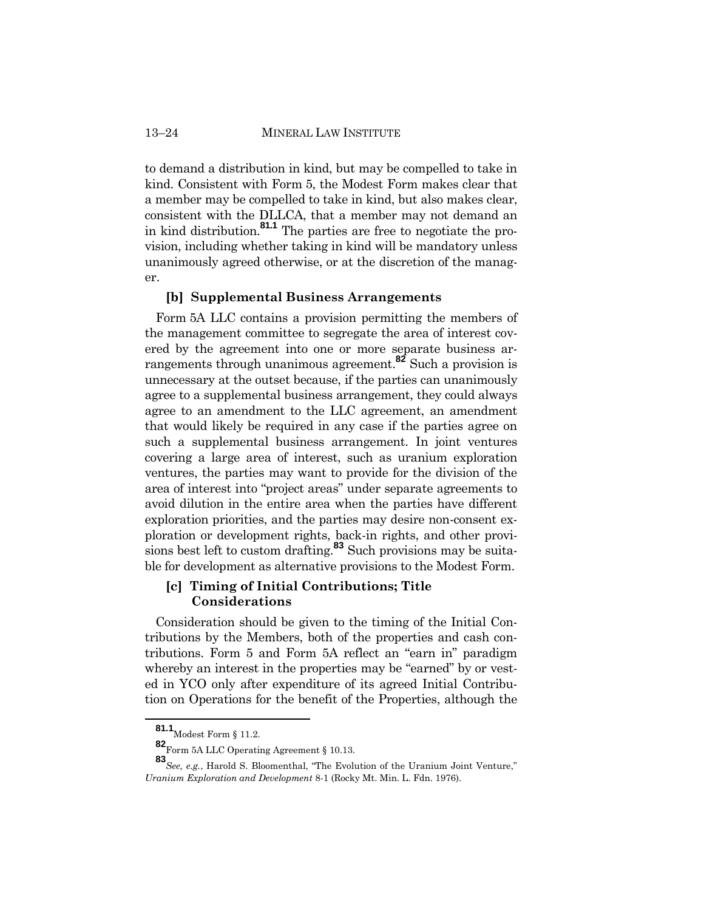to demand a distribution in kind, but may be compelled to take in kind. Consistent with Form 5, the Modest Form makes clear that a member may be compelled to take in kind, but also makes clear, consistent with the DLLCA, that a member may not demand an in kind distribution.[81.1] The parties are free to negotiate the provision, including whether taking in kind will be mandatory unless unanimously agreed otherwise, or at the discretion of the manager.

### [b] Supplemental Business Arrangements

Form 5A LLC contains a provision permitting the members of the management committee to segregate the area of interest covered by the agreement into one or more separate business arrangements through unanimous agreement.[82] Such a provision is unnecessary at the outset because, if the parties can unanimously agree to a supplemental business arrangement, they could always agree to an amendment to the LLC agreement, an amendment that would likely be required in any case if the parties agree on such a supplemental business arrangement. In joint ventures covering a large area of interest, such as uranium exploration ventures, the parties may want to provide for the division of the area of interest into "project areas" under separate agreements to avoid dilution in the entire area when the parties have different exploration priorities, and the parties may desire non-consent exploration or development rights, back-in rights, and other provisions best left to custom drafting.[83] Such provisions may be suitable for development as alternative provisions to the Modest Form.

### [c] Timing of Initial Contributions; Title Considerations

Consideration should be given to the timing of the Initial Contributions by the Members, both of the properties and cash contributions. Form 5 and Form 5A reflect an "earn in" paradigm whereby an interest in the properties may be "earned" by or vested in YCO only after expenditure of its agreed Initial Contribution on Operations for the benefit of the Properties, although the

---

[81.1] Modest Form § 11.2.

[82] Form 5A LLC Operating Agreement § 10.13.

[83] *See, e.g.*, Harold S. Bloomenthal, "The Evolution of the Uranium Joint Venture," *Uranium Exploration and Development* 8-1 (Rocky Mt. Min. L. Fdn. 1976).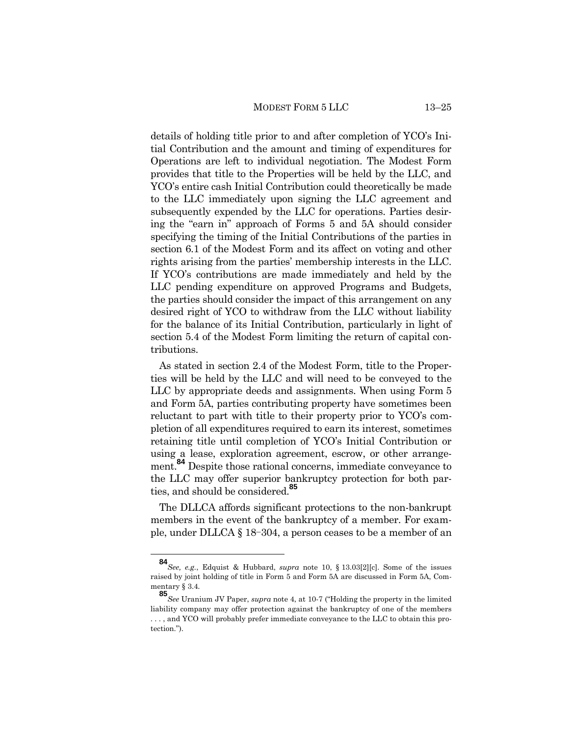details of holding title prior to and after completion of YCO's Initial Contribution and the amount and timing of expenditures for Operations are left to individual negotiation. The Modest Form provides that title to the Properties will be held by the LLC, and YCO's entire cash Initial Contribution could theoretically be made to the LLC immediately upon signing the LLC agreement and subsequently expended by the LLC for operations. Parties desiring the "earn in" approach of Forms 5 and 5A should consider specifying the timing of the Initial Contributions of the parties in section 6.1 of the Modest Form and its affect on voting and other rights arising from the parties' membership interests in the LLC. If YCO's contributions are made immediately and held by the LLC pending expenditure on approved Programs and Budgets, the parties should consider the impact of this arrangement on any desired right of YCO to withdraw from the LLC without liability for the balance of its Initial Contribution, particularly in light of section 5.4 of the Modest Form limiting the return of capital contributions.

As stated in section 2.4 of the Modest Form, title to the Properties will be held by the LLC and will need to be conveyed to the LLC by appropriate deeds and assignments. When using Form 5 and Form 5A, parties contributing property have sometimes been reluctant to part with title to their property prior to YCO's completion of all expenditures required to earn its interest, sometimes retaining title until completion of YCO's Initial Contribution or using a lease, exploration agreement, escrow, or other arrangement.[84] Despite those rational concerns, immediate conveyance to the LLC may offer superior bankruptcy protection for both parties, and should be considered.[85]

The DLLCA affords significant protections to the non-bankrupt members in the event of the bankruptcy of a member. For example, under DLLCA § 18–304, a person ceases to be a member of an

---

[84] *See, e.g.*, Edquist & Hubbard, *supra* note 10, § 13.03[2][c]. Some of the issues raised by joint holding of title in Form 5 and Form 5A are discussed in Form 5A, Commentary § 3.4.

[85] *See* Uranium JV Paper, *supra* note 4, at 10-7 ("Holding the property in the limited liability company may offer protection against the bankruptcy of one of the members . . . , and YCO will probably prefer immediate conveyance to the LLC to obtain this protection.").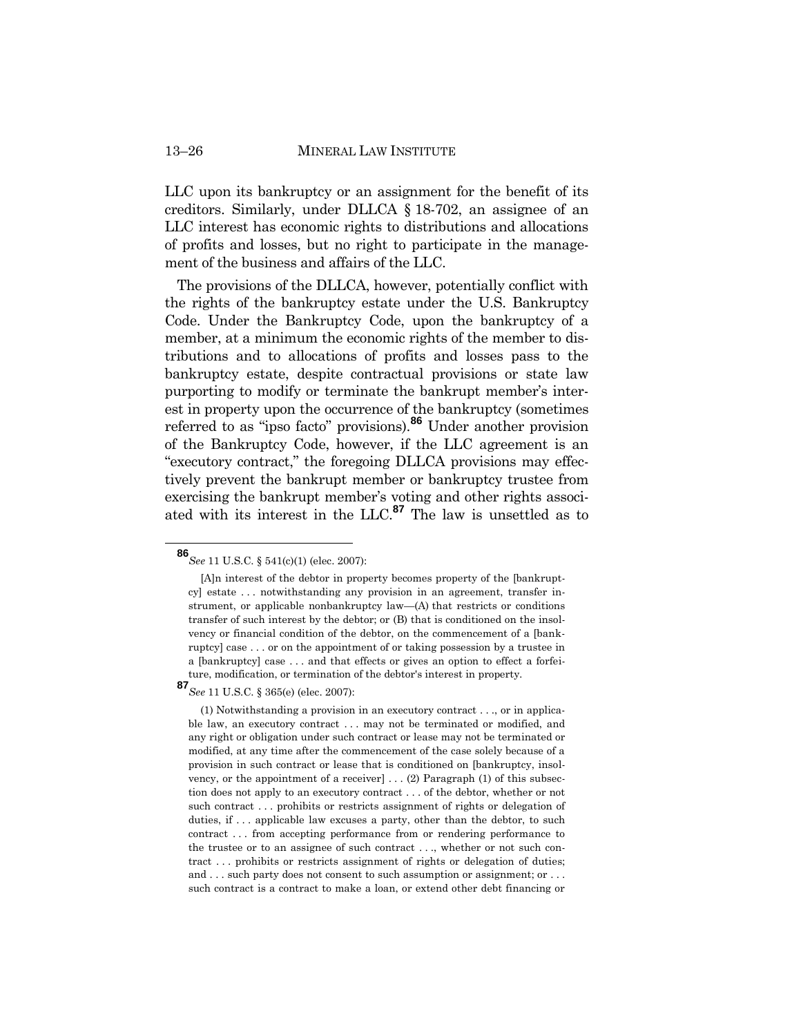LLC upon its bankruptcy or an assignment for the benefit of its creditors. Similarly, under DLLCA § 18-702, an assignee of an LLC interest has economic rights to distributions and allocations of profits and losses, but no right to participate in the management of the business and affairs of the LLC.

The provisions of the DLLCA, however, potentially conflict with the rights of the bankruptcy estate under the U.S. Bankruptcy Code. Under the Bankruptcy Code, upon the bankruptcy of a member, at a minimum the economic rights of the member to distributions and to allocations of profits and losses pass to the bankruptcy estate, despite contractual provisions or state law purporting to modify or terminate the bankrupt member's interest in property upon the occurrence of the bankruptcy (sometimes referred to as "ipso facto" provisions).[86] Under another provision of the Bankruptcy Code, however, if the LLC agreement is an "executory contract," the foregoing DLLCA provisions may effectively prevent the bankrupt member or bankruptcy trustee from exercising the bankrupt member's voting and other rights associated with its interest in the LLC.[87] The law is unsettled as to

---

[86] *See* 11 U.S.C. § 541(c)(1) (elec. 2007):

> [A]n interest of the debtor in property becomes property of the [bankruptcy] estate . . . notwithstanding any provision in an agreement, transfer instrument, or applicable nonbankruptcy law—(A) that restricts or conditions transfer of such interest by the debtor; or (B) that is conditioned on the insolvency or financial condition of the debtor, on the commencement of a [bankruptcy] case . . . or on the appointment of or taking possession by a trustee in a [bankruptcy] case . . . and that effects or gives an option to effect a forfeiture, modification, or termination of the debtor's interest in property.

[87] *See* 11 U.S.C. § 365(e) (elec. 2007):

> (1) Notwithstanding a provision in an executory contract . . ., or in applicable law, an executory contract . . . may not be terminated or modified, and any right or obligation under such contract or lease may not be terminated or modified, at any time after the commencement of the case solely because of a provision in such contract or lease that is conditioned on [bankruptcy, insolvency, or the appointment of a receiver] . . . (2) Paragraph (1) of this subsection does not apply to an executory contract . . . of the debtor, whether or not such contract . . . prohibits or restricts assignment of rights or delegation of duties, if . . . applicable law excuses a party, other than the debtor, to such contract . . . from accepting performance from or rendering performance to the trustee or to an assignee of such contract . . ., whether or not such contract . . . prohibits or restricts assignment of rights or delegation of duties; and . . . such party does not consent to such assumption or assignment; or . . . such contract is a contract to make a loan, or extend other debt financing or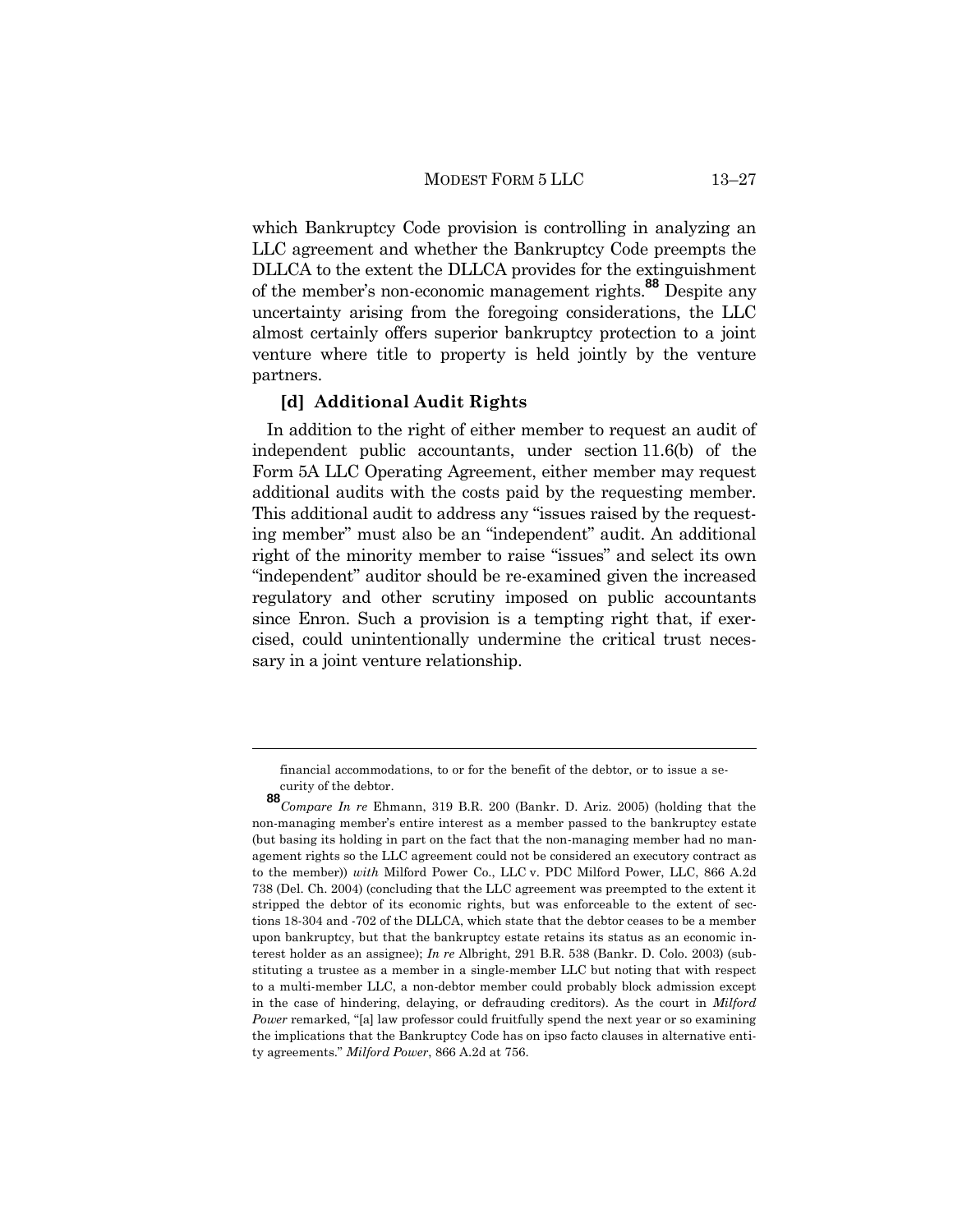which Bankruptcy Code provision is controlling in analyzing an LLC agreement and whether the Bankruptcy Code preempts the DLLCA to the extent the DLLCA provides for the extinguishment of the member's non-economic management rights.[88] Despite any uncertainty arising from the foregoing considerations, the LLC almost certainly offers superior bankruptcy protection to a joint venture where title to property is held jointly by the venture partners.

### [d] Additional Audit Rights

In addition to the right of either member to request an audit of independent public accountants, under section 11.6(b) of the Form 5A LLC Operating Agreement, either member may request additional audits with the costs paid by the requesting member. This additional audit to address any "issues raised by the requesting member" must also be an "independent" audit. An additional right of the minority member to raise "issues" and select its own "independent" auditor should be re-examined given the increased regulatory and other scrutiny imposed on public accountants since Enron. Such a provision is a tempting right that, if exercised, could unintentionally undermine the critical trust necessary in a joint venture relationship.

---

financial accommodations, to or for the benefit of the debtor, or to issue a security of the debtor.

[88] *Compare In re* Ehmann, 319 B.R. 200 (Bankr. D. Ariz. 2005) (holding that the non-managing member's entire interest as a member passed to the bankruptcy estate (but basing its holding in part on the fact that the non-managing member had no management rights so the LLC agreement could not be considered an executory contract as to the member)) *with* Milford Power Co., LLC v. PDC Milford Power, LLC, 866 A.2d 738 (Del. Ch. 2004) (concluding that the LLC agreement was preempted to the extent it stripped the debtor of its economic rights, but was enforceable to the extent of sections 18-304 and -702 of the DLLCA, which state that the debtor ceases to be a member upon bankruptcy, but that the bankruptcy estate retains its status as an economic interest holder as an assignee); *In re* Albright, 291 B.R. 538 (Bankr. D. Colo. 2003) (substituting a trustee as a member in a single-member LLC but noting that with respect to a multi-member LLC, a non-debtor member could probably block admission except in the case of hindering, delaying, or defrauding creditors). As the court in *Milford Power* remarked, "[a] law professor could fruitfully spend the next year or so examining the implications that the Bankruptcy Code has on ipso facto clauses in alternative entity agreements." *Milford Power*, 866 A.2d at 756.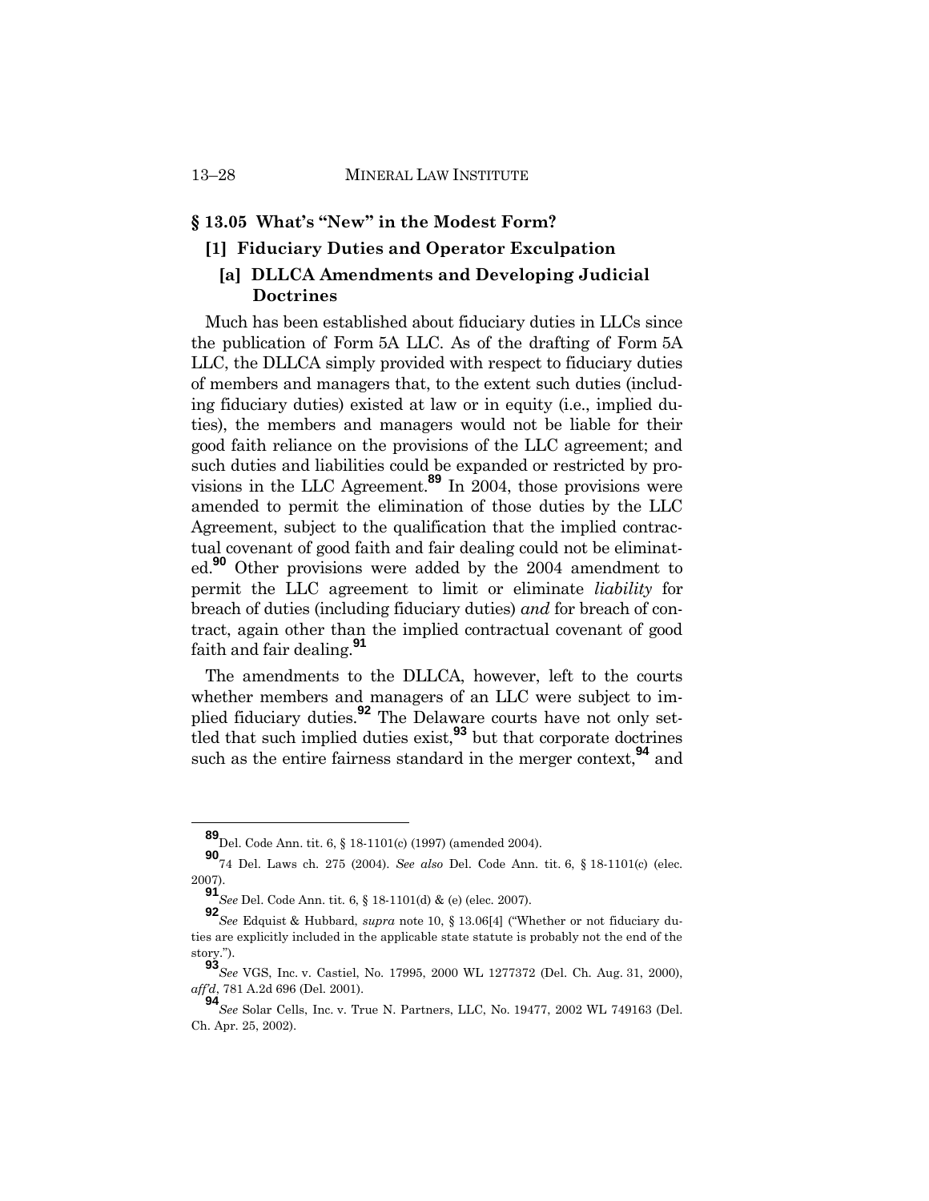## § 13.05 What's "New" in the Modest Form?

### [1] Fiduciary Duties and Operator Exculpation

#### [a] DLLCA Amendments and Developing Judicial Doctrines

Much has been established about fiduciary duties in LLCs since the publication of Form 5A LLC. As of the drafting of Form 5A LLC, the DLLCA simply provided with respect to fiduciary duties of members and managers that, to the extent such duties (including fiduciary duties) existed at law or in equity (i.e., implied duties), the members and managers would not be liable for their good faith reliance on the provisions of the LLC agreement; and such duties and liabilities could be expanded or restricted by provisions in the LLC Agreement.[89] In 2004, those provisions were amended to permit the elimination of those duties by the LLC Agreement, subject to the qualification that the implied contractual covenant of good faith and fair dealing could not be eliminated.[90] Other provisions were added by the 2004 amendment to permit the LLC agreement to limit or eliminate *liability* for breach of duties (including fiduciary duties) *and* for breach of contract, again other than the implied contractual covenant of good faith and fair dealing.[91]

The amendments to the DLLCA, however, left to the courts whether members and managers of an LLC were subject to implied fiduciary duties.[92] The Delaware courts have not only settled that such implied duties exist,[93] but that corporate doctrines such as the entire fairness standard in the merger context,[94] and

---

[89] Del. Code Ann. tit. 6, § 18-1101(c) (1997) (amended 2004).

[90] 74 Del. Laws ch. 275 (2004). *See also* Del. Code Ann. tit. 6, § 18-1101(c) (elec. 2007).

[91] *See* Del. Code Ann. tit. 6, § 18-1101(d) & (e) (elec. 2007).

[92] *See* Edquist & Hubbard, *supra* note 10, § 13.06[4] ("Whether or not fiduciary duties are explicitly included in the applicable state statute is probably not the end of the story.").

[93] *See* VGS, Inc. v. Castiel, No. 17995, 2000 WL 1277372 (Del. Ch. Aug. 31, 2000), *aff'd*, 781 A.2d 696 (Del. 2001).

[94] *See* Solar Cells, Inc. v. True N. Partners, LLC, No. 19477, 2002 WL 749163 (Del. Ch. Apr. 25, 2002).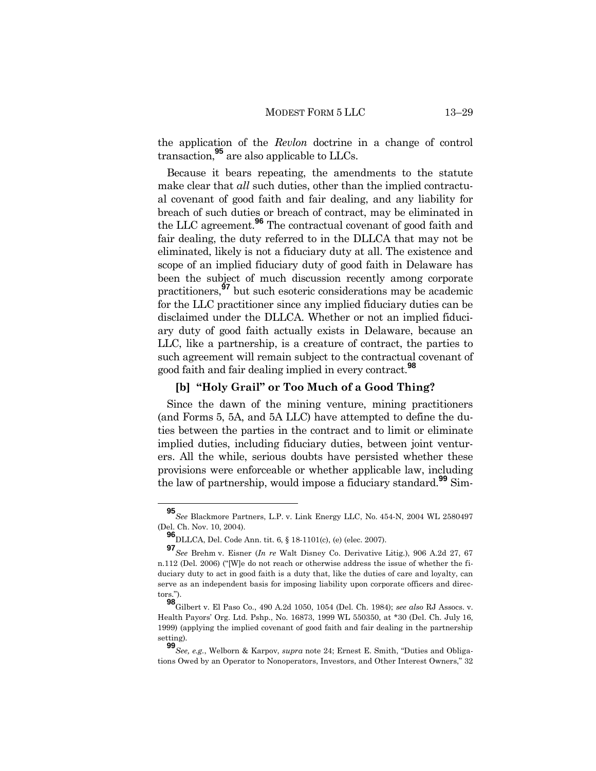the application of the *Revlon* doctrine in a change of control transaction,[95] are also applicable to LLCs.

Because it bears repeating, the amendments to the statute make clear that *all* such duties, other than the implied contractual covenant of good faith and fair dealing, and any liability for breach of such duties or breach of contract, may be eliminated in the LLC agreement.[96] The contractual covenant of good faith and fair dealing, the duty referred to in the DLLCA that may not be eliminated, likely is not a fiduciary duty at all. The existence and scope of an implied fiduciary duty of good faith in Delaware has been the subject of much discussion recently among corporate practitioners,[97] but such esoteric considerations may be academic for the LLC practitioner since any implied fiduciary duties can be disclaimed under the DLLCA. Whether or not an implied fiduciary duty of good faith actually exists in Delaware, because an LLC, like a partnership, is a creature of contract, the parties to such agreement will remain subject to the contractual covenant of good faith and fair dealing implied in every contract.[98]

### [b] "Holy Grail" or Too Much of a Good Thing?

Since the dawn of the mining venture, mining practitioners (and Forms 5, 5A, and 5A LLC) have attempted to define the duties between the parties in the contract and to limit or eliminate implied duties, including fiduciary duties, between joint venturers. All the while, serious doubts have persisted whether these provisions were enforceable or whether applicable law, including the law of partnership, would impose a fiduciary standard.[99] Sim-

---

[95] *See* Blackmore Partners, L.P. v. Link Energy LLC, No. 454-N, 2004 WL 2580497 (Del. Ch. Nov. 10, 2004).

[96] DLLCA, Del. Code Ann. tit. 6, § 18-1101(c), (e) (elec. 2007).

[97] *See* Brehm v. Eisner (*In re* Walt Disney Co. Derivative Litig.), 906 A.2d 27, 67 n.112 (Del. 2006) ("[W]e do not reach or otherwise address the issue of whether the fiduciary duty to act in good faith is a duty that, like the duties of care and loyalty, can serve as an independent basis for imposing liability upon corporate officers and directors.").

[98] Gilbert v. El Paso Co., 490 A.2d 1050, 1054 (Del. Ch. 1984); *see also* RJ Assocs. v. Health Payors' Org. Ltd. Pshp., No. 16873, 1999 WL 550350, at *30 (Del. Ch. July 16, 1999) (applying the implied covenant of good faith and fair dealing in the partnership setting).

[99] *See, e.g.*, Welborn & Karpov, *supra* note 24; Ernest E. Smith, "Duties and Obligations Owed by an Operator to Nonoperators, Investors, and Other Interest Owners," 32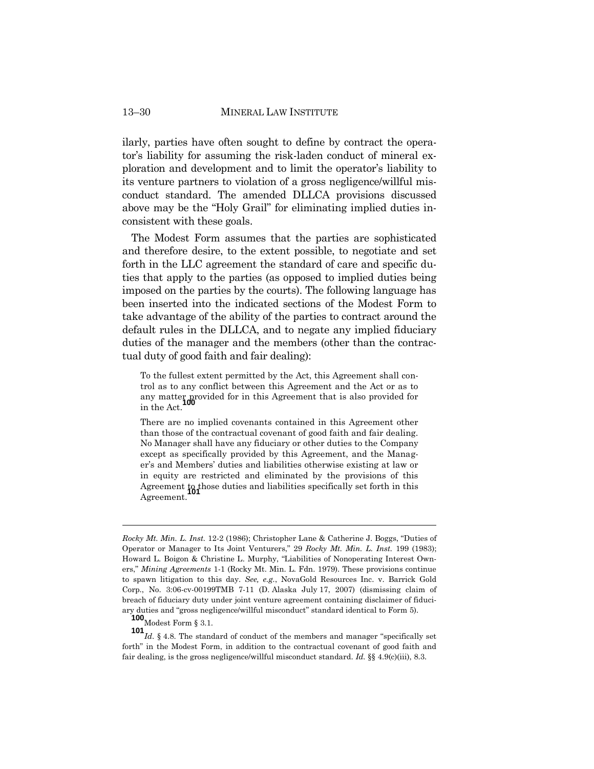ilarly, parties have often sought to define by contract the operator's liability for assuming the risk-laden conduct of mineral exploration and development and to limit the operator's liability to its venture partners to violation of a gross negligence/willful misconduct standard. The amended DLLCA provisions discussed above may be the "Holy Grail" for eliminating implied duties inconsistent with these goals.

The Modest Form assumes that the parties are sophisticated and therefore desire, to the extent possible, to negotiate and set forth in the LLC agreement the standard of care and specific duties that apply to the parties (as opposed to implied duties being imposed on the parties by the courts). The following language has been inserted into the indicated sections of the Modest Form to take advantage of the ability of the parties to contract around the default rules in the DLLCA, and to negate any implied fiduciary duties of the manager and the members (other than the contractual duty of good faith and fair dealing):

> To the fullest extent permitted by the Act, this Agreement shall control as to any conflict between this Agreement and the Act or as to any matter provided for in this Agreement that is also provided for in the Act.[100]
>
> There are no implied covenants contained in this Agreement other than those of the contractual covenant of good faith and fair dealing. No Manager shall have any fiduciary or other duties to the Company except as specifically provided by this Agreement, and the Manager's and Members' duties and liabilities otherwise existing at law or in equity are restricted and eliminated by the provisions of this Agreement to those duties and liabilities specifically set forth in this Agreement.[101]

---

*Rocky Mt. Min. L. Inst.* 12-2 (1986); Christopher Lane & Catherine J. Boggs, "Duties of Operator or Manager to Its Joint Venturers," 29 *Rocky Mt. Min. L. Inst.* 199 (1983); Howard L. Boigon & Christine L. Murphy, "Liabilities of Nonoperating Interest Owners," *Mining Agreements* 1-1 (Rocky Mt. Min. L. Fdn. 1979). These provisions continue to spawn litigation to this day. *See, e.g.*, NovaGold Resources Inc. v. Barrick Gold Corp., No. 3:06-cv-00199TMB 7-11 (D. Alaska July 17, 2007) (dismissing claim of breach of fiduciary duty under joint venture agreement containing disclaimer of fiduciary duties and "gross negligence/willful misconduct" standard identical to Form 5).

[100] Modest Form § 3.1.

[101] *Id.* § 4.8. The standard of conduct of the members and manager "specifically set forth" in the Modest Form, in addition to the contractual covenant of good faith and fair dealing, is the gross negligence/willful misconduct standard. *Id.* §§ 4.9(c)(iii), 8.3.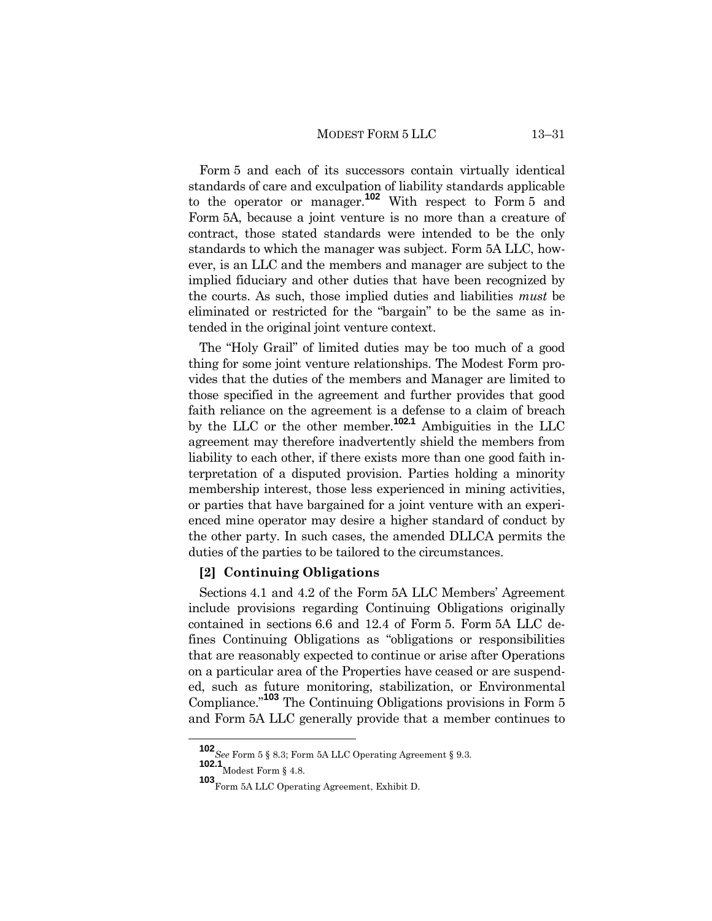Form 5 and each of its successors contain virtually identical standards of care and exculpation of liability standards applicable to the operator or manager.[102] With respect to Form 5 and Form 5A, because a joint venture is no more than a creature of contract, those stated standards were intended to be the only standards to which the manager was subject. Form 5A LLC, however, is an LLC and the members and manager are subject to the implied fiduciary and other duties that have been recognized by the courts. As such, those implied duties and liabilities *must* be eliminated or restricted for the "bargain" to be the same as intended in the original joint venture context.

The "Holy Grail" of limited duties may be too much of a good thing for some joint venture relationships. The Modest Form provides that the duties of the members and Manager are limited to those specified in the agreement and further provides that good faith reliance on the agreement is a defense to a claim of breach by the LLC or the other member.[102.1] Ambiguities in the LLC agreement may therefore inadvertently shield the members from liability to each other, if there exists more than one good faith interpretation of a disputed provision. Parties holding a minority membership interest, those less experienced in mining activities, or parties that have bargained for a joint venture with an experienced mine operator may desire a higher standard of conduct by the other party. In such cases, the amended DLLCA permits the duties of the parties to be tailored to the circumstances.

### [2] Continuing Obligations

Sections 4.1 and 4.2 of the Form 5A LLC Members' Agreement include provisions regarding Continuing Obligations originally contained in sections 6.6 and 12.4 of Form 5. Form 5A LLC defines Continuing Obligations as "obligations or responsibilities that are reasonably expected to continue or arise after Operations on a particular area of the Properties have ceased or are suspended, such as future monitoring, stabilization, or Environmental Compliance."[103] The Continuing Obligations provisions in Form 5 and Form 5A LLC generally provide that a member continues to

---

[102] *See* Form 5 § 8.3; Form 5A LLC Operating Agreement § 9.3.

[102.1] Modest Form § 4.8.

[103] Form 5A LLC Operating Agreement, Exhibit D.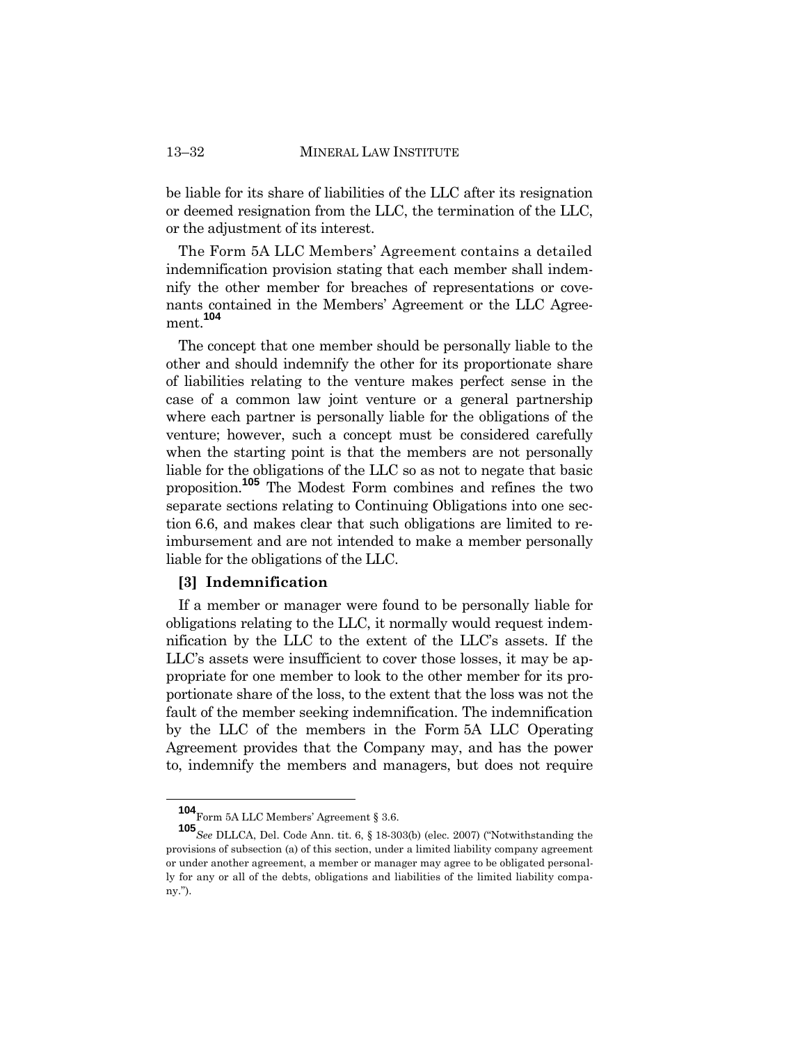be liable for its share of liabilities of the LLC after its resignation or deemed resignation from the LLC, the termination of the LLC, or the adjustment of its interest.

The Form 5A LLC Members' Agreement contains a detailed indemnification provision stating that each member shall indemnify the other member for breaches of representations or covenants contained in the Members' Agreement or the LLC Agreement.[104]

The concept that one member should be personally liable to the other and should indemnify the other for its proportionate share of liabilities relating to the venture makes perfect sense in the case of a common law joint venture or a general partnership where each partner is personally liable for the obligations of the venture; however, such a concept must be considered carefully when the starting point is that the members are not personally liable for the obligations of the LLC so as not to negate that basic proposition.[105] The Modest Form combines and refines the two separate sections relating to Continuing Obligations into one section 6.6, and makes clear that such obligations are limited to reimbursement and are not intended to make a member personally liable for the obligations of the LLC.

### [3] Indemnification

If a member or manager were found to be personally liable for obligations relating to the LLC, it normally would request indemnification by the LLC to the extent of the LLC's assets. If the LLC's assets were insufficient to cover those losses, it may be appropriate for one member to look to the other member for its proportionate share of the loss, to the extent that the loss was not the fault of the member seeking indemnification. The indemnification by the LLC of the members in the Form 5A LLC Operating Agreement provides that the Company may, and has the power to, indemnify the members and managers, but does not require

---

[104] Form 5A LLC Members' Agreement § 3.6.

[105] *See* DLLCA, Del. Code Ann. tit. 6, § 18-303(b) (elec. 2007) ("Notwithstanding the provisions of subsection (a) of this section, under a limited liability company agreement or under another agreement, a member or manager may agree to be obligated personally for any or all of the debts, obligations and liabilities of the limited liability company.").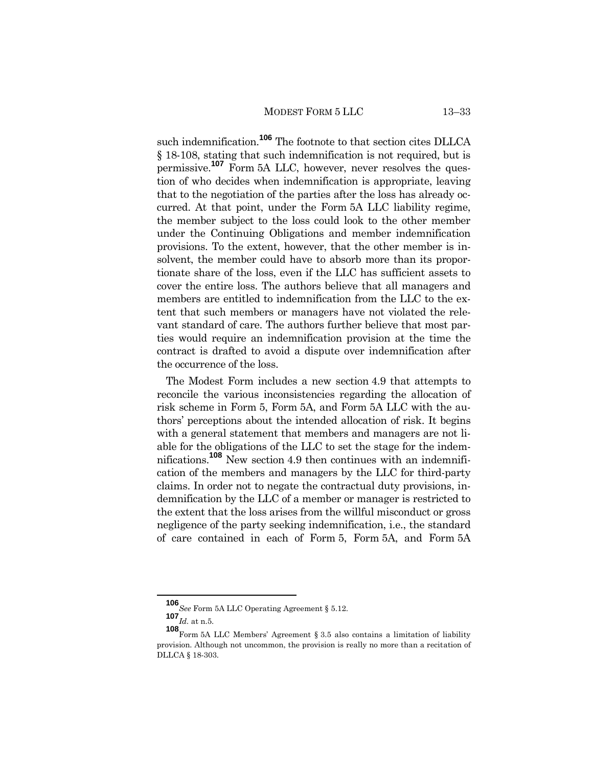such indemnification.[106] The footnote to that section cites DLLCA § 18-108, stating that such indemnification is not required, but is permissive.[107] Form 5A LLC, however, never resolves the question of who decides when indemnification is appropriate, leaving that to the negotiation of the parties after the loss has already occurred. At that point, under the Form 5A LLC liability regime, the member subject to the loss could look to the other member under the Continuing Obligations and member indemnification provisions. To the extent, however, that the other member is insolvent, the member could have to absorb more than its proportionate share of the loss, even if the LLC has sufficient assets to cover the entire loss. The authors believe that all managers and members are entitled to indemnification from the LLC to the extent that such members or managers have not violated the relevant standard of care. The authors further believe that most parties would require an indemnification provision at the time the contract is drafted to avoid a dispute over indemnification after the occurrence of the loss.

The Modest Form includes a new section 4.9 that attempts to reconcile the various inconsistencies regarding the allocation of risk scheme in Form 5, Form 5A, and Form 5A LLC with the authors' perceptions about the intended allocation of risk. It begins with a general statement that members and managers are not liable for the obligations of the LLC to set the stage for the indemnifications.[108] New section 4.9 then continues with an indemnification of the members and managers by the LLC for third-party claims. In order not to negate the contractual duty provisions, indemnification by the LLC of a member or manager is restricted to the extent that the loss arises from the willful misconduct or gross negligence of the party seeking indemnification, i.e., the standard of care contained in each of Form 5, Form 5A, and Form 5A

---

[106] *See* Form 5A LLC Operating Agreement § 5.12.

[107] *Id.* at n.5.

[108] Form 5A LLC Members' Agreement § 3.5 also contains a limitation of liability provision. Although not uncommon, the provision is really no more than a recitation of DLLCA § 18-303.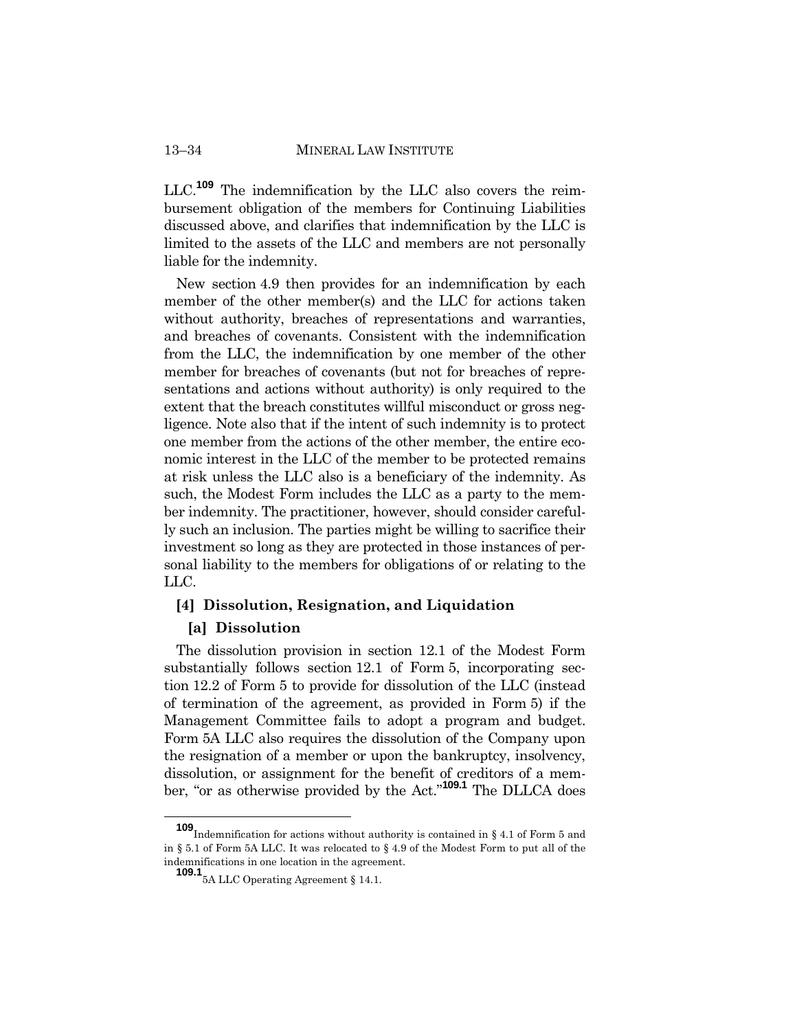LLC.[109] The indemnification by the LLC also covers the reimbursement obligation of the members for Continuing Liabilities discussed above, and clarifies that indemnification by the LLC is limited to the assets of the LLC and members are not personally liable for the indemnity.

New section 4.9 then provides for an indemnification by each member of the other member(s) and the LLC for actions taken without authority, breaches of representations and warranties, and breaches of covenants. Consistent with the indemnification from the LLC, the indemnification by one member of the other member for breaches of covenants (but not for breaches of representations and actions without authority) is only required to the extent that the breach constitutes willful misconduct or gross negligence. Note also that if the intent of such indemnity is to protect one member from the actions of the other member, the entire economic interest in the LLC of the member to be protected remains at risk unless the LLC also is a beneficiary of the indemnity. As such, the Modest Form includes the LLC as a party to the member indemnity. The practitioner, however, should consider carefully such an inclusion. The parties might be willing to sacrifice their investment so long as they are protected in those instances of personal liability to the members for obligations of or relating to the LLC.

### [4] Dissolution, Resignation, and Liquidation

#### [a] Dissolution

The dissolution provision in section 12.1 of the Modest Form substantially follows section 12.1 of Form 5, incorporating section 12.2 of Form 5 to provide for dissolution of the LLC (instead of termination of the agreement, as provided in Form 5) if the Management Committee fails to adopt a program and budget. Form 5A LLC also requires the dissolution of the Company upon the resignation of a member or upon the bankruptcy, insolvency, dissolution, or assignment for the benefit of creditors of a member, "or as otherwise provided by the Act."[109.1] The DLLCA does

---

[109] Indemnification for actions without authority is contained in § 4.1 of Form 5 and in § 5.1 of Form 5A LLC. It was relocated to § 4.9 of the Modest Form to put all of the indemnifications in one location in the agreement.

[109.1] 5A LLC Operating Agreement § 14.1.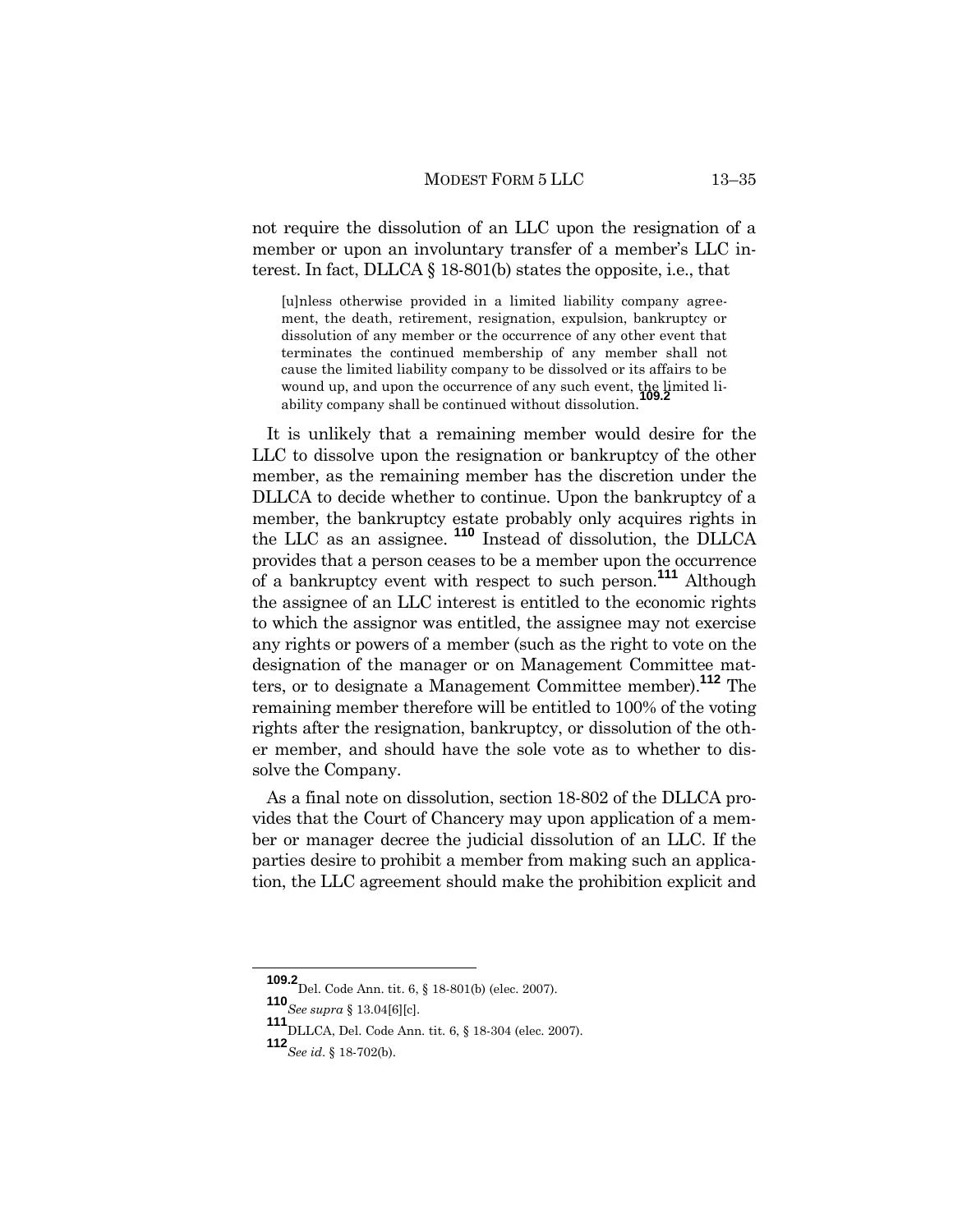not require the dissolution of an LLC upon the resignation of a member or upon an involuntary transfer of a member's LLC interest. In fact, DLLCA § 18-801(b) states the opposite, i.e., that

> [u]nless otherwise provided in a limited liability company agreement, the death, retirement, resignation, expulsion, bankruptcy or dissolution of any member or the occurrence of any other event that terminates the continued membership of any member shall not cause the limited liability company to be dissolved or its affairs to be wound up, and upon the occurrence of any such event, the limited liability company shall be continued without dissolution.[109.2]

It is unlikely that a remaining member would desire for the LLC to dissolve upon the resignation or bankruptcy of the other member, as the remaining member has the discretion under the DLLCA to decide whether to continue. Upon the bankruptcy of a member, the bankruptcy estate probably only acquires rights in the LLC as an assignee. [110] Instead of dissolution, the DLLCA provides that a person ceases to be a member upon the occurrence of a bankruptcy event with respect to such person.[111] Although the assignee of an LLC interest is entitled to the economic rights to which the assignor was entitled, the assignee may not exercise any rights or powers of a member (such as the right to vote on the designation of the manager or on Management Committee matters, or to designate a Management Committee member).[112] The remaining member therefore will be entitled to 100% of the voting rights after the resignation, bankruptcy, or dissolution of the other member, and should have the sole vote as to whether to dissolve the Company.

As a final note on dissolution, section 18-802 of the DLLCA provides that the Court of Chancery may upon application of a member or manager decree the judicial dissolution of an LLC. If the parties desire to prohibit a member from making such an application, the LLC agreement should make the prohibition explicit and

---

[109.2] Del. Code Ann. tit. 6, § 18-801(b) (elec. 2007).

[110] *See supra* § 13.04[6][c].

[111] DLLCA, Del. Code Ann. tit. 6, § 18-304 (elec. 2007).

[112] *See id.* § 18-702(b).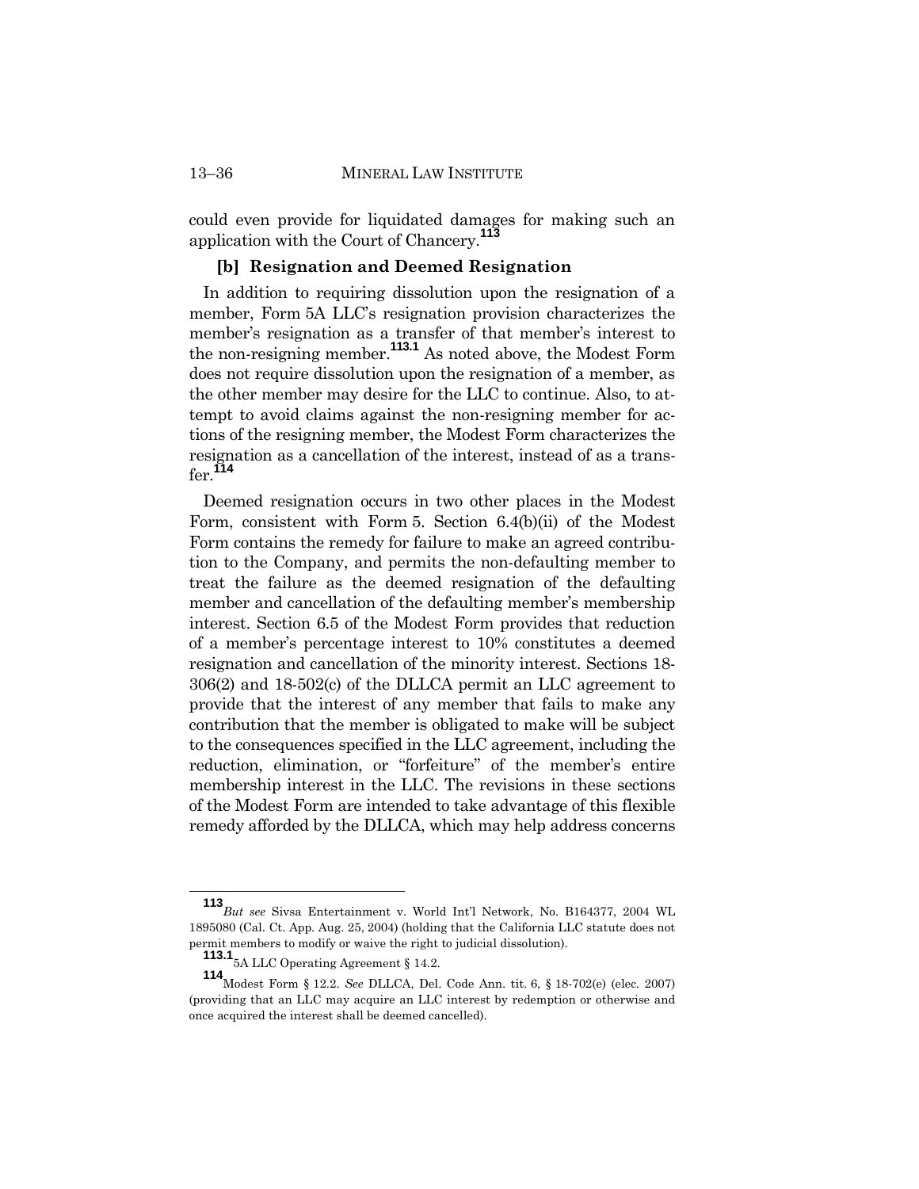could even provide for liquidated damages for making such an application with the Court of Chancery.[113]

### [b] Resignation and Deemed Resignation

In addition to requiring dissolution upon the resignation of a member, Form 5A LLC's resignation provision characterizes the member's resignation as a transfer of that member's interest to the non-resigning member.[113.1] As noted above, the Modest Form does not require dissolution upon the resignation of a member, as the other member may desire for the LLC to continue. Also, to attempt to avoid claims against the non-resigning member for actions of the resigning member, the Modest Form characterizes the resignation as a cancellation of the interest, instead of as a transfer.[114]

Deemed resignation occurs in two other places in the Modest Form, consistent with Form 5. Section 6.4(b)(ii) of the Modest Form contains the remedy for failure to make an agreed contribution to the Company, and permits the non-defaulting member to treat the failure as the deemed resignation of the defaulting member and cancellation of the defaulting member's membership interest. Section 6.5 of the Modest Form provides that reduction of a member's percentage interest to 10% constitutes a deemed resignation and cancellation of the minority interest. Sections 18-306(2) and 18-502(c) of the DLLCA permit an LLC agreement to provide that the interest of any member that fails to make any contribution that the member is obligated to make will be subject to the consequences specified in the LLC agreement, including the reduction, elimination, or "forfeiture" of the member's entire membership interest in the LLC. The revisions in these sections of the Modest Form are intended to take advantage of this flexible remedy afforded by the DLLCA, which may help address concerns

---

[113] *But see* Sivsa Entertainment v. World Int'l Network, No. B164377, 2004 WL 1895080 (Cal. Ct. App. Aug. 25, 2004) (holding that the California LLC statute does not permit members to modify or waive the right to judicial dissolution).

[113.1] 5A LLC Operating Agreement § 14.2.

[114] Modest Form § 12.2. *See* DLLCA, Del. Code Ann. tit. 6, § 18-702(e) (elec. 2007) (providing that an LLC may acquire an LLC interest by redemption or otherwise and once acquired the interest shall be deemed cancelled).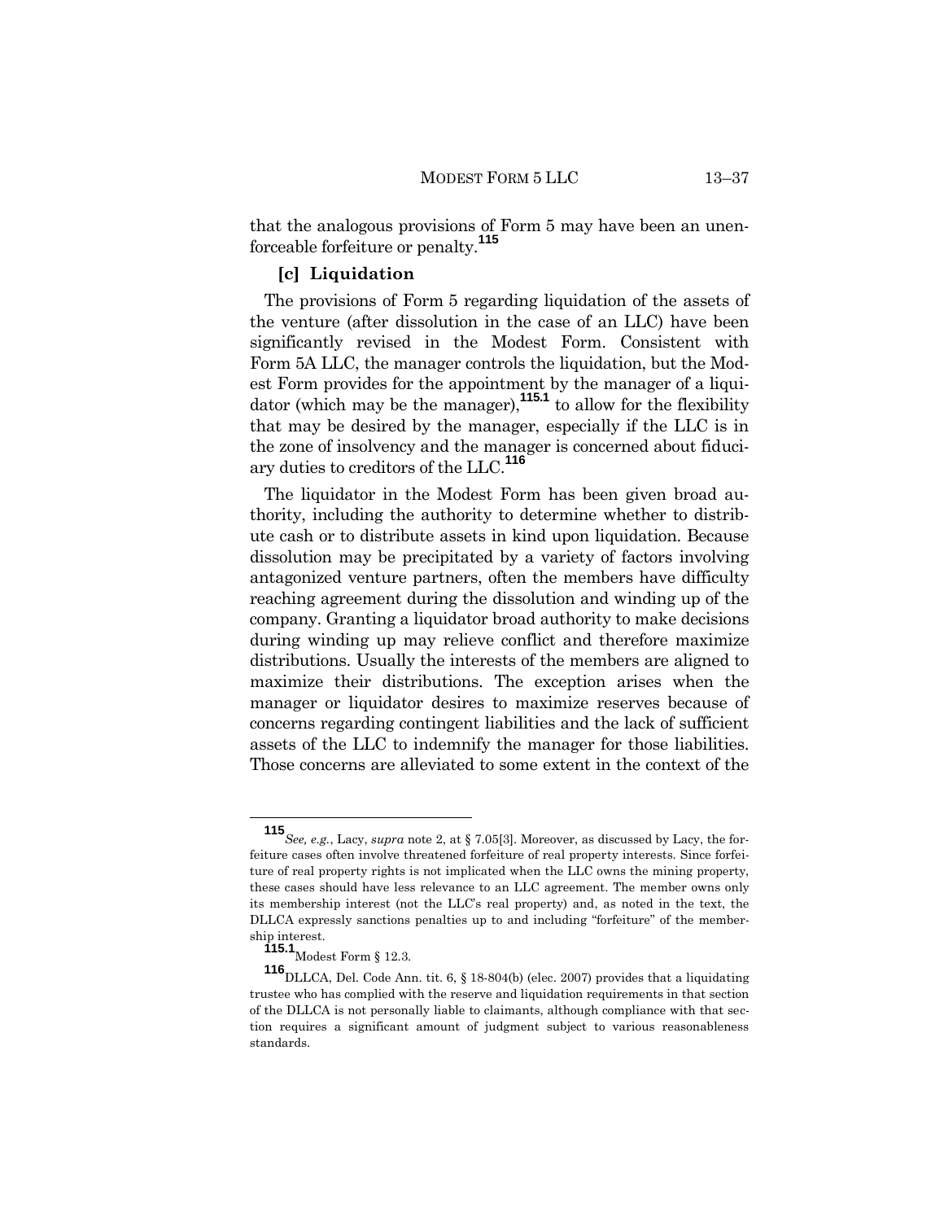that the analogous provisions of Form 5 may have been an unenforceable forfeiture or penalty.[115]

### [c] Liquidation

The provisions of Form 5 regarding liquidation of the assets of the venture (after dissolution in the case of an LLC) have been significantly revised in the Modest Form. Consistent with Form 5A LLC, the manager controls the liquidation, but the Modest Form provides for the appointment by the manager of a liquidator (which may be the manager),[115.1] to allow for the flexibility that may be desired by the manager, especially if the LLC is in the zone of insolvency and the manager is concerned about fiduciary duties to creditors of the LLC.[116]

The liquidator in the Modest Form has been given broad authority, including the authority to determine whether to distribute cash or to distribute assets in kind upon liquidation. Because dissolution may be precipitated by a variety of factors involving antagonized venture partners, often the members have difficulty reaching agreement during the dissolution and winding up of the company. Granting a liquidator broad authority to make decisions during winding up may relieve conflict and therefore maximize distributions. Usually the interests of the members are aligned to maximize their distributions. The exception arises when the manager or liquidator desires to maximize reserves because of concerns regarding contingent liabilities and the lack of sufficient assets of the LLC to indemnify the manager for those liabilities. Those concerns are alleviated to some extent in the context of the

---

[115] *See, e.g.*, Lacy, *supra* note 2, at § 7.05[3]. Moreover, as discussed by Lacy, the forfeiture cases often involve threatened forfeiture of real property interests. Since forfeiture of real property rights is not implicated when the LLC owns the mining property, these cases should have less relevance to an LLC agreement. The member owns only its membership interest (not the LLC's real property) and, as noted in the text, the DLLCA expressly sanctions penalties up to and including "forfeiture" of the membership interest.

[115.1] Modest Form § 12.3.

[116] DLLCA, Del. Code Ann. tit. 6, § 18-804(b) (elec. 2007) provides that a liquidating trustee who has complied with the reserve and liquidation requirements in that section of the DLLCA is not personally liable to claimants, although compliance with that section requires a significant amount of judgment subject to various reasonableness standards.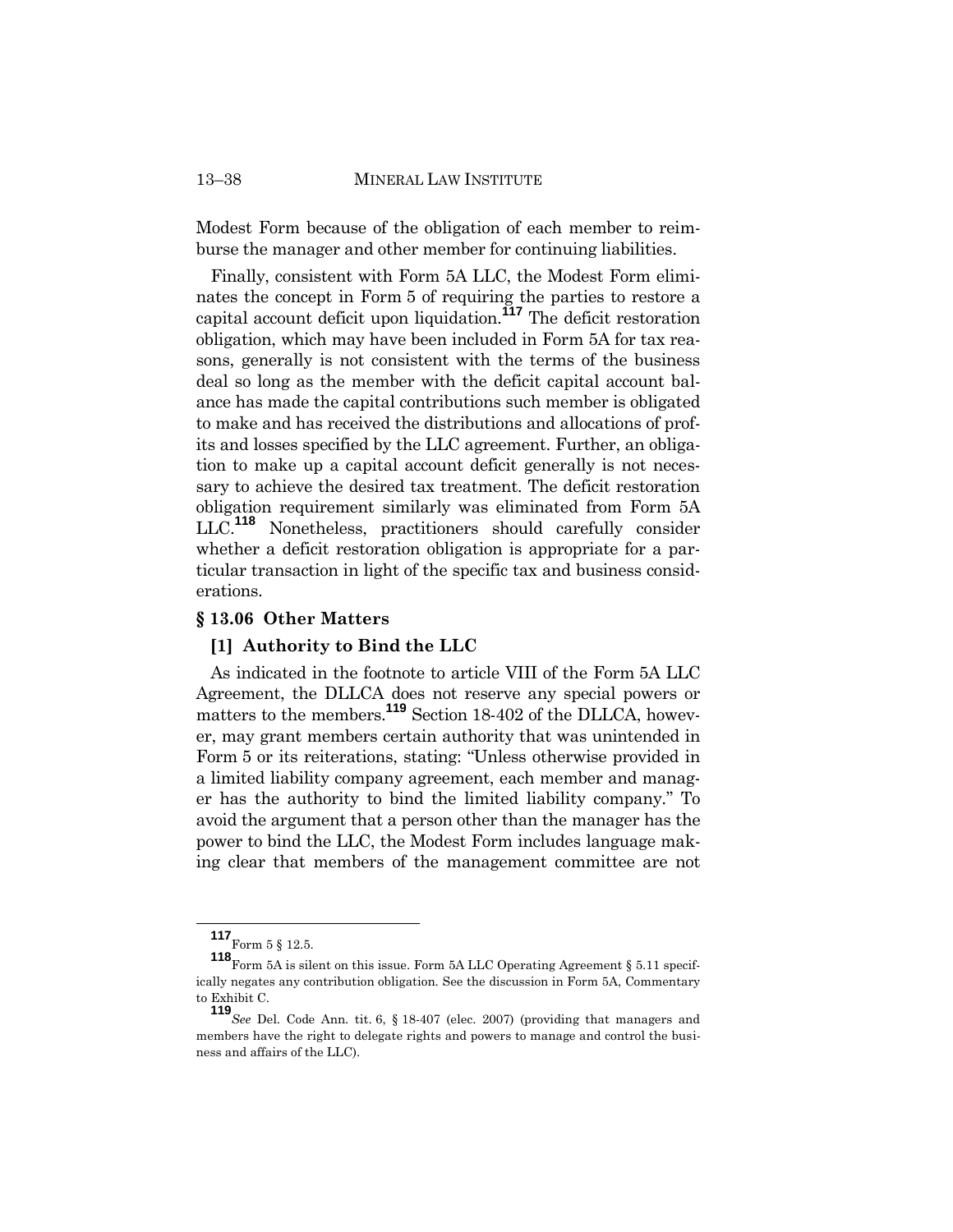Modest Form because of the obligation of each member to reimburse the manager and other member for continuing liabilities.

Finally, consistent with Form 5A LLC, the Modest Form eliminates the concept in Form 5 of requiring the parties to restore a capital account deficit upon liquidation.[117] The deficit restoration obligation, which may have been included in Form 5A for tax reasons, generally is not consistent with the terms of the business deal so long as the member with the deficit capital account balance has made the capital contributions such member is obligated to make and has received the distributions and allocations of profits and losses specified by the LLC agreement. Further, an obligation to make up a capital account deficit generally is not necessary to achieve the desired tax treatment. The deficit restoration obligation requirement similarly was eliminated from Form 5A LLC.[118] Nonetheless, practitioners should carefully consider whether a deficit restoration obligation is appropriate for a particular transaction in light of the specific tax and business considerations.

## § 13.06 Other Matters

### [1] Authority to Bind the LLC

As indicated in the footnote to article VIII of the Form 5A LLC Agreement, the DLLCA does not reserve any special powers or matters to the members.[119] Section 18-402 of the DLLCA, however, may grant members certain authority that was unintended in Form 5 or its reiterations, stating: "Unless otherwise provided in a limited liability company agreement, each member and manager has the authority to bind the limited liability company." To avoid the argument that a person other than the manager has the power to bind the LLC, the Modest Form includes language making clear that members of the management committee are not

---

[117] Form 5 § 12.5.

[118] Form 5A is silent on this issue. Form 5A LLC Operating Agreement § 5.11 specifically negates any contribution obligation. See the discussion in Form 5A, Commentary to Exhibit C.

[119] *See* Del. Code Ann. tit. 6, § 18-407 (elec. 2007) (providing that managers and members have the right to delegate rights and powers to manage and control the business and affairs of the LLC).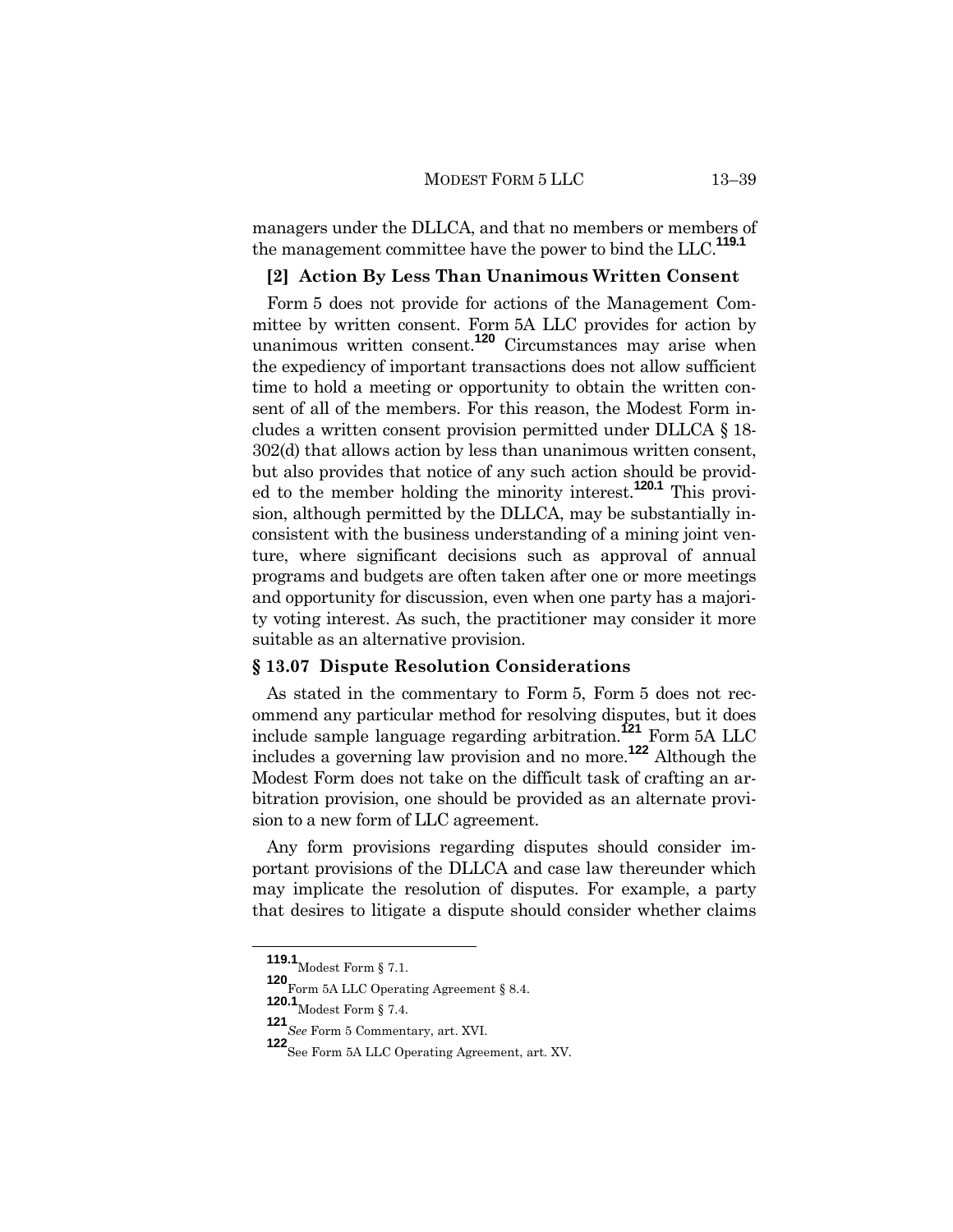managers under the DLLCA, and that no members or members of the management committee have the power to bind the LLC.[119.1]

### [2] Action By Less Than Unanimous Written Consent

Form 5 does not provide for actions of the Management Committee by written consent. Form 5A LLC provides for action by unanimous written consent.[120] Circumstances may arise when the expediency of important transactions does not allow sufficient time to hold a meeting or opportunity to obtain the written consent of all of the members. For this reason, the Modest Form includes a written consent provision permitted under DLLCA § 18-302(d) that allows action by less than unanimous written consent, but also provides that notice of any such action should be provided to the member holding the minority interest.[120.1] This provision, although permitted by the DLLCA, may be substantially inconsistent with the business understanding of a mining joint venture, where significant decisions such as approval of annual programs and budgets are often taken after one or more meetings and opportunity for discussion, even when one party has a majority voting interest. As such, the practitioner may consider it more suitable as an alternative provision.

## § 13.07 Dispute Resolution Considerations

As stated in the commentary to Form 5, Form 5 does not recommend any particular method for resolving disputes, but it does include sample language regarding arbitration.[121] Form 5A LLC includes a governing law provision and no more.[122] Although the Modest Form does not take on the difficult task of crafting an arbitration provision, one should be provided as an alternate provision to a new form of LLC agreement.

Any form provisions regarding disputes should consider important provisions of the DLLCA and case law thereunder which may implicate the resolution of disputes. For example, a party that desires to litigate a dispute should consider whether claims

---

[119.1] Modest Form § 7.1.

[120] Form 5A LLC Operating Agreement § 8.4.

[120.1] Modest Form § 7.4.

[121] *See* Form 5 Commentary, art. XVI.

[122] See Form 5A LLC Operating Agreement, art. XV.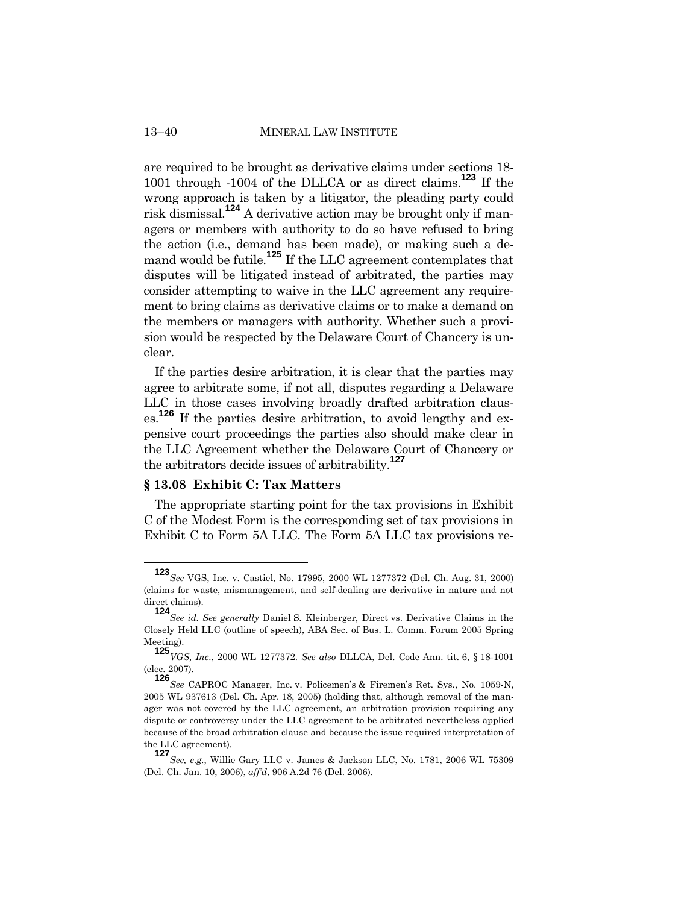are required to be brought as derivative claims under sections 18-1001 through -1004 of the DLLCA or as direct claims.[123] If the wrong approach is taken by a litigator, the pleading party could risk dismissal.[124] A derivative action may be brought only if managers or members with authority to do so have refused to bring the action (i.e., demand has been made), or making such a demand would be futile.[125] If the LLC agreement contemplates that disputes will be litigated instead of arbitrated, the parties may consider attempting to waive in the LLC agreement any requirement to bring claims as derivative claims or to make a demand on the members or managers with authority. Whether such a provision would be respected by the Delaware Court of Chancery is unclear.

If the parties desire arbitration, it is clear that the parties may agree to arbitrate some, if not all, disputes regarding a Delaware LLC in those cases involving broadly drafted arbitration clauses.[126] If the parties desire arbitration, to avoid lengthy and expensive court proceedings the parties also should make clear in the LLC Agreement whether the Delaware Court of Chancery or the arbitrators decide issues of arbitrability.[127]

## § 13.08 Exhibit C: Tax Matters

The appropriate starting point for the tax provisions in Exhibit C of the Modest Form is the corresponding set of tax provisions in Exhibit C to Form 5A LLC. The Form 5A LLC tax provisions re-

---

[123] *See* VGS, Inc. v. Castiel, No. 17995, 2000 WL 1277372 (Del. Ch. Aug. 31, 2000) (claims for waste, mismanagement, and self-dealing are derivative in nature and not direct claims).

[124] *See id. See generally* Daniel S. Kleinberger, Direct vs. Derivative Claims in the Closely Held LLC (outline of speech), ABA Sec. of Bus. L. Comm. Forum 2005 Spring Meeting).

[125] *VGS, Inc.*, 2000 WL 1277372. *See also* DLLCA, Del. Code Ann. tit. 6, § 18-1001 (elec. 2007).

[126] *See* CAPROC Manager, Inc. v. Policemen's & Firemen's Ret. Sys., No. 1059-N, 2005 WL 937613 (Del. Ch. Apr. 18, 2005) (holding that, although removal of the manager was not covered by the LLC agreement, an arbitration provision requiring any dispute or controversy under the LLC agreement to be arbitrated nevertheless applied because of the broad arbitration clause and because the issue required interpretation of the LLC agreement).

[127] *See, e.g.*, Willie Gary LLC v. James & Jackson LLC, No. 1781, 2006 WL 75309 (Del. Ch. Jan. 10, 2006), *aff'd*, 906 A.2d 76 (Del. 2006).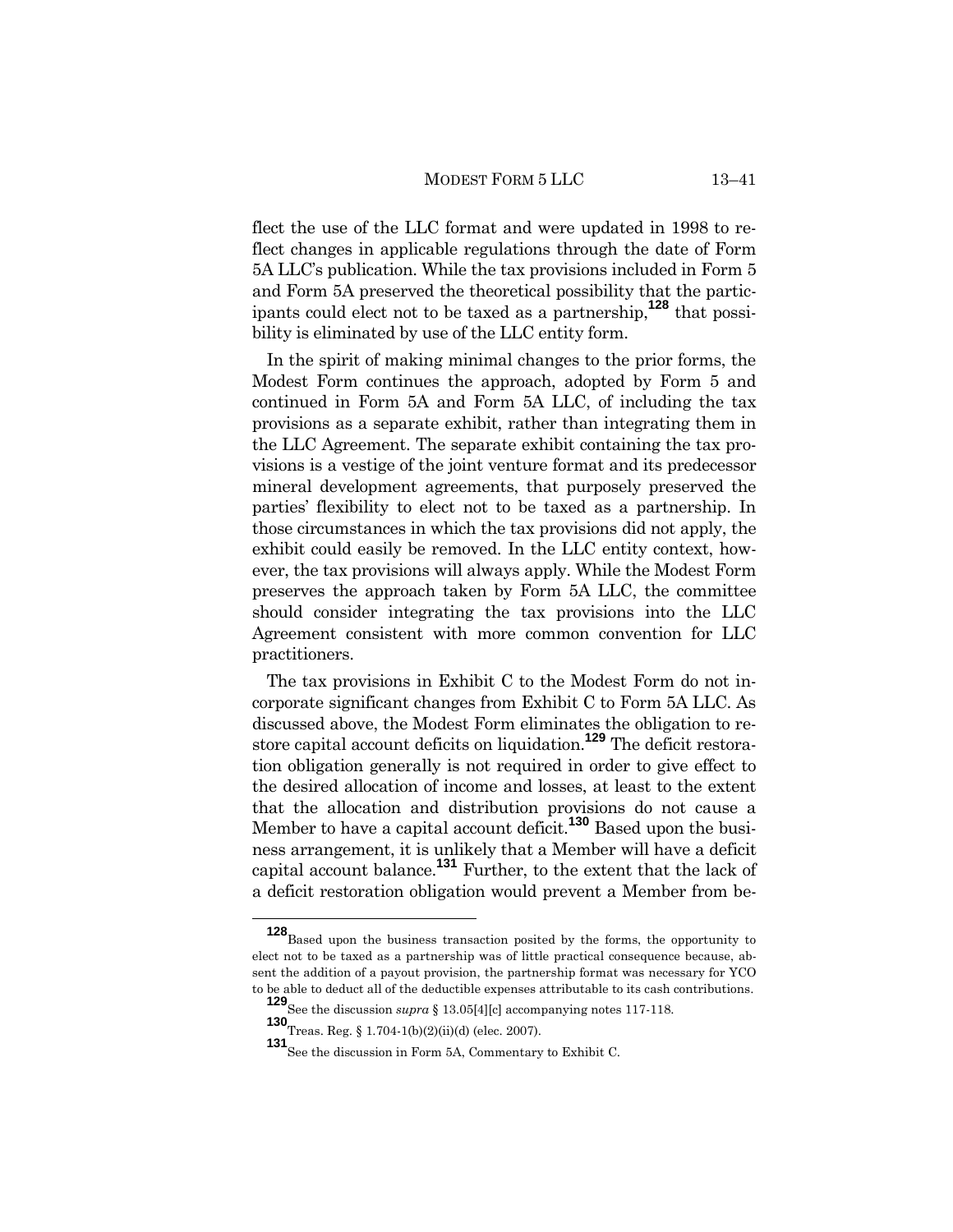flect the use of the LLC format and were updated in 1998 to reflect changes in applicable regulations through the date of Form 5A LLC's publication. While the tax provisions included in Form 5 and Form 5A preserved the theoretical possibility that the participants could elect not to be taxed as a partnership,[128] that possibility is eliminated by use of the LLC entity form.

In the spirit of making minimal changes to the prior forms, the Modest Form continues the approach, adopted by Form 5 and continued in Form 5A and Form 5A LLC, of including the tax provisions as a separate exhibit, rather than integrating them in the LLC Agreement. The separate exhibit containing the tax provisions is a vestige of the joint venture format and its predecessor mineral development agreements, that purposely preserved the parties' flexibility to elect not to be taxed as a partnership. In those circumstances in which the tax provisions did not apply, the exhibit could easily be removed. In the LLC entity context, however, the tax provisions will always apply. While the Modest Form preserves the approach taken by Form 5A LLC, the committee should consider integrating the tax provisions into the LLC Agreement consistent with more common convention for LLC practitioners.

The tax provisions in Exhibit C to the Modest Form do not incorporate significant changes from Exhibit C to Form 5A LLC. As discussed above, the Modest Form eliminates the obligation to restore capital account deficits on liquidation.[129] The deficit restoration obligation generally is not required in order to give effect to the desired allocation of income and losses, at least to the extent that the allocation and distribution provisions do not cause a Member to have a capital account deficit.[130] Based upon the business arrangement, it is unlikely that a Member will have a deficit capital account balance.[131] Further, to the extent that the lack of a deficit restoration obligation would prevent a Member from be-

---

[128] Based upon the business transaction posited by the forms, the opportunity to elect not to be taxed as a partnership was of little practical consequence because, absent the addition of a payout provision, the partnership format was necessary for YCO to be able to deduct all of the deductible expenses attributable to its cash contributions.

[129] See the discussion *supra* § 13.05[4][c] accompanying notes 117-118.

[130] Treas. Reg. § 1.704-1(b)(2)(ii)(d) (elec. 2007).

[131] See the discussion in Form 5A, Commentary to Exhibit C.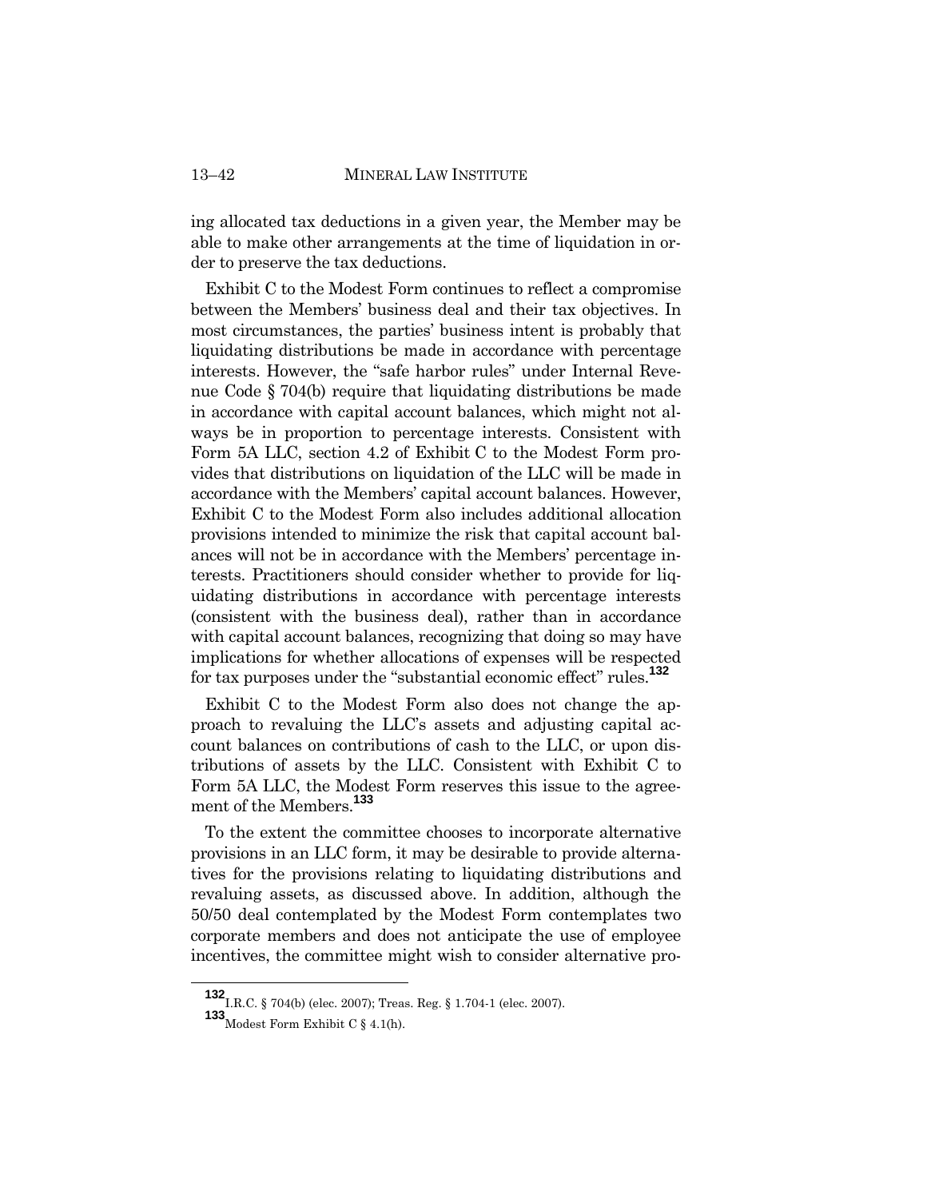ing allocated tax deductions in a given year, the Member may be able to make other arrangements at the time of liquidation in order to preserve the tax deductions.

Exhibit C to the Modest Form continues to reflect a compromise between the Members' business deal and their tax objectives. In most circumstances, the parties' business intent is probably that liquidating distributions be made in accordance with percentage interests. However, the "safe harbor rules" under Internal Revenue Code § 704(b) require that liquidating distributions be made in accordance with capital account balances, which might not always be in proportion to percentage interests. Consistent with Form 5A LLC, section 4.2 of Exhibit C to the Modest Form provides that distributions on liquidation of the LLC will be made in accordance with the Members' capital account balances. However, Exhibit C to the Modest Form also includes additional allocation provisions intended to minimize the risk that capital account balances will not be in accordance with the Members' percentage interests. Practitioners should consider whether to provide for liquidating distributions in accordance with percentage interests (consistent with the business deal), rather than in accordance with capital account balances, recognizing that doing so may have implications for whether allocations of expenses will be respected for tax purposes under the "substantial economic effect" rules.[132]

Exhibit C to the Modest Form also does not change the approach to revaluing the LLC's assets and adjusting capital account balances on contributions of cash to the LLC, or upon distributions of assets by the LLC. Consistent with Exhibit C to Form 5A LLC, the Modest Form reserves this issue to the agreement of the Members.[133]

To the extent the committee chooses to incorporate alternative provisions in an LLC form, it may be desirable to provide alternatives for the provisions relating to liquidating distributions and revaluing assets, as discussed above. In addition, although the 50/50 deal contemplated by the Modest Form contemplates two corporate members and does not anticipate the use of employee incentives, the committee might wish to consider alternative pro-

---

[132] I.R.C. § 704(b) (elec. 2007); Treas. Reg. § 1.704-1 (elec. 2007).

[133] Modest Form Exhibit C § 4.1(h).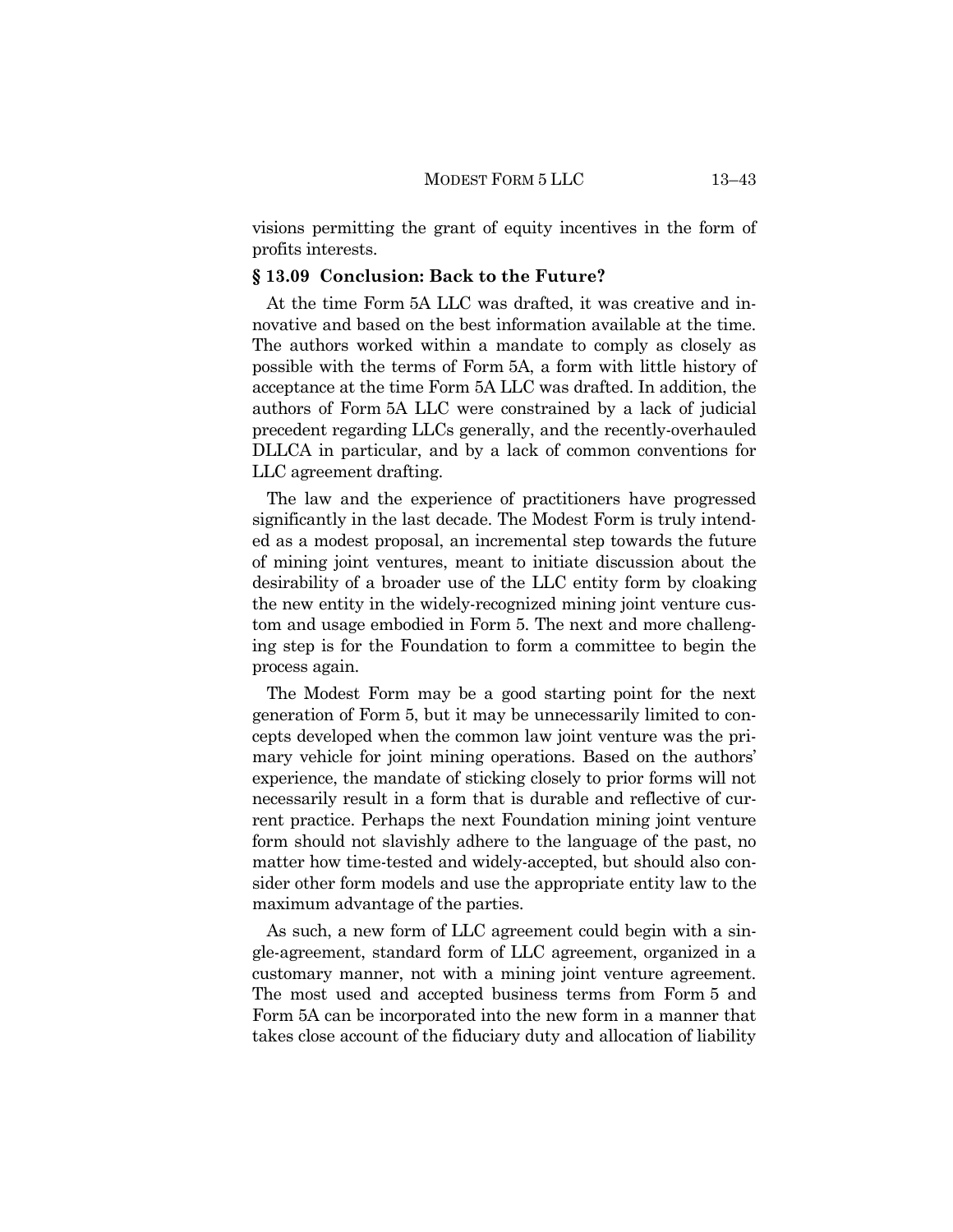visions permitting the grant of equity incentives in the form of profits interests.

## § 13.09 Conclusion: Back to the Future?

At the time Form 5A LLC was drafted, it was creative and innovative and based on the best information available at the time. The authors worked within a mandate to comply as closely as possible with the terms of Form 5A, a form with little history of acceptance at the time Form 5A LLC was drafted. In addition, the authors of Form 5A LLC were constrained by a lack of judicial precedent regarding LLCs generally, and the recently-overhauled DLLCA in particular, and by a lack of common conventions for LLC agreement drafting.

The law and the experience of practitioners have progressed significantly in the last decade. The Modest Form is truly intended as a modest proposal, an incremental step towards the future of mining joint ventures, meant to initiate discussion about the desirability of a broader use of the LLC entity form by cloaking the new entity in the widely-recognized mining joint venture custom and usage embodied in Form 5. The next and more challenging step is for the Foundation to form a committee to begin the process again.

The Modest Form may be a good starting point for the next generation of Form 5, but it may be unnecessarily limited to concepts developed when the common law joint venture was the primary vehicle for joint mining operations. Based on the authors' experience, the mandate of sticking closely to prior forms will not necessarily result in a form that is durable and reflective of current practice. Perhaps the next Foundation mining joint venture form should not slavishly adhere to the language of the past, no matter how time-tested and widely-accepted, but should also consider other form models and use the appropriate entity law to the maximum advantage of the parties.

As such, a new form of LLC agreement could begin with a single-agreement, standard form of LLC agreement, organized in a customary manner, not with a mining joint venture agreement. The most used and accepted business terms from Form 5 and Form 5A can be incorporated into the new form in a manner that takes close account of the fiduciary duty and allocation of liability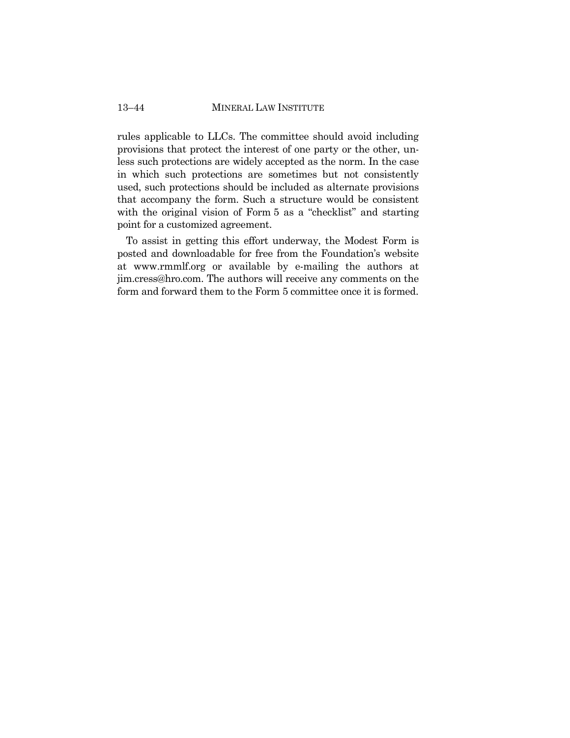rules applicable to LLCs. The committee should avoid including provisions that protect the interest of one party or the other, unless such protections are widely accepted as the norm. In the case in which such protections are sometimes but not consistently used, such protections should be included as alternate provisions that accompany the form. Such a structure would be consistent with the original vision of Form 5 as a "checklist" and starting point for a customized agreement.

To assist in getting this effort underway, the Modest Form is posted and downloadable for free from the Foundation's website at www.rmmlf.org or available by e-mailing the authors at jim.cress@hro.com. The authors will receive any comments on the form and forward them to the Form 5 committee once it is formed.